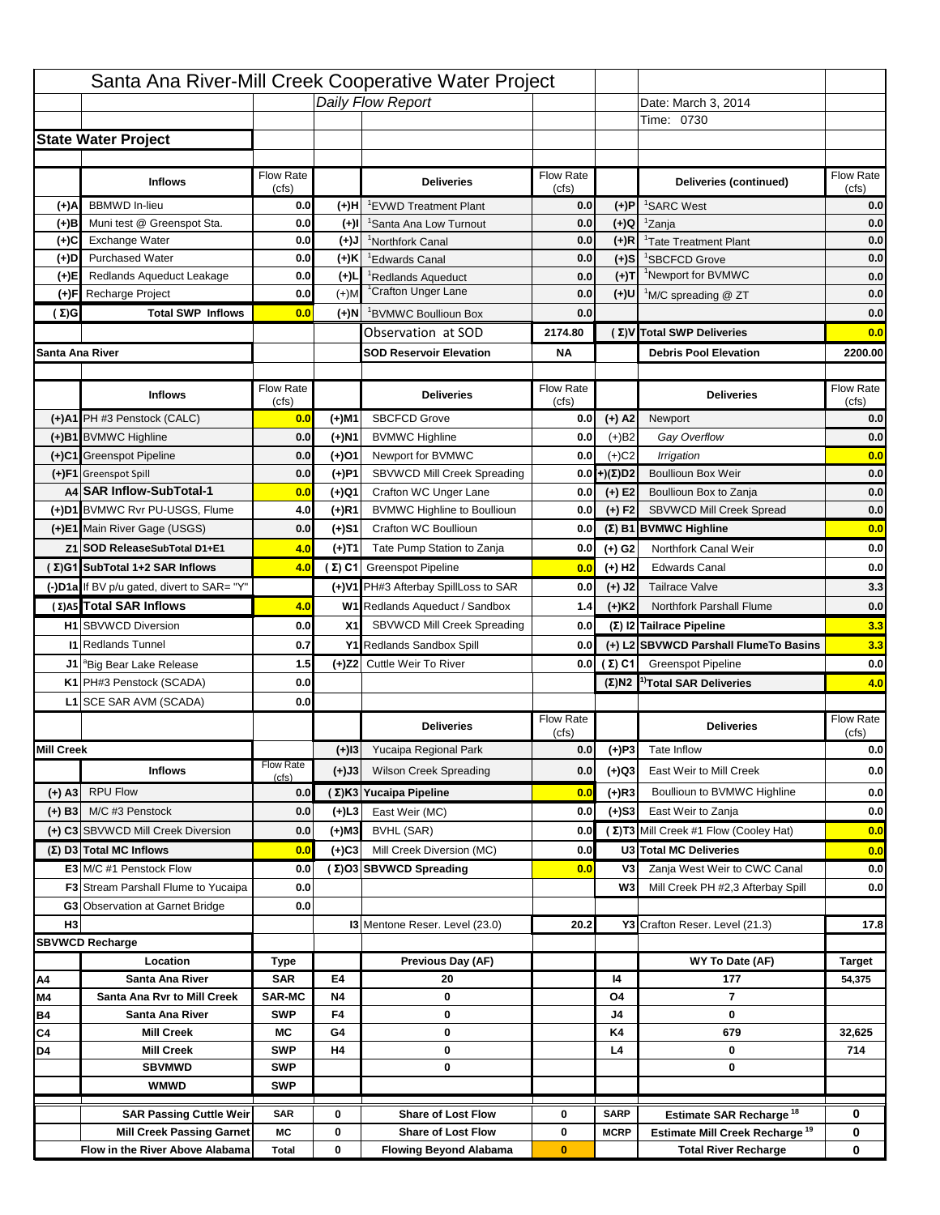# Santa Ana River-Mill Creek Cooperative Water Project

*Daily Flow Report*

Date: March 3, 2014

Time: 0730

## State Water Project

| | Inflows | Flow Rate (cfs) | | Deliveries | Flow Rate (cfs) | | Deliveries (continued) | Flow Rate (cfs) |
|---|---|---|---|---|---|---|---|---|
| (+)A | BBMWD In-lieu | 0.0 | (+)H | [1]EVWD Treatment Plant | 0.0 | (+)P | [1]SARC West | 0.0 |
| (+)B | Muni test @ Greenspot Sta. | 0.0 | (+)I | [1]Santa Ana Low Turnout | 0.0 | (+)Q | [1]Zanja | 0.0 |
| (+)C | Exchange Water | 0.0 | (+)J | [1]Northfork Canal | 0.0 | (+)R | [1]Tate Treatment Plant | 0.0 |
| (+)D | Purchased Water | 0.0 | (+)K | [1]Edwards Canal | 0.0 | (+)S | [1]SBCFCD Grove | 0.0 |
| (+)E | Redlands Aqueduct Leakage | 0.0 | (+)L | [1]Redlands Aqueduct | 0.0 | (+)T | [1]Newport for BVMWC | 0.0 |
| (+)F | Recharge Project | 0.0 | (+)M | [1]Crafton Unger Lane | 0.0 | (+)U | [1]M/C spreading @ ZT | 0.0 |
| (Σ)G | Total SWP Inflows | 0.0 | (+)N | [1]BVMWC Boullioun Box | 0.0 | | | 0.0 |
| | | | | Observation at SOD | 2174.80 | (Σ)V | Total SWP Deliveries | 0.0 |
| Santa Ana River | | | | SOD Reservoir Elevation | NA | | Debris Pool Elevation | 2200.00 |

| | Inflows | Flow Rate (cfs) | | Deliveries | Flow Rate (cfs) | | Deliveries | Flow Rate (cfs) |
|---|---|---|---|---|---|---|---|---|
| (+)A1 | PH #3 Penstock (CALC) | 0.0 | (+)M1 | SBCFCD Grove | 0.0 | (+) A2 | Newport | 0.0 |
| (+)B1 | BVMWC Highline | 0.0 | (+)N1 | BVMWC Highline | 0.0 | (+)B2 | *Gay Overflow* | 0.0 |
| (+)C1 | Greenspot Pipeline | 0.0 | (+)O1 | Newport for BVMWC | 0.0 | (+)C2 | *Irrigation* | 0.0 |
| (+)F1 | Greenspot Spill | 0.0 | (+)P1 | SBVWCD Mill Creek Spreading | 0.0 | (+)(Σ)D2 | Boullioun Box Weir | 0.0 |
| A4 | SAR Inflow-SubTotal-1 | 0.0 | (+)Q1 | Crafton WC Unger Lane | 0.0 | (+) E2 | Boullioun Box to Zanja | 0.0 |
| (+)D1 | BVMWC Rvr PU-USGS, Flume | 4.0 | (+)R1 | BVMWC Highline to Boullioun | 0.0 | (+) F2 | SBVWCD Mill Creek Spread | 0.0 |
| (+)E1 | Main River Gage (USGS) | 0.0 | (+)S1 | Crafton WC Boullioun | 0.0 | (Σ) B1 | BVMWC Highline | 0.0 |
| Z1 | SOD ReleaseSubTotal D1+E1 | 4.0 | (+)T1 | Tate Pump Station to Zanja | 0.0 | (+) G2 | Northfork Canal Weir | 0.0 |
| (Σ)G1 | SubTotal 1+2 SAR Inflows | 4.0 | (Σ) C1 | Greenspot Pipeline | 0.0 | (+) H2 | Edwards Canal | 0.0 |
| (-)D1a | If BV p/u gated, divert to SAR= "Y" | | (+)V1 | PH#3 Afterbay SpillLoss to SAR | 0.0 | (+) J2 | Tailrace Valve | 3.3 |
| (Σ)A5 | Total SAR Inflows | 4.0 | W1 | Redlands Aqueduct / Sandbox | 1.4 | (+)K2 | Northfork Parshall Flume | 0.0 |
| H1 | SBVWCD Diversion | 0.0 | X1 | SBVWCD Mill Creek Spreading | 0.0 | (Σ) I2 | Tailrace Pipeline | 3.3 |
| I1 | Redlands Tunnel | 0.7 | Y1 | Redlands Sandbox Spill | 0.0 | (+) L2 | SBVWCD Parshall FlumeTo Basins | 3.3 |
| J1 | [a]Big Bear Lake Release | 1.5 | (+)Z2 | Cuttle Weir To River | 0.0 | (Σ) C1 | Greenspot Pipeline | 0.0 |
| K1 | PH#3 Penstock (SCADA) | 0.0 | | | | (Σ)N2 | [1)]Total SAR Deliveries | 4.0 |
| L1 | SCE SAR AVM (SCADA) | 0.0 | | | | | | |

| | Inflows | Flow Rate (cfs) | | Deliveries | Flow Rate (cfs) | | Deliveries | Flow Rate (cfs) |
|---|---|---|---|---|---|---|---|---|
| Mill Creek | | | (+)I3 | Yucaipa Regional Park | 0.0 | (+)P3 | Tate Inflow | 0.0 |
| | | | (+)J3 | Wilson Creek Spreading | 0.0 | (+)Q3 | East Weir to Mill Creek | 0.0 |
| (+) A3 | RPU Flow | 0.0 | (Σ)K3 | Yucaipa Pipeline | 0.0 | (+)R3 | Boullioun to BVMWC Highline | 0.0 |
| (+) B3 | M/C #3 Penstock | 0.0 | (+)L3 | East Weir (MC) | 0.0 | (+)S3 | East Weir to Zanja | 0.0 |
| (+) C3 | SBVWCD Mill Creek Diversion | 0.0 | (+)M3 | BVHL (SAR) | 0.0 | (Σ)T3 | Mill Creek #1 Flow (Cooley Hat) | 0.0 |
| (Σ) D3 | Total MC Inflows | 0.0 | (+)C3 | Mill Creek Diversion (MC) | 0.0 | U3 | Total MC Deliveries | 0.0 |
| E3 | M/C #1 Penstock Flow | 0.0 | (Σ)O3 | SBVWCD Spreading | 0.0 | V3 | Zanja West Weir to CWC Canal | 0.0 |
| F3 | Stream Parshall Flume to Yucaipa | 0.0 | | | | W3 | Mill Creek PH #2,3 Afterbay Spill | 0.0 |
| G3 | Observation at Garnet Bridge | 0.0 | | | | | | |
| H3 | | | I3 | Mentone Reser. Level (23.0) | 20.2 | Y3 | Crafton Reser. Level (21.3) | 17.8 |

## SBVWCD Recharge

| | Location | Type | | Previous Day (AF) | | | WY To Date (AF) | Target |
|---|---|---|---|---|---|---|---|---|
| A4 | Santa Ana River | SAR | E4 | 20 | | I4 | 177 | 54,375 |
| M4 | Santa Ana Rvr to Mill Creek | SAR-MC | N4 | 0 | | O4 | 7 | |
| B4 | Santa Ana River | SWP | F4 | 0 | | J4 | 0 | |
| C4 | Mill Creek | MC | G4 | 0 | | K4 | 679 | 32,625 |
| D4 | Mill Creek | SWP | H4 | 0 | | L4 | 0 | 714 |
| | SBVMWD | SWP | | 0 | | | 0 | |
| | WMWD | SWP | | | | | | |

| Location | Type | | | | | | |
|---|---|---|---|---|---|---|---|
| SAR Passing Cuttle Weir | SAR | 0 | Share of Lost Flow | 0 | SARP | Estimate SAR Recharge [18] | 0 |
| Mill Creek Passing Garnet | MC | 0 | Share of Lost Flow | 0 | MCRP | Estimate Mill Creek Recharge [19] | 0 |
| Flow in the River Above Alabama | Total | 0 | Flowing Beyond Alabama | 0 | | Total River Recharge | 0 |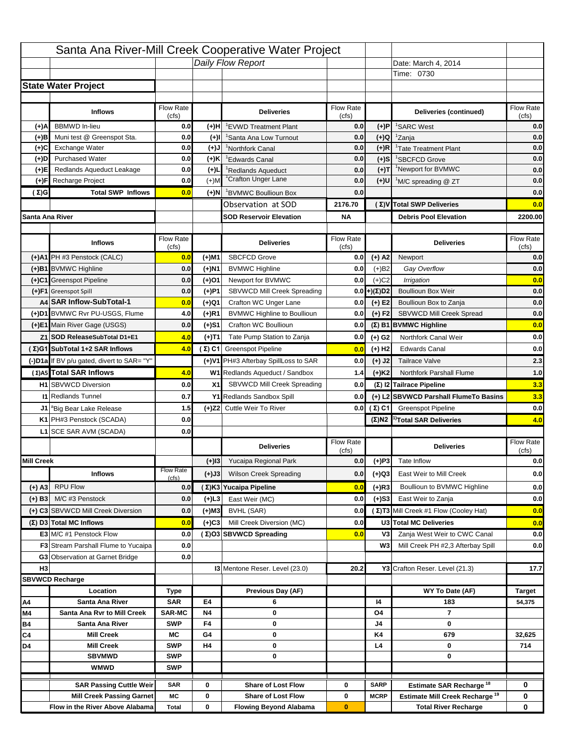# Santa Ana River-Mill Creek Cooperative Water Project

*Daily Flow Report*

Date: March 4, 2014

Time: 0730

## State Water Project

| | Inflows | Flow Rate (cfs) | | Deliveries | Flow Rate (cfs) | | Deliveries (continued) | Flow Rate (cfs) |
|---|---|---|---|---|---|---|---|---|
| (+)A | BBMWD In-lieu | 0.0 | (+)H | [1]EVWD Treatment Plant | 0.0 | (+)P | [1]SARC West | 0.0 |
| (+)B | Muni test @ Greenspot Sta. | 0.0 | (+)I | [1]Santa Ana Low Turnout | 0.0 | (+)Q | [1]Zanja | 0.0 |
| (+)C | Exchange Water | 0.0 | (+)J | [1]Northfork Canal | 0.0 | (+)R | [1]Tate Treatment Plant | 0.0 |
| (+)D | Purchased Water | 0.0 | (+)K | [1]Edwards Canal | 0.0 | (+)S | [1]SBCFCD Grove | 0.0 |
| (+)E | Redlands Aqueduct Leakage | 0.0 | (+)L | [1]Redlands Aqueduct | 0.0 | (+)T | [1]Newport for BVMWC | 0.0 |
| (+)F | Recharge Project | 0.0 | (+)M | [1]Crafton Unger Lane | 0.0 | (+)U | [1]M/C spreading @ ZT | 0.0 |
| (Σ)G | Total SWP Inflows | 0.0 | (+)N | [1]BVMWC Boullioun Box | 0.0 | | | 0.0 |
| | | | | Observation at SOD | 2176.70 | (Σ)V | Total SWP Deliveries | 0.0 |
| Santa Ana River | | | | SOD Reservoir Elevation | NA | | Debris Pool Elevation | 2200.00 |

| | Inflows | Flow Rate (cfs) | | Deliveries | Flow Rate (cfs) | | Deliveries | Flow Rate (cfs) |
|---|---|---|---|---|---|---|---|---|
| (+)A1 | PH #3 Penstock (CALC) | 0.0 | (+)M1 | SBCFCD Grove | 0.0 | (+) A2 | Newport | 0.0 |
| (+)B1 | BVMWC Highline | 0.0 | (+)N1 | BVMWC Highline | 0.0 | (+)B2 | *Gay Overflow* | 0.0 |
| (+)C1 | Greenspot Pipeline | 0.0 | (+)O1 | Newport for BVMWC | 0.0 | (+)C2 | *Irrigation* | 0.0 |
| (+)F1 | Greenspot Spill | 0.0 | (+)P1 | SBVWCD Mill Creek Spreading | 0.0 | (+)(Σ)D2 | Boullioun Box Weir | 0.0 |
| A4 | SAR Inflow-SubTotal-1 | 0.0 | (+)Q1 | Crafton WC Unger Lane | 0.0 | (+) E2 | Boullioun Box to Zanja | 0.0 |
| (+)D1 | BVMWC Rvr PU-USGS, Flume | 4.0 | (+)R1 | BVMWC Highline to Boullioun | 0.0 | (+) F2 | SBVWCD Mill Creek Spread | 0.0 |
| (+)E1 | Main River Gage (USGS) | 0.0 | (+)S1 | Crafton WC Boullioun | 0.0 | (Σ) B1 | BVMWC Highline | 0.0 |
| Z1 | SOD ReleaseSubTotal D1+E1 | 4.0 | (+)T1 | Tate Pump Station to Zanja | 0.0 | (+) G2 | Northfork Canal Weir | 0.0 |
| (Σ)G1 | SubTotal 1+2 SAR Inflows | 4.0 | (Σ) C1 | Greenspot Pipeline | 0.0 | (+) H2 | Edwards Canal | 0.0 |
| (-)D1a | If BV p/u gated, divert to SAR= "Y" | | (+)V1 | PH#3 Afterbay SpillLoss to SAR | 0.0 | (+) J2 | Tailrace Valve | 2.3 |
| (Σ)A5 | Total SAR Inflows | 4.0 | W1 | Redlands Aqueduct / Sandbox | 1.4 | (+)K2 | Northfork Parshall Flume | 1.0 |
| H1 | SBVWCD Diversion | 0.0 | X1 | SBVWCD Mill Creek Spreading | 0.0 | (Σ) I2 | Tailrace Pipeline | 3.3 |
| I1 | Redlands Tunnel | 0.7 | Y1 | Redlands Sandbox Spill | 0.0 | (+) L2 | SBVWCD Parshall FlumeTo Basins | 3.3 |
| J1 | [a]Big Bear Lake Release | 1.5 | (+)Z2 | Cuttle Weir To River | 0.0 | (Σ) C1 | Greenspot Pipeline | 0.0 |
| K1 | PH#3 Penstock (SCADA) | 0.0 | | | | (Σ)N2 | [1)]Total SAR Deliveries | 4.0 |
| L1 | SCE SAR AVM (SCADA) | 0.0 | | | | | | |

| | | | | Deliveries | Flow Rate (cfs) | | Deliveries | Flow Rate (cfs) |
|---|---|---|---|---|---|---|---|---|
| Mill Creek | | | (+)I3 | Yucaipa Regional Park | 0.0 | (+)P3 | Tate Inflow | 0.0 |
| | Inflows | Flow Rate (cfs) | (+)J3 | Wilson Creek Spreading | 0.0 | (+)Q3 | East Weir to Mill Creek | 0.0 |
| (+) A3 | RPU Flow | 0.0 | (Σ)K3 | Yucaipa Pipeline | 0.0 | (+)R3 | Boullioun to BVMWC Highline | 0.0 |
| (+) B3 | M/C #3 Penstock | 0.0 | (+)L3 | East Weir (MC) | 0.0 | (+)S3 | East Weir to Zanja | 0.0 |
| (+) C3 | SBVWCD Mill Creek Diversion | 0.0 | (+)M3 | BVHL (SAR) | 0.0 | (Σ)T3 | Mill Creek #1 Flow (Cooley Hat) | 0.0 |
| (Σ) D3 | Total MC Inflows | 0.0 | (+)C3 | Mill Creek Diversion (MC) | 0.0 | U3 | Total MC Deliveries | 0.0 |
| E3 | M/C #1 Penstock Flow | 0.0 | (Σ)O3 | SBVWCD Spreading | 0.0 | V3 | Zanja West Weir to CWC Canal | 0.0 |
| F3 | Stream Parshall Flume to Yucaipa | 0.0 | | | | W3 | Mill Creek PH #2,3 Afterbay Spill | 0.0 |
| G3 | Observation at Garnet Bridge | 0.0 | | | | | | |
| H3 | | | | I3 Mentone Reser. Level (23.0) | 20.2 | | Y3 Crafton Reser. Level (21.3) | 17.7 |

## SBVWCD Recharge

| | Location | Type | | Previous Day (AF) | | | WY To Date (AF) | Target |
|---|---|---|---|---|---|---|---|---|
| A4 | Santa Ana River | SAR | E4 | 6 | | I4 | 183 | 54,375 |
| M4 | Santa Ana Rvr to Mill Creek | SAR-MC | N4 | 0 | | O4 | 7 | |
| B4 | Santa Ana River | SWP | F4 | 0 | | J4 | 0 | |
| C4 | Mill Creek | MC | G4 | 0 | | K4 | 679 | 32,625 |
| D4 | Mill Creek | SWP | H4 | 0 | | L4 | 0 | 714 |
| | SBVMWD | SWP | | 0 | | | 0 | |
| | WMWD | SWP | | | | | | |

| | | | | | | |
|---|---|---|---|---|---|---|
| SAR Passing Cuttle Weir | SAR | 0 | Share of Lost Flow | 0 | SARP | Estimate SAR Recharge [18] | 0 |
| Mill Creek Passing Garnet | MC | 0 | Share of Lost Flow | 0 | MCRP | Estimate Mill Creek Recharge [19] | 0 |
| Flow in the River Above Alabama | Total | 0 | Flowing Beyond Alabama | 0 | | Total River Recharge | 0 |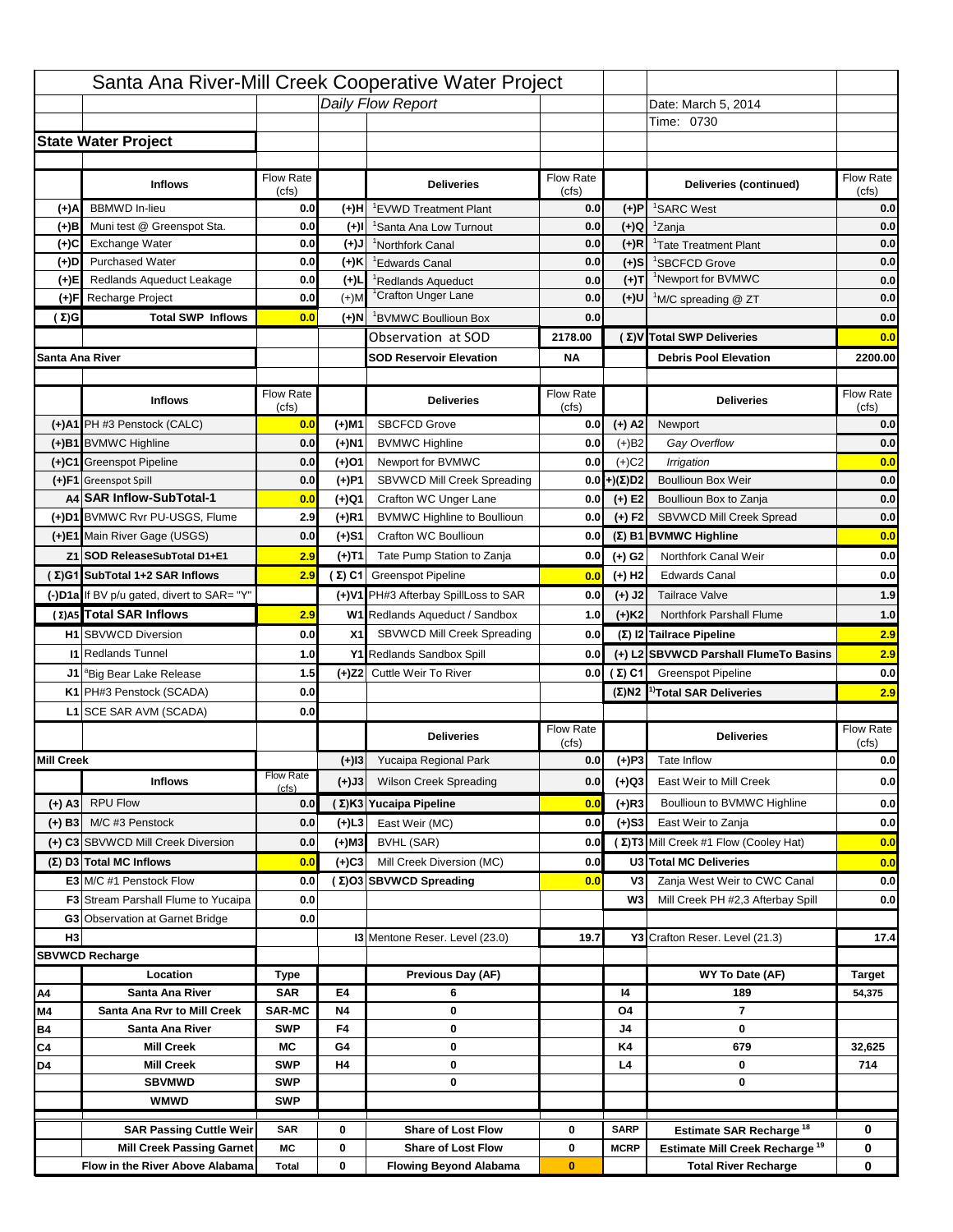# Santa Ana River-Mill Creek Cooperative Water Project

*Daily Flow Report*

Date: March 5, 2014

Time: 0730

## State Water Project

| | Inflows | Flow Rate (cfs) | | Deliveries | Flow Rate (cfs) | | Deliveries (continued) | Flow Rate (cfs) |
|---|---|---|---|---|---|---|---|---|
| (+)A | BBMWD In-lieu | 0.0 | (+)H | [1]EVWD Treatment Plant | 0.0 | (+)P | [1]SARC West | 0.0 |
| (+)B | Muni test @ Greenspot Sta. | 0.0 | (+)I | [1]Santa Ana Low Turnout | 0.0 | (+)Q | [1]Zanja | 0.0 |
| (+)C | Exchange Water | 0.0 | (+)J | [1]Northfork Canal | 0.0 | (+)R | [1]Tate Treatment Plant | 0.0 |
| (+)D | Purchased Water | 0.0 | (+)K | [1]Edwards Canal | 0.0 | (+)S | [1]SBCFCD Grove | 0.0 |
| (+)E | Redlands Aqueduct Leakage | 0.0 | (+)L | [1]Redlands Aqueduct | 0.0 | (+)T | [1]Newport for BVMWC | 0.0 |
| (+)F | Recharge Project | 0.0 | (+)M | [1]Crafton Unger Lane | 0.0 | (+)U | [1]M/C spreading @ ZT | 0.0 |
| (Σ)G | Total SWP Inflows | 0.0 | (+)N | [1]BVMWC Boullioun Box | 0.0 | | | 0.0 |
| | | | | Observation at SOD | 2178.00 | (Σ)V | Total SWP Deliveries | 0.0 |
| Santa Ana River | | | | SOD Reservoir Elevation | NA | | Debris Pool Elevation | 2200.00 |

| | Inflows | Flow Rate (cfs) | | Deliveries | Flow Rate (cfs) | | Deliveries | Flow Rate (cfs) |
|---|---|---|---|---|---|---|---|---|
| (+)A1 | PH #3 Penstock (CALC) | 0.0 | (+)M1 | SBCFCD Grove | 0.0 | (+) A2 | Newport | 0.0 |
| (+)B1 | BVMWC Highline | 0.0 | (+)N1 | BVMWC Highline | 0.0 | (+)B2 | *Gay Overflow* | 0.0 |
| (+)C1 | Greenspot Pipeline | 0.0 | (+)O1 | Newport for BVMWC | 0.0 | (+)C2 | *Irrigation* | 0.0 |
| (+)F1 | Greenspot Spill | 0.0 | (+)P1 | SBVWCD Mill Creek Spreading | 0.0 | (+)(Σ)D2 | Boullioun Box Weir | 0.0 |
| A4 | SAR Inflow-SubTotal-1 | 0.0 | (+)Q1 | Crafton WC Unger Lane | 0.0 | (+) E2 | Boullioun Box to Zanja | 0.0 |
| (+)D1 | BVMWC Rvr PU-USGS, Flume | 2.9 | (+)R1 | BVMWC Highline to Boullioun | 0.0 | (+) F2 | SBVWCD Mill Creek Spread | 0.0 |
| (+)E1 | Main River Gage (USGS) | 0.0 | (+)S1 | Crafton WC Boullioun | 0.0 | (Σ) B1 | BVMWC Highline | 0.0 |
| Z1 | SOD ReleaseSubTotal D1+E1 | 2.9 | (+)T1 | Tate Pump Station to Zanja | 0.0 | (+) G2 | Northfork Canal Weir | 0.0 |
| (Σ)G1 | SubTotal 1+2 SAR Inflows | 2.9 | (Σ) C1 | Greenspot Pipeline | 0.0 | (+) H2 | Edwards Canal | 0.0 |
| (-)D1a | If BV p/u gated, divert to SAR= "Y" | | (+)V1 | PH#3 Afterbay SpillLoss to SAR | 0.0 | (+) J2 | Tailrace Valve | 1.9 |
| (Σ)A5 | Total SAR Inflows | 2.9 | W1 | Redlands Aqueduct / Sandbox | 1.0 | (+)K2 | Northfork Parshall Flume | 1.0 |
| H1 | SBVWCD Diversion | 0.0 | X1 | SBVWCD Mill Creek Spreading | 0.0 | (Σ) I2 | Tailrace Pipeline | 2.9 |
| I1 | Redlands Tunnel | 1.0 | Y1 | Redlands Sandbox Spill | 0.0 | (+) L2 | SBVWCD Parshall FlumeTo Basins | 2.9 |
| J1 | [a]Big Bear Lake Release | 1.5 | (+)Z2 | Cuttle Weir To River | 0.0 | (Σ) C1 | Greenspot Pipeline | 0.0 |
| K1 | PH#3 Penstock (SCADA) | 0.0 | | | | (Σ)N2 | [1)]Total SAR Deliveries | 2.9 |
| L1 | SCE SAR AVM (SCADA) | 0.0 | | | | | | |

| | Inflows | Flow Rate (cfs) | | Deliveries | Flow Rate (cfs) | | Deliveries | Flow Rate (cfs) |
|---|---|---|---|---|---|---|---|---|
| Mill Creek | | | (+)I3 | Yucaipa Regional Park | 0.0 | (+)P3 | Tate Inflow | 0.0 |
| | | | (+)J3 | Wilson Creek Spreading | 0.0 | (+)Q3 | East Weir to Mill Creek | 0.0 |
| (+) A3 | RPU Flow | 0.0 | (Σ)K3 | Yucaipa Pipeline | 0.0 | (+)R3 | Boullioun to BVMWC Highline | 0.0 |
| (+) B3 | M/C #3 Penstock | 0.0 | (+)L3 | East Weir (MC) | 0.0 | (+)S3 | East Weir to Zanja | 0.0 |
| (+) C3 | SBVWCD Mill Creek Diversion | 0.0 | (+)M3 | BVHL (SAR) | 0.0 | (Σ)T3 | Mill Creek #1 Flow (Cooley Hat) | 0.0 |
| (Σ) D3 | Total MC Inflows | 0.0 | (+)C3 | Mill Creek Diversion (MC) | 0.0 | U3 | Total MC Deliveries | 0.0 |
| E3 | M/C #1 Penstock Flow | 0.0 | (Σ)O3 | SBVWCD Spreading | 0.0 | V3 | Zanja West Weir to CWC Canal | 0.0 |
| F3 | Stream Parshall Flume to Yucaipa | 0.0 | | | | W3 | Mill Creek PH #2,3 Afterbay Spill | 0.0 |
| G3 | Observation at Garnet Bridge | 0.0 | | | | | | |
| H3 | | | I3 | Mentone Reser. Level (23.0) | 19.7 | Y3 | Crafton Reser. Level (21.3) | 17.4 |

## SBVWCD Recharge

| | Location | Type | | Previous Day (AF) | | | WY To Date (AF) | Target |
|---|---|---|---|---|---|---|---|---|
| A4 | Santa Ana River | SAR | E4 | 6 | | I4 | 189 | 54,375 |
| M4 | Santa Ana Rvr to Mill Creek | SAR-MC | N4 | 0 | | O4 | 7 | |
| B4 | Santa Ana River | SWP | F4 | 0 | | J4 | 0 | |
| C4 | Mill Creek | MC | G4 | 0 | | K4 | 679 | 32,625 |
| D4 | Mill Creek | SWP | H4 | 0 | | L4 | 0 | 714 |
| | SBVMWD | SWP | | 0 | | | 0 | |
| | WMWD | SWP | | | | | | |

| | | | | | | | |
|---|---|---|---|---|---|---|---|
| SAR Passing Cuttle Weir | SAR | 0 | Share of Lost Flow | 0 | SARP | Estimate SAR Recharge [18] | 0 |
| Mill Creek Passing Garnet | MC | 0 | Share of Lost Flow | 0 | MCRP | Estimate Mill Creek Recharge [19] | 0 |
| Flow in the River Above Alabama | Total | 0 | Flowing Beyond Alabama | 0 | | Total River Recharge | 0 |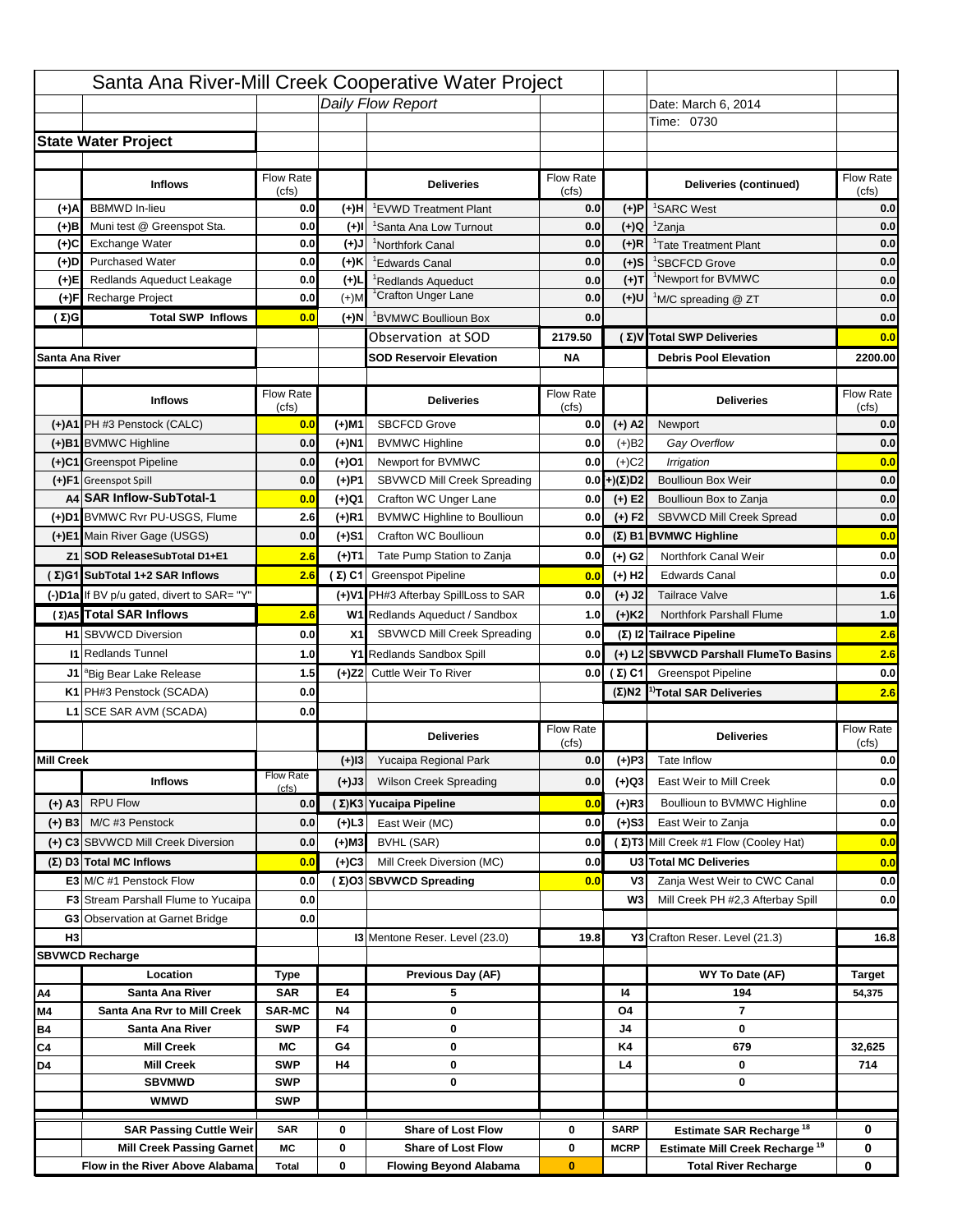# Santa Ana River-Mill Creek Cooperative Water Project

*Daily Flow Report*

Date: March 6, 2014

Time: 0730

## State Water Project

| | Inflows | Flow Rate (cfs) | | Deliveries | Flow Rate (cfs) | | Deliveries (continued) | Flow Rate (cfs) |
|---|---|---|---|---|---|---|---|---|
| (+)A | BBMWD In-lieu | 0.0 | (+)H | [1]EVWD Treatment Plant | 0.0 | (+)P | [1]SARC West | 0.0 |
| (+)B | Muni test @ Greenspot Sta. | 0.0 | (+)I | [1]Santa Ana Low Turnout | 0.0 | (+)Q | [1]Zanja | 0.0 |
| (+)C | Exchange Water | 0.0 | (+)J | [1]Northfork Canal | 0.0 | (+)R | [1]Tate Treatment Plant | 0.0 |
| (+)D | Purchased Water | 0.0 | (+)K | [1]Edwards Canal | 0.0 | (+)S | [1]SBCFCD Grove | 0.0 |
| (+)E | Redlands Aqueduct Leakage | 0.0 | (+)L | [1]Redlands Aqueduct | 0.0 | (+)T | [1]Newport for BVMWC | 0.0 |
| (+)F | Recharge Project | 0.0 | (+)M | [1]Crafton Unger Lane | 0.0 | (+)U | [1]M/C spreading @ ZT | 0.0 |
| (Σ)G | Total SWP Inflows | 0.0 | (+)N | [1]BVMWC Boullioun Box | 0.0 | | | 0.0 |
| | | | | Observation at SOD | 2179.50 | (Σ)V | Total SWP Deliveries | 0.0 |
| Santa Ana River | | | | SOD Reservoir Elevation | NA | | Debris Pool Elevation | 2200.00 |

| | Inflows | Flow Rate (cfs) | | Deliveries | Flow Rate (cfs) | | Deliveries | Flow Rate (cfs) |
|---|---|---|---|---|---|---|---|---|
| (+)A1 | PH #3 Penstock (CALC) | 0.0 | (+)M1 | SBCFCD Grove | 0.0 | (+) A2 | Newport | 0.0 |
| (+)B1 | BVMWC Highline | 0.0 | (+)N1 | BVMWC Highline | 0.0 | (+)B2 | *Gay Overflow* | 0.0 |
| (+)C1 | Greenspot Pipeline | 0.0 | (+)O1 | Newport for BVMWC | 0.0 | (+)C2 | *Irrigation* | 0.0 |
| (+)F1 | Greenspot Spill | 0.0 | (+)P1 | SBVWCD Mill Creek Spreading | 0.0 | (+)(Σ)D2 | Boullioun Box Weir | 0.0 |
| A4 | SAR Inflow-SubTotal-1 | 0.0 | (+)Q1 | Crafton WC Unger Lane | 0.0 | (+) E2 | Boullioun Box to Zanja | 0.0 |
| (+)D1 | BVMWC Rvr PU-USGS, Flume | 2.6 | (+)R1 | BVMWC Highline to Boullioun | 0.0 | (+) F2 | SBVWCD Mill Creek Spread | 0.0 |
| (+)E1 | Main River Gage (USGS) | 0.0 | (+)S1 | Crafton WC Boullioun | 0.0 | (Σ) B1 | BVMWC Highline | 0.0 |
| Z1 | SOD ReleaseSubTotal D1+E1 | 2.6 | (+)T1 | Tate Pump Station to Zanja | 0.0 | (+) G2 | Northfork Canal Weir | 0.0 |
| (Σ)G1 | SubTotal 1+2 SAR Inflows | 2.6 | (Σ) C1 | Greenspot Pipeline | 0.0 | (+) H2 | Edwards Canal | 0.0 |
| (-)D1a | If BV p/u gated, divert to SAR= "Y" | | (+)V1 | PH#3 Afterbay SpillLoss to SAR | 0.0 | (+) J2 | Tailrace Valve | 1.6 |
| (Σ)A5 | Total SAR Inflows | 2.6 | W1 | Redlands Aqueduct / Sandbox | 1.0 | (+)K2 | Northfork Parshall Flume | 1.0 |
| H1 | SBVWCD Diversion | 0.0 | X1 | SBVWCD Mill Creek Spreading | 0.0 | (Σ) I2 | Tailrace Pipeline | 2.6 |
| I1 | Redlands Tunnel | 1.0 | Y1 | Redlands Sandbox Spill | 0.0 | (+) L2 | SBVWCD Parshall FlumeTo Basins | 2.6 |
| J1 | [a]Big Bear Lake Release | 1.5 | (+)Z2 | Cuttle Weir To River | 0.0 | (Σ) C1 | Greenspot Pipeline | 0.0 |
| K1 | PH#3 Penstock (SCADA) | 0.0 | | | | (Σ)N2 | [1)]Total SAR Deliveries | 2.6 |
| L1 | SCE SAR AVM (SCADA) | 0.0 | | | | | | |

## Mill Creek

| | Inflows | Flow Rate (cfs) | | Deliveries | Flow Rate (cfs) | | Deliveries | Flow Rate (cfs) |
|---|---|---|---|---|---|---|---|---|
| | | | (+)I3 | Yucaipa Regional Park | 0.0 | (+)P3 | Tate Inflow | 0.0 |
| | | | (+)J3 | Wilson Creek Spreading | 0.0 | (+)Q3 | East Weir to Mill Creek | 0.0 |
| (+) A3 | RPU Flow | 0.0 | (Σ)K3 | Yucaipa Pipeline | 0.0 | (+)R3 | Boullioun to BVMWC Highline | 0.0 |
| (+) B3 | M/C #3 Penstock | 0.0 | (+)L3 | East Weir (MC) | 0.0 | (+)S3 | East Weir to Zanja | 0.0 |
| (+) C3 | SBVWCD Mill Creek Diversion | 0.0 | (+)M3 | BVHL (SAR) | 0.0 | (Σ)T3 | Mill Creek #1 Flow (Cooley Hat) | 0.0 |
| (Σ) D3 | Total MC Inflows | 0.0 | (+)C3 | Mill Creek Diversion (MC) | 0.0 | U3 | Total MC Deliveries | 0.0 |
| E3 | M/C #1 Penstock Flow | 0.0 | (Σ)O3 | SBVWCD Spreading | 0.0 | V3 | Zanja West Weir to CWC Canal | 0.0 |
| F3 | Stream Parshall Flume to Yucaipa | 0.0 | | | | W3 | Mill Creek PH #2,3 Afterbay Spill | 0.0 |
| G3 | Observation at Garnet Bridge | 0.0 | | | | | | |
| H3 | | | I3 | Mentone Reser. Level (23.0) | 19.8 | Y3 | Crafton Reser. Level (21.3) | 16.8 |

## SBVWCD Recharge

| | Location | Type | | Previous Day (AF) | | | WY To Date (AF) | Target |
|---|---|---|---|---|---|---|---|---|
| A4 | Santa Ana River | SAR | E4 | 5 | | I4 | 194 | 54,375 |
| M4 | Santa Ana Rvr to Mill Creek | SAR-MC | N4 | 0 | | O4 | 7 | |
| B4 | Santa Ana River | SWP | F4 | 0 | | J4 | 0 | |
| C4 | Mill Creek | MC | G4 | 0 | | K4 | 679 | 32,625 |
| D4 | Mill Creek | SWP | H4 | 0 | | L4 | 0 | 714 |
| | SBVMWD | SWP | | 0 | | | 0 | |
| | WMWD | SWP | | | | | | |
| | SAR Passing Cuttle Weir | SAR | 0 | Share of Lost Flow | 0 | SARP | Estimate SAR Recharge [18] | 0 |
| | Mill Creek Passing Garnet | MC | 0 | Share of Lost Flow | 0 | MCRP | Estimate Mill Creek Recharge [19] | 0 |
| | Flow in the River Above Alabama | Total | 0 | Flowing Beyond Alabama | 0 | | Total River Recharge | 0 |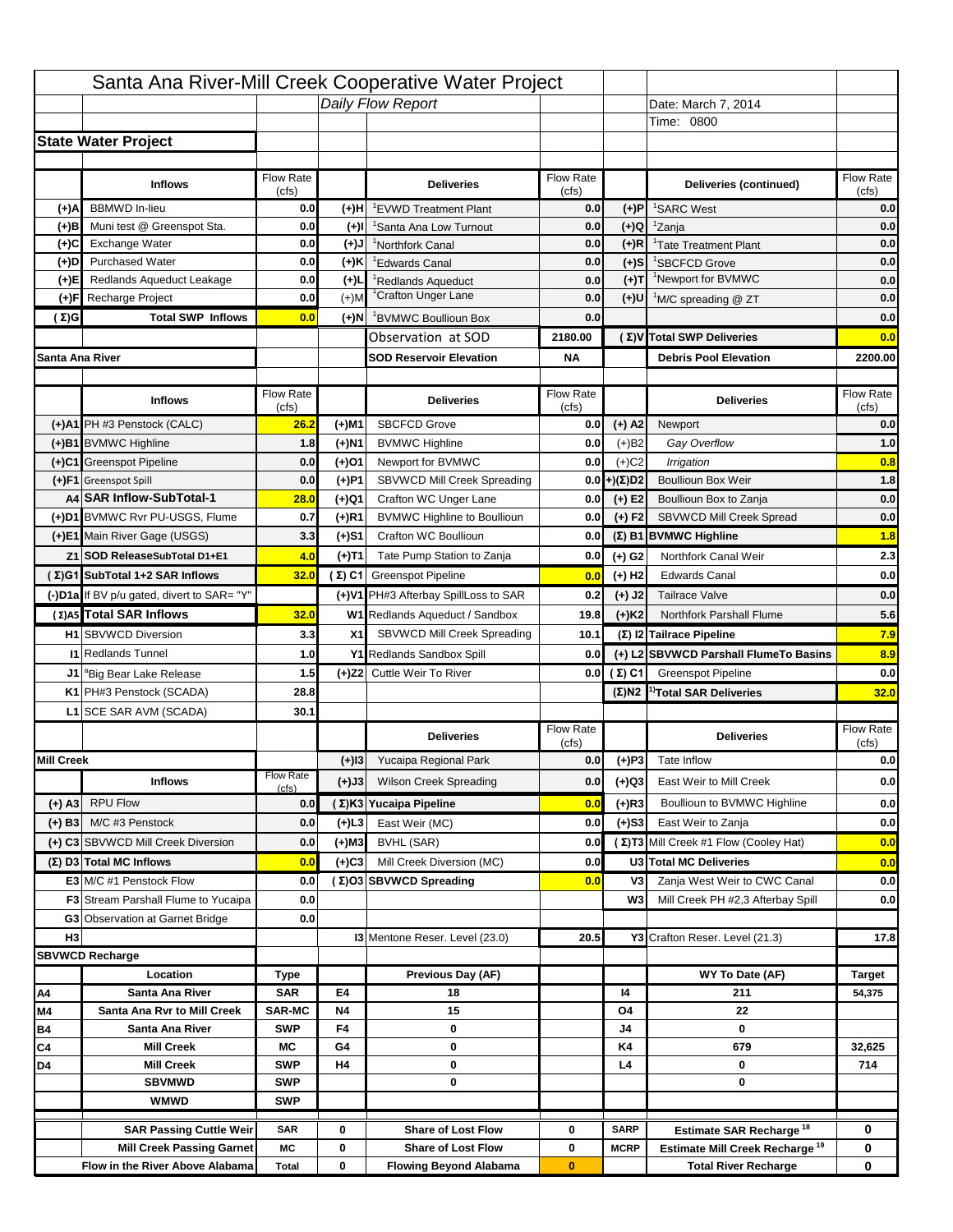# Santa Ana River-Mill Creek Cooperative Water Project

*Daily Flow Report*

Date: March 7, 2014

Time: 0800

## State Water Project

| | Inflows | Flow Rate (cfs) | | Deliveries | Flow Rate (cfs) | | Deliveries (continued) | Flow Rate (cfs) |
|---|---|---|---|---|---|---|---|---|
| (+)A | BBMWD In-lieu | 0.0 | (+)H | [1]EVWD Treatment Plant | 0.0 | (+)P | [1]SARC West | 0.0 |
| (+)B | Muni test @ Greenspot Sta. | 0.0 | (+)I | [1]Santa Ana Low Turnout | 0.0 | (+)Q | [1]Zanja | 0.0 |
| (+)C | Exchange Water | 0.0 | (+)J | [1]Northfork Canal | 0.0 | (+)R | [1]Tate Treatment Plant | 0.0 |
| (+)D | Purchased Water | 0.0 | (+)K | [1]Edwards Canal | 0.0 | (+)S | [1]SBCFCD Grove | 0.0 |
| (+)E | Redlands Aqueduct Leakage | 0.0 | (+)L | [1]Redlands Aqueduct | 0.0 | (+)T | [1]Newport for BVMWC | 0.0 |
| (+)F | Recharge Project | 0.0 | (+)M | [1]Crafton Unger Lane | 0.0 | (+)U | [1]M/C spreading @ ZT | 0.0 |
| (Σ)G | Total SWP Inflows | 0.0 | (+)N | [1]BVMWC Boullioun Box | 0.0 | | | 0.0 |
| | | | | Observation at SOD | 2180.00 | (Σ)V | Total SWP Deliveries | 0.0 |
| Santa Ana River | | | | SOD Reservoir Elevation | NA | | Debris Pool Elevation | 2200.00 |

| | Inflows | Flow Rate (cfs) | | Deliveries | Flow Rate (cfs) | | Deliveries | Flow Rate (cfs) |
|---|---|---|---|---|---|---|---|---|
| (+)A1 | PH #3 Penstock (CALC) | 26.2 | (+)M1 | SBCFCD Grove | 0.0 | (+) A2 | Newport | 0.0 |
| (+)B1 | BVMWC Highline | 1.8 | (+)N1 | BVMWC Highline | 0.0 | (+)B2 | *Gay Overflow* | 1.0 |
| (+)C1 | Greenspot Pipeline | 0.0 | (+)O1 | Newport for BVMWC | 0.0 | (+)C2 | *Irrigation* | 0.8 |
| (+)F1 | Greenspot Spill | 0.0 | (+)P1 | SBVWCD Mill Creek Spreading | 0.0 | (+)(Σ)D2 | Boullioun Box Weir | 1.8 |
| A4 | SAR Inflow-SubTotal-1 | 28.0 | (+)Q1 | Crafton WC Unger Lane | 0.0 | (+) E2 | Boullioun Box to Zanja | 0.0 |
| (+)D1 | BVMWC Rvr PU-USGS, Flume | 0.7 | (+)R1 | BVMWC Highline to Boullioun | 0.0 | (+) F2 | SBVWCD Mill Creek Spread | 0.0 |
| (+)E1 | Main River Gage (USGS) | 3.3 | (+)S1 | Crafton WC Boullioun | 0.0 | (Σ) B1 | BVMWC Highline | 1.8 |
| Z1 | SOD ReleaseSubTotal D1+E1 | 4.0 | (+)T1 | Tate Pump Station to Zanja | 0.0 | (+) G2 | Northfork Canal Weir | 2.3 |
| (Σ)G1 | SubTotal 1+2 SAR Inflows | 32.0 | (Σ) C1 | Greenspot Pipeline | 0.0 | (+) H2 | Edwards Canal | 0.0 |
| (-)D1a | If BV p/u gated, divert to SAR= "Y" | | (+)V1 | PH#3 Afterbay SpillLoss to SAR | 0.2 | (+) J2 | Tailrace Valve | 0.0 |
| (Σ)A5 | Total SAR Inflows | 32.0 | W1 | Redlands Aqueduct / Sandbox | 19.8 | (+)K2 | Northfork Parshall Flume | 5.6 |
| H1 | SBVWCD Diversion | 3.3 | X1 | SBVWCD Mill Creek Spreading | 10.1 | (Σ) I2 | Tailrace Pipeline | 7.9 |
| I1 | Redlands Tunnel | 1.0 | Y1 | Redlands Sandbox Spill | 0.0 | (+) L2 | SBVWCD Parshall FlumeTo Basins | 8.9 |
| J1 | [a]Big Bear Lake Release | 1.5 | (+)Z2 | Cuttle Weir To River | 0.0 | (Σ) C1 | Greenspot Pipeline | 0.0 |
| K1 | PH#3 Penstock (SCADA) | 28.8 | | | | (Σ)N2 | [1)]Total SAR Deliveries | 32.0 |
| L1 | SCE SAR AVM (SCADA) | 30.1 | | | | | | |

| | | | | Deliveries | Flow Rate (cfs) | | Deliveries | Flow Rate (cfs) |
|---|---|---|---|---|---|---|---|---|
| Mill Creek | | | (+)I3 | Yucaipa Regional Park | 0.0 | (+)P3 | Tate Inflow | 0.0 |
| | Inflows | Flow Rate (cfs) | (+)J3 | Wilson Creek Spreading | 0.0 | (+)Q3 | East Weir to Mill Creek | 0.0 |
| (+) A3 | RPU Flow | 0.0 | (Σ)K3 | Yucaipa Pipeline | 0.0 | (+)R3 | Boullioun to BVMWC Highline | 0.0 |
| (+) B3 | M/C #3 Penstock | 0.0 | (+)L3 | East Weir (MC) | 0.0 | (+)S3 | East Weir to Zanja | 0.0 |
| (+) C3 | SBVWCD Mill Creek Diversion | 0.0 | (+)M3 | BVHL (SAR) | 0.0 | (Σ)T3 | Mill Creek #1 Flow (Cooley Hat) | 0.0 |
| (Σ) D3 | Total MC Inflows | 0.0 | (+)C3 | Mill Creek Diversion (MC) | 0.0 | U3 | Total MC Deliveries | 0.0 |
| E3 | M/C #1 Penstock Flow | 0.0 | (Σ)O3 | SBVWCD Spreading | 0.0 | V3 | Zanja West Weir to CWC Canal | 0.0 |
| F3 | Stream Parshall Flume to Yucaipa | 0.0 | | | | W3 | Mill Creek PH #2,3 Afterbay Spill | 0.0 |
| G3 | Observation at Garnet Bridge | 0.0 | | | | | | |
| H3 | | | | I3 Mentone Reser. Level (23.0) | 20.5 | | Y3 Crafton Reser. Level (21.3) | 17.8 |

## SBVWCD Recharge

| | Location | Type | | Previous Day (AF) | | | WY To Date (AF) | Target |
|---|---|---|---|---|---|---|---|---|
| A4 | Santa Ana River | SAR | E4 | 18 | | I4 | 211 | 54,375 |
| M4 | Santa Ana Rvr to Mill Creek | SAR-MC | N4 | 15 | | O4 | 22 | |
| B4 | Santa Ana River | SWP | F4 | 0 | | J4 | 0 | |
| C4 | Mill Creek | MC | G4 | 0 | | K4 | 679 | 32,625 |
| D4 | Mill Creek | SWP | H4 | 0 | | L4 | 0 | 714 |
| | SBVMWD | SWP | | 0 | | | 0 | |
| | WMWD | SWP | | | | | | |

| | | | | | | | |
|---|---|---|---|---|---|---|---|
| SAR Passing Cuttle Weir | SAR | 0 | Share of Lost Flow | 0 | SARP | Estimate SAR Recharge [18] | 0 |
| Mill Creek Passing Garnet | MC | 0 | Share of Lost Flow | 0 | MCRP | Estimate Mill Creek Recharge [19] | 0 |
| Flow in the River Above Alabama | Total | 0 | Flowing Beyond Alabama | 0 | | Total River Recharge | 0 |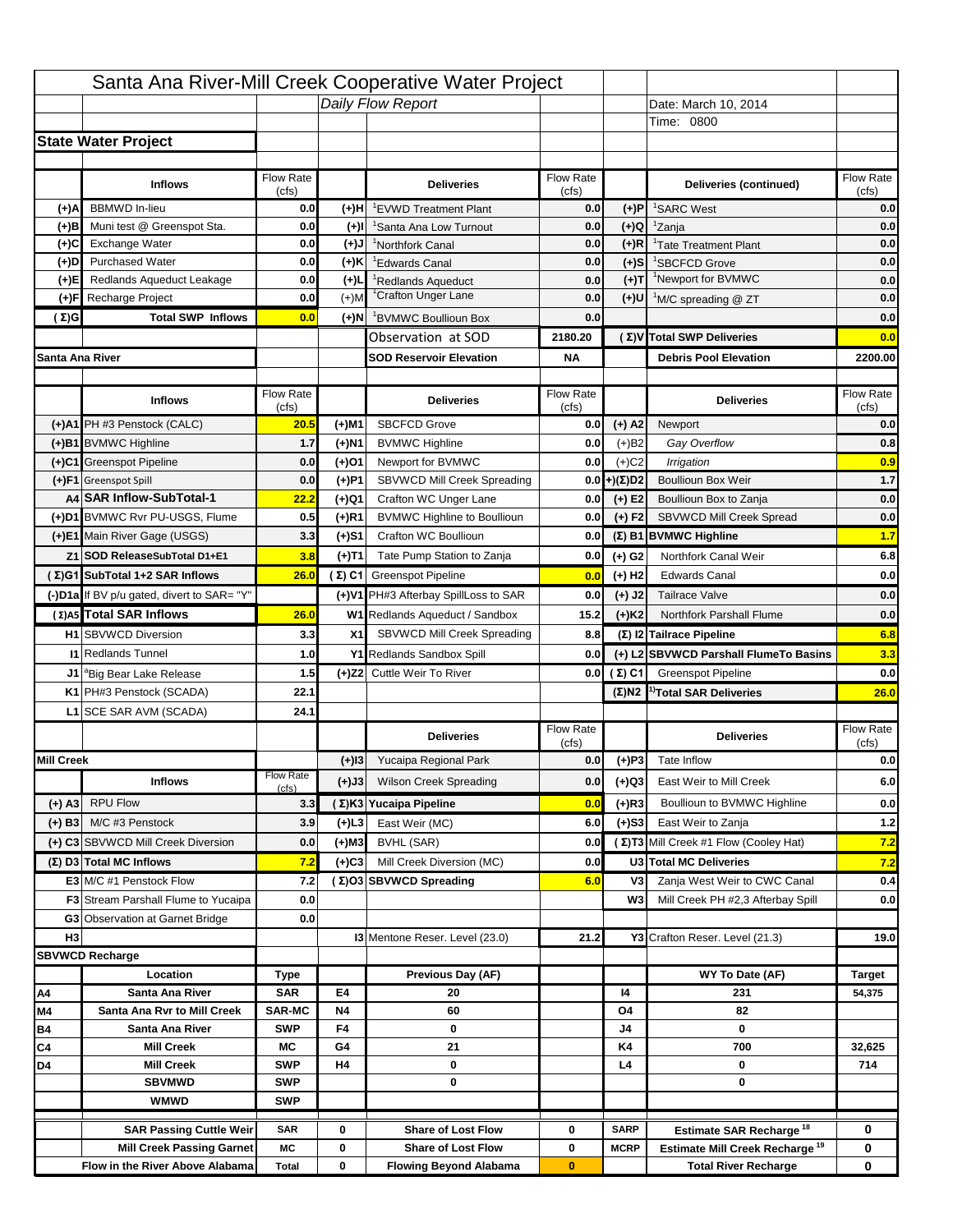# Santa Ana River-Mill Creek Cooperative Water Project

*Daily Flow Report*

Date: March 10, 2014

Time: 0800

## State Water Project

| | Inflows | Flow Rate (cfs) | | Deliveries | Flow Rate (cfs) | | Deliveries (continued) | Flow Rate (cfs) |
|---|---|---|---|---|---|---|---|---|
| (+)A | BBMWD In-lieu | 0.0 | (+)H | [1]EVWD Treatment Plant | 0.0 | (+)P | [1]SARC West | 0.0 |
| (+)B | Muni test @ Greenspot Sta. | 0.0 | (+)I | [1]Santa Ana Low Turnout | 0.0 | (+)Q | [1]Zanja | 0.0 |
| (+)C | Exchange Water | 0.0 | (+)J | [1]Northfork Canal | 0.0 | (+)R | [1]Tate Treatment Plant | 0.0 |
| (+)D | Purchased Water | 0.0 | (+)K | [1]Edwards Canal | 0.0 | (+)S | [1]SBCFCD Grove | 0.0 |
| (+)E | Redlands Aqueduct Leakage | 0.0 | (+)L | [1]Redlands Aqueduct | 0.0 | (+)T | [1]Newport for BVMWC | 0.0 |
| (+)F | Recharge Project | 0.0 | (+)M | [1]Crafton Unger Lane | 0.0 | (+)U | [1]M/C spreading @ ZT | 0.0 |
| (Σ)G | Total SWP Inflows | 0.0 | (+)N | [1]BVMWC Boullioun Box | 0.0 | | | 0.0 |
| | | | | Observation at SOD | 2180.20 | (Σ)V | Total SWP Deliveries | 0.0 |
| Santa Ana River | | | | SOD Reservoir Elevation | NA | | Debris Pool Elevation | 2200.00 |

## Santa Ana River

| | Inflows | Flow Rate (cfs) | | Deliveries | Flow Rate (cfs) | | Deliveries | Flow Rate (cfs) |
|---|---|---|---|---|---|---|---|---|
| (+)A1 | PH #3 Penstock (CALC) | 20.5 | (+)M1 | SBCFCD Grove | 0.0 | (+) A2 | Newport | 0.0 |
| (+)B1 | BVMWC Highline | 1.7 | (+)N1 | BVMWC Highline | 0.0 | (+)B2 | *Gay Overflow* | 0.8 |
| (+)C1 | Greenspot Pipeline | 0.0 | (+)O1 | Newport for BVMWC | 0.0 | (+)C2 | *Irrigation* | 0.9 |
| (+)F1 | Greenspot Spill | 0.0 | (+)P1 | SBVWCD Mill Creek Spreading | 0.0 | (+)(Σ)D2 | Boullioun Box Weir | 1.7 |
| A4 | SAR Inflow-SubTotal-1 | 22.2 | (+)Q1 | Crafton WC Unger Lane | 0.0 | (+) E2 | Boullioun Box to Zanja | 0.0 |
| (+)D1 | BVMWC Rvr PU-USGS, Flume | 0.5 | (+)R1 | BVMWC Highline to Boullioun | 0.0 | (+) F2 | SBVWCD Mill Creek Spread | 0.0 |
| (+)E1 | Main River Gage (USGS) | 3.3 | (+)S1 | Crafton WC Boullioun | 0.0 | (Σ) B1 | BVMWC Highline | 1.7 |
| Z1 | SOD ReleaseSubTotal D1+E1 | 3.8 | (+)T1 | Tate Pump Station to Zanja | 0.0 | (+) G2 | Northfork Canal Weir | 6.8 |
| (Σ)G1 | SubTotal 1+2 SAR Inflows | 26.0 | (Σ) C1 | Greenspot Pipeline | 0.0 | (+) H2 | Edwards Canal | 0.0 |
| (-)D1a | If BV p/u gated, divert to SAR= "Y" | | (+)V1 | PH#3 Afterbay SpillLoss to SAR | 0.0 | (+) J2 | Tailrace Valve | 0.0 |
| (Σ)A5 | Total SAR Inflows | 26.0 | W1 | Redlands Aqueduct / Sandbox | 15.2 | (+)K2 | Northfork Parshall Flume | 0.0 |
| H1 | SBVWCD Diversion | 3.3 | X1 | SBVWCD Mill Creek Spreading | 8.8 | (Σ) I2 | Tailrace Pipeline | 6.8 |
| I1 | Redlands Tunnel | 1.0 | Y1 | Redlands Sandbox Spill | 0.0 | (+) L2 | SBVWCD Parshall FlumeTo Basins | 3.3 |
| J1 | [a]Big Bear Lake Release | 1.5 | (+)Z2 | Cuttle Weir To River | 0.0 | (Σ) C1 | Greenspot Pipeline | 0.0 |
| K1 | PH#3 Penstock (SCADA) | 22.1 | | | | (Σ)N2 | [1)]Total SAR Deliveries | 26.0 |
| L1 | SCE SAR AVM (SCADA) | 24.1 | | | | | | |

## Mill Creek

| | Inflows | Flow Rate (cfs) | | Deliveries | Flow Rate (cfs) | | Deliveries | Flow Rate (cfs) |
|---|---|---|---|---|---|---|---|---|
| | | | (+)I3 | Yucaipa Regional Park | 0.0 | (+)P3 | Tate Inflow | 0.0 |
| | | | (+)J3 | Wilson Creek Spreading | 0.0 | (+)Q3 | East Weir to Mill Creek | 6.0 |
| (+) A3 | RPU Flow | 3.3 | (Σ)K3 | Yucaipa Pipeline | 0.0 | (+)R3 | Boullioun to BVMWC Highline | 0.0 |
| (+) B3 | M/C #3 Penstock | 3.9 | (+)L3 | East Weir (MC) | 6.0 | (+)S3 | East Weir to Zanja | 1.2 |
| (+) C3 | SBVWCD Mill Creek Diversion | 0.0 | (+)M3 | BVHL (SAR) | 0.0 | (Σ)T3 | Mill Creek #1 Flow (Cooley Hat) | 7.2 |
| (Σ) D3 | Total MC Inflows | 7.2 | (+)C3 | Mill Creek Diversion (MC) | 0.0 | U3 | Total MC Deliveries | 7.2 |
| E3 | M/C #1 Penstock Flow | 7.2 | (Σ)O3 | SBVWCD Spreading | 6.0 | V3 | Zanja West Weir to CWC Canal | 0.4 |
| F3 | Stream Parshall Flume to Yucaipa | 0.0 | | | | W3 | Mill Creek PH #2,3 Afterbay Spill | 0.0 |
| G3 | Observation at Garnet Bridge | 0.0 | | | | | | |
| H3 | | | | I3 Mentone Reser. Level (23.0) | 21.2 | Y3 | Crafton Reser. Level (21.3) | 19.0 |

## SBVWCD Recharge

| | Location | Type | | Previous Day (AF) | | | WY To Date (AF) | Target |
|---|---|---|---|---|---|---|---|---|
| A4 | Santa Ana River | SAR | E4 | 20 | | I4 | 231 | 54,375 |
| M4 | Santa Ana Rvr to Mill Creek | SAR-MC | N4 | 60 | | O4 | 82 | |
| B4 | Santa Ana River | SWP | F4 | 0 | | J4 | 0 | |
| C4 | Mill Creek | MC | G4 | 21 | | K4 | 700 | 32,625 |
| D4 | Mill Creek | SWP | H4 | 0 | | L4 | 0 | 714 |
| | SBVMWD | SWP | | 0 | | | 0 | |
| | WMWD | SWP | | | | | | |

| | | | | | | |
|---|---|---|---|---|---|---|
| SAR Passing Cuttle Weir | SAR | 0 | Share of Lost Flow | 0 | SARP | Estimate SAR Recharge [18] | 0 |
| Mill Creek Passing Garnet | MC | 0 | Share of Lost Flow | 0 | MCRP | Estimate Mill Creek Recharge [19] | 0 |
| Flow in the River Above Alabama | Total | 0 | Flowing Beyond Alabama | 0 | | Total River Recharge | 0 |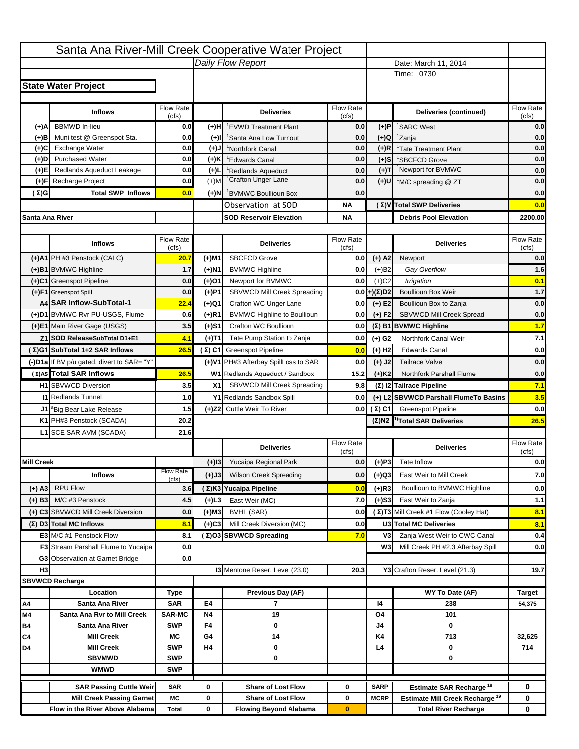# Santa Ana River-Mill Creek Cooperative Water Project

*Daily Flow Report*

Date: March 11, 2014

Time: 0730

## State Water Project

| | Inflows | Flow Rate (cfs) | | Deliveries | Flow Rate (cfs) | | Deliveries (continued) | Flow Rate (cfs) |
|---|---|---|---|---|---|---|---|---|
| (+)A | BBMWD In-lieu | 0.0 | (+)H | [1]EVWD Treatment Plant | 0.0 | (+)P | [1]SARC West | 0.0 |
| (+)B | Muni test @ Greenspot Sta. | 0.0 | (+)I | [1]Santa Ana Low Turnout | 0.0 | (+)Q | [1]Zanja | 0.0 |
| (+)C | Exchange Water | 0.0 | (+)J | [1]Northfork Canal | 0.0 | (+)R | [1]Tate Treatment Plant | 0.0 |
| (+)D | Purchased Water | 0.0 | (+)K | [1]Edwards Canal | 0.0 | (+)S | [1]SBCFCD Grove | 0.0 |
| (+)E | Redlands Aqueduct Leakage | 0.0 | (+)L | [1]Redlands Aqueduct | 0.0 | (+)T | [1]Newport for BVMWC | 0.0 |
| (+)F | Recharge Project | 0.0 | (+)M | [1]Crafton Unger Lane | 0.0 | (+)U | [1]M/C spreading @ ZT | 0.0 |
| (Σ)G | Total SWP Inflows | 0.0 | (+)N | [1]BVMWC Boullioun Box | 0.0 | | | 0.0 |
| | | | | Observation at SOD | NA | (Σ)V | Total SWP Deliveries | 0.0 |
| Santa Ana River | | | | SOD Reservoir Elevation | NA | | Debris Pool Elevation | 2200.00 |

| | Inflows | Flow Rate (cfs) | | Deliveries | Flow Rate (cfs) | | Deliveries | Flow Rate (cfs) |
|---|---|---|---|---|---|---|---|---|
| (+)A1 | PH #3 Penstock (CALC) | 20.7 | (+)M1 | SBCFCD Grove | 0.0 | (+) A2 | Newport | 0.0 |
| (+)B1 | BVMWC Highline | 1.7 | (+)N1 | BVMWC Highline | 0.0 | (+)B2 | *Gay Overflow* | 1.6 |
| (+)C1 | Greenspot Pipeline | 0.0 | (+)O1 | Newport for BVMWC | 0.0 | (+)C2 | *Irrigation* | 0.1 |
| (+)F1 | Greenspot Spill | 0.0 | (+)P1 | SBVWCD Mill Creek Spreading | 0.0 | (+)(Σ)D2 | Boullioun Box Weir | 1.7 |
| A4 | SAR Inflow-SubTotal-1 | 22.4 | (+)Q1 | Crafton WC Unger Lane | 0.0 | (+) E2 | Boullioun Box to Zanja | 0.0 |
| (+)D1 | BVMWC Rvr PU-USGS, Flume | 0.6 | (+)R1 | BVMWC Highline to Boullioun | 0.0 | (+) F2 | SBVWCD Mill Creek Spread | 0.0 |
| (+)E1 | Main River Gage (USGS) | 3.5 | (+)S1 | Crafton WC Boullioun | 0.0 | (Σ) B1 | BVMWC Highline | 1.7 |
| Z1 | SOD ReleaseSubTotal D1+E1 | 4.1 | (+)T1 | Tate Pump Station to Zanja | 0.0 | (+) G2 | Northfork Canal Weir | 7.1 |
| (Σ)G1 | SubTotal 1+2 SAR Inflows | 26.5 | (Σ) C1 | Greenspot Pipeline | 0.0 | (+) H2 | Edwards Canal | 0.0 |
| (-)D1a | If BV p/u gated, divert to SAR= "Y" | | (+)V1 | PH#3 Afterbay SpillLoss to SAR | 0.0 | (+) J2 | Tailrace Valve | 0.0 |
| (Σ)A5 | Total SAR Inflows | 26.5 | W1 | Redlands Aqueduct / Sandbox | 15.2 | (+)K2 | Northfork Parshall Flume | 0.0 |
| H1 | SBVWCD Diversion | 3.5 | X1 | SBVWCD Mill Creek Spreading | 9.8 | (Σ) I2 | Tailrace Pipeline | 7.1 |
| I1 | Redlands Tunnel | 1.0 | Y1 | Redlands Sandbox Spill | 0.0 | (+) L2 | SBVWCD Parshall FlumeTo Basins | 3.5 |
| J1 | [a]Big Bear Lake Release | 1.5 | (+)Z2 | Cuttle Weir To River | 0.0 | (Σ) C1 | Greenspot Pipeline | 0.0 |
| K1 | PH#3 Penstock (SCADA) | 20.2 | | | | (Σ)N2 | [1)]Total SAR Deliveries | 26.5 |
| L1 | SCE SAR AVM (SCADA) | 21.6 | | | | | | |

| | Inflows | Flow Rate (cfs) | | Deliveries | Flow Rate (cfs) | | Deliveries | Flow Rate (cfs) |
|---|---|---|---|---|---|---|---|---|
| Mill Creek | | | (+)I3 | Yucaipa Regional Park | 0.0 | (+)P3 | Tate Inflow | 0.0 |
| | | | (+)J3 | Wilson Creek Spreading | 0.0 | (+)Q3 | East Weir to Mill Creek | 7.0 |
| (+) A3 | RPU Flow | 3.6 | (Σ)K3 | Yucaipa Pipeline | 0.0 | (+)R3 | Boullioun to BVMWC Highline | 0.0 |
| (+) B3 | M/C #3 Penstock | 4.5 | (+)L3 | East Weir (MC) | 7.0 | (+)S3 | East Weir to Zanja | 1.1 |
| (+) C3 | SBVWCD Mill Creek Diversion | 0.0 | (+)M3 | BVHL (SAR) | 0.0 | (Σ)T3 | Mill Creek #1 Flow (Cooley Hat) | 8.1 |
| (Σ) D3 | Total MC Inflows | 8.1 | (+)C3 | Mill Creek Diversion (MC) | 0.0 | U3 | Total MC Deliveries | 8.1 |
| E3 | M/C #1 Penstock Flow | 8.1 | (Σ)O3 | SBVWCD Spreading | 7.0 | V3 | Zanja West Weir to CWC Canal | 0.4 |
| F3 | Stream Parshall Flume to Yucaipa | 0.0 | | | | W3 | Mill Creek PH #2,3 Afterbay Spill | 0.0 |
| G3 | Observation at Garnet Bridge | 0.0 | | | | | | |
| H3 | | | I3 | Mentone Reser. Level (23.0) | 20.3 | Y3 | Crafton Reser. Level (21.3) | 19.7 |

## SBVWCD Recharge

| | Location | Type | | Previous Day (AF) | | | WY To Date (AF) | Target |
|---|---|---|---|---|---|---|---|---|
| A4 | Santa Ana River | SAR | E4 | 7 | | I4 | 238 | 54,375 |
| M4 | Santa Ana Rvr to Mill Creek | SAR-MC | N4 | 19 | | O4 | 101 | |
| B4 | Santa Ana River | SWP | F4 | 0 | | J4 | 0 | |
| C4 | Mill Creek | MC | G4 | 14 | | K4 | 713 | 32,625 |
| D4 | Mill Creek | SWP | H4 | 0 | | L4 | 0 | 714 |
| | SBVMWD | SWP | | 0 | | | 0 | |
| | WMWD | SWP | | | | | | |

| | | | | | | | |
|---|---|---|---|---|---|---|---|
| SAR Passing Cuttle Weir | SAR | 0 | Share of Lost Flow | 0 | SARP | Estimate SAR Recharge [18] | 0 |
| Mill Creek Passing Garnet | MC | 0 | Share of Lost Flow | 0 | MCRP | Estimate Mill Creek Recharge [19] | 0 |
| Flow in the River Above Alabama | Total | 0 | Flowing Beyond Alabama | 0 | | Total River Recharge | 0 |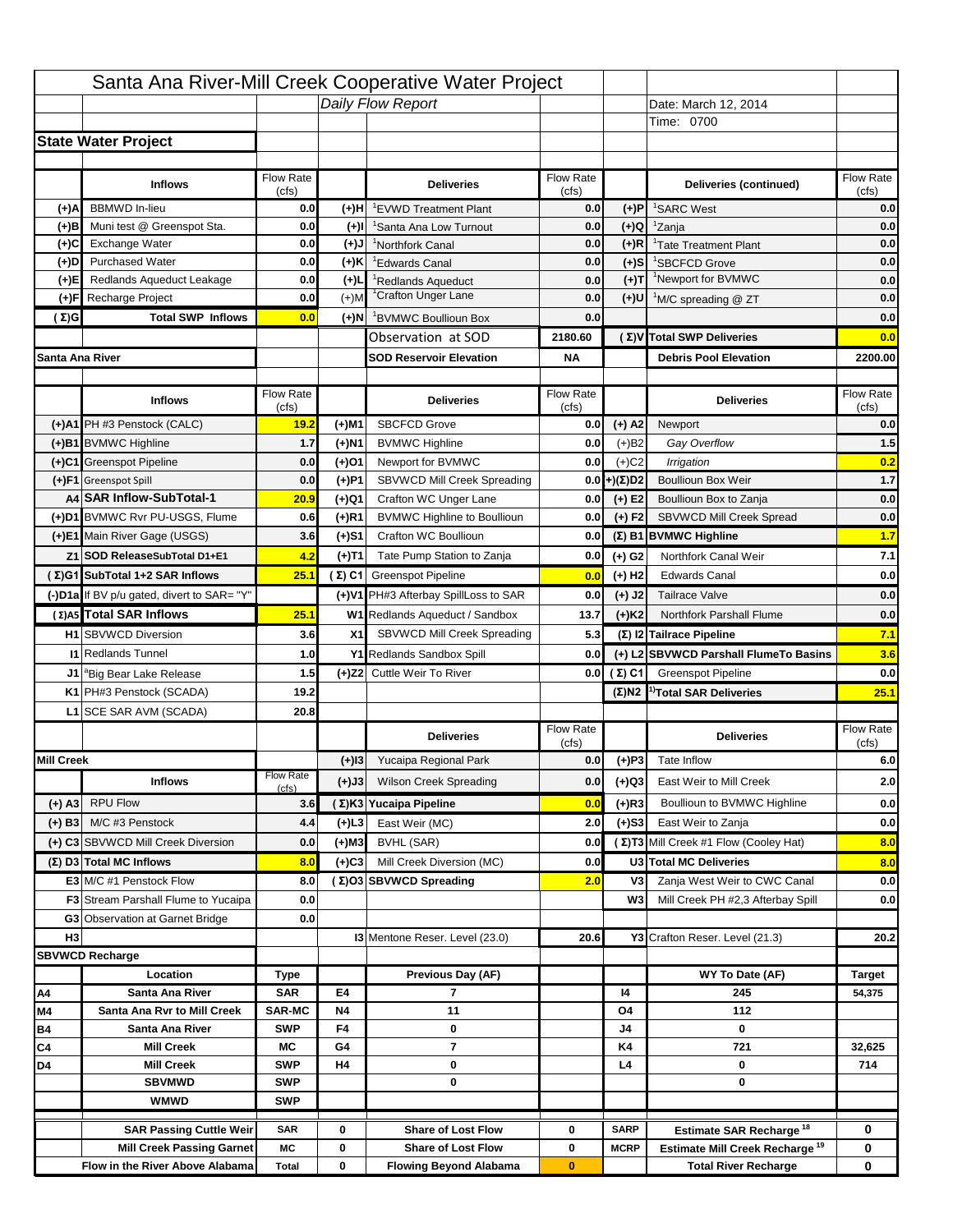# Santa Ana River-Mill Creek Cooperative Water Project

Daily Flow Report

Date: March 12, 2014

Time: 0700

## State Water Project

| | Inflows | Flow Rate (cfs) | | Deliveries | Flow Rate (cfs) | | Deliveries (continued) | Flow Rate (cfs) |
|---|---|---|---|---|---|---|---|---|
| (+)A | BBMWD In-lieu | 0.0 | (+)H | [1]EVWD Treatment Plant | 0.0 | (+)P | [1]SARC West | 0.0 |
| (+)B | Muni test @ Greenspot Sta. | 0.0 | (+)I | [1]Santa Ana Low Turnout | 0.0 | (+)Q | [1]Zanja | 0.0 |
| (+)C | Exchange Water | 0.0 | (+)J | [1]Northfork Canal | 0.0 | (+)R | [1]Tate Treatment Plant | 0.0 |
| (+)D | Purchased Water | 0.0 | (+)K | [1]Edwards Canal | 0.0 | (+)S | [1]SBCFCD Grove | 0.0 |
| (+)E | Redlands Aqueduct Leakage | 0.0 | (+)L | [1]Redlands Aqueduct | 0.0 | (+)T | [1]Newport for BVMWC | 0.0 |
| (+)F | Recharge Project | 0.0 | (+)M | [1]Crafton Unger Lane | 0.0 | (+)U | [1]M/C spreading @ ZT | 0.0 |
| (Σ)G | Total SWP Inflows | 0.0 | (+)N | [1]BVMWC Boullioun Box | 0.0 | | | 0.0 |
| | | | | Observation at SOD | 2180.60 | (Σ)V | Total SWP Deliveries | 0.0 |
| Santa Ana River | | | | SOD Reservoir Elevation | NA | | Debris Pool Elevation | 2200.00 |

| | Inflows | Flow Rate (cfs) | | Deliveries | Flow Rate (cfs) | | Deliveries | Flow Rate (cfs) |
|---|---|---|---|---|---|---|---|---|
| (+)A1 | PH #3 Penstock (CALC) | 19.2 | (+)M1 | SBCFCD Grove | 0.0 | (+) A2 | Newport | 0.0 |
| (+)B1 | BVMWC Highline | 1.7 | (+)N1 | BVMWC Highline | 0.0 | (+)B2 | *Gay Overflow* | 1.5 |
| (+)C1 | Greenspot Pipeline | 0.0 | (+)O1 | Newport for BVMWC | 0.0 | (+)C2 | *Irrigation* | 0.2 |
| (+)F1 | Greenspot Spill | 0.0 | (+)P1 | SBVWCD Mill Creek Spreading | 0.0 | (+)(Σ)D2 | Boullioun Box Weir | 1.7 |
| A4 | SAR Inflow-SubTotal-1 | 20.9 | (+)Q1 | Crafton WC Unger Lane | 0.0 | (+) E2 | Boullioun Box to Zanja | 0.0 |
| (+)D1 | BVMWC Rvr PU-USGS, Flume | 0.6 | (+)R1 | BVMWC Highline to Boullioun | 0.0 | (+) F2 | SBVWCD Mill Creek Spread | 0.0 |
| (+)E1 | Main River Gage (USGS) | 3.6 | (+)S1 | Crafton WC Boullioun | 0.0 | (Σ) B1 | BVMWC Highline | 1.7 |
| Z1 | SOD ReleaseSubTotal D1+E1 | 4.2 | (+)T1 | Tate Pump Station to Zanja | 0.0 | (+) G2 | Northfork Canal Weir | 7.1 |
| (Σ)G1 | SubTotal 1+2 SAR Inflows | 25.1 | (Σ) C1 | Greenspot Pipeline | 0.0 | (+) H2 | Edwards Canal | 0.0 |
| (-)D1a | If BV p/u gated, divert to SAR= "Y" | | (+)V1 | PH#3 Afterbay SpillLoss to SAR | 0.0 | (+) J2 | Tailrace Valve | 0.0 |
| (Σ)A5 | Total SAR Inflows | 25.1 | W1 | Redlands Aqueduct / Sandbox | 13.7 | (+)K2 | Northfork Parshall Flume | 0.0 |
| H1 | SBVWCD Diversion | 3.6 | X1 | SBVWCD Mill Creek Spreading | 5.3 | (Σ) I2 | Tailrace Pipeline | 7.1 |
| I1 | Redlands Tunnel | 1.0 | Y1 | Redlands Sandbox Spill | 0.0 | (+) L2 | SBVWCD Parshall FlumeTo Basins | 3.6 |
| J1 | [a]Big Bear Lake Release | 1.5 | (+)Z2 | Cuttle Weir To River | 0.0 | (Σ) C1 | Greenspot Pipeline | 0.0 |
| K1 | PH#3 Penstock (SCADA) | 19.2 | | | | (Σ)N2 | [1)]Total SAR Deliveries | 25.1 |
| L1 | SCE SAR AVM (SCADA) | 20.8 | | | | | | |

| | | | | Deliveries | Flow Rate (cfs) | | Deliveries | Flow Rate (cfs) |
|---|---|---|---|---|---|---|---|---|
| Mill Creek | | | (+)I3 | Yucaipa Regional Park | 0.0 | (+)P3 | Tate Inflow | 6.0 |
| | Inflows | Flow Rate (cfs) | (+)J3 | Wilson Creek Spreading | 0.0 | (+)Q3 | East Weir to Mill Creek | 2.0 |
| (+) A3 | RPU Flow | 3.6 | (Σ)K3 | Yucaipa Pipeline | 0.0 | (+)R3 | Boullioun to BVMWC Highline | 0.0 |
| (+) B3 | M/C #3 Penstock | 4.4 | (+)L3 | East Weir (MC) | 2.0 | (+)S3 | East Weir to Zanja | 0.0 |
| (+) C3 | SBVWCD Mill Creek Diversion | 0.0 | (+)M3 | BVHL (SAR) | 0.0 | (Σ)T3 | Mill Creek #1 Flow (Cooley Hat) | 8.0 |
| (Σ) D3 | Total MC Inflows | 8.0 | (+)C3 | Mill Creek Diversion (MC) | 0.0 | U3 | Total MC Deliveries | 8.0 |
| E3 | M/C #1 Penstock Flow | 8.0 | (Σ)O3 | SBVWCD Spreading | 2.0 | V3 | Zanja West Weir to CWC Canal | 0.0 |
| F3 | Stream Parshall Flume to Yucaipa | 0.0 | | | | W3 | Mill Creek PH #2,3 Afterbay Spill | 0.0 |
| G3 | Observation at Garnet Bridge | 0.0 | | | | | | |
| H3 | | | | I3 Mentone Reser. Level (23.0) | 20.6 | Y3 | Crafton Reser. Level (21.3) | 20.2 |

## SBVWCD Recharge

| | Location | Type | | Previous Day (AF) | | | WY To Date (AF) | Target |
|---|---|---|---|---|---|---|---|---|
| A4 | Santa Ana River | SAR | E4 | 7 | | I4 | 245 | 54,375 |
| M4 | Santa Ana Rvr to Mill Creek | SAR-MC | N4 | 11 | | O4 | 112 | |
| B4 | Santa Ana River | SWP | F4 | 0 | | J4 | 0 | |
| C4 | Mill Creek | MC | G4 | 7 | | K4 | 721 | 32,625 |
| D4 | Mill Creek | SWP | H4 | 0 | | L4 | 0 | 714 |
| | SBVMWD | SWP | | 0 | | | 0 | |
| | WMWD | SWP | | | | | | |
| | SAR Passing Cuttle Weir | SAR | 0 | Share of Lost Flow | 0 | SARP | Estimate SAR Recharge [18] | 0 |
| | Mill Creek Passing Garnet | MC | 0 | Share of Lost Flow | 0 | MCRP | Estimate Mill Creek Recharge [19] | 0 |
| | Flow in the River Above Alabama | Total | 0 | Flowing Beyond Alabama | 0 | | Total River Recharge | 0 |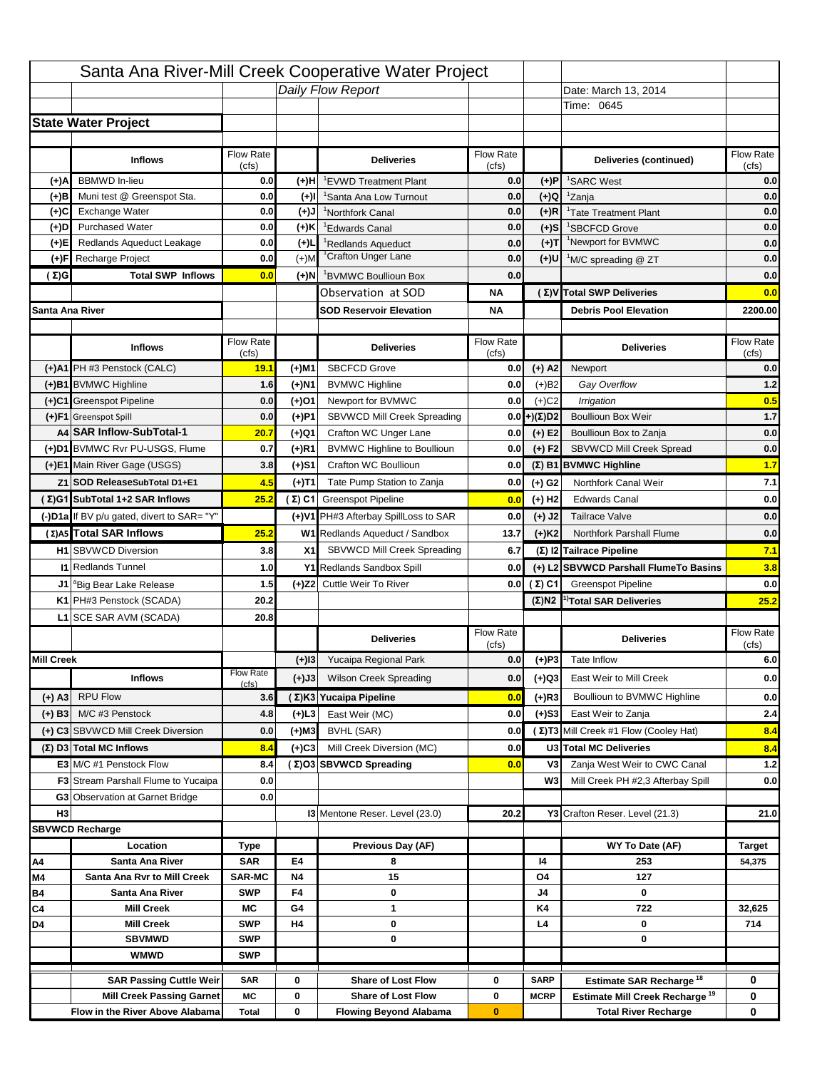# Santa Ana River-Mill Creek Cooperative Water Project

**Daily Flow Report**

Date: March 13, 2014

Time: 0645

## State Water Project

| | Inflows | Flow Rate (cfs) | | Deliveries | Flow Rate (cfs) | | Deliveries (continued) | Flow Rate (cfs) |
|---|---|---|---|---|---|---|---|---|
| (+)A | BBMWD In-lieu | 0.0 | (+)H | [1]EVWD Treatment Plant | 0.0 | (+)P | [1]SARC West | 0.0 |
| (+)B | Muni test @ Greenspot Sta. | 0.0 | (+)I | [1]Santa Ana Low Turnout | 0.0 | (+)Q | [1]Zanja | 0.0 |
| (+)C | Exchange Water | 0.0 | (+)J | [1]Northfork Canal | 0.0 | (+)R | [1]Tate Treatment Plant | 0.0 |
| (+)D | Purchased Water | 0.0 | (+)K | [1]Edwards Canal | 0.0 | (+)S | [1]SBCFCD Grove | 0.0 |
| (+)E | Redlands Aqueduct Leakage | 0.0 | (+)L | [1]Redlands Aqueduct | 0.0 | (+)T | [1]Newport for BVMWC | 0.0 |
| (+)F | Recharge Project | 0.0 | (+)M | [1]Crafton Unger Lane | 0.0 | (+)U | [1]M/C spreading @ ZT | 0.0 |
| (Σ)G | **Total SWP Inflows** | **0.0** | (+)N | [1]BVMWC Boullioun Box | 0.0 | | | 0.0 |
| | | | | Observation at SOD | **NA** | (Σ)V | **Total SWP Deliveries** | **0.0** |
| **Santa Ana River** | | | | **SOD Reservoir Elevation** | **NA** | | **Debris Pool Elevation** | **2200.00** |

| | Inflows | Flow Rate (cfs) | | Deliveries | Flow Rate (cfs) | | Deliveries | Flow Rate (cfs) |
|---|---|---|---|---|---|---|---|---|
| (+)A1 | PH #3 Penstock (CALC) | **19.1** | (+)M1 | SBCFCD Grove | 0.0 | (+) A2 | Newport | 0.0 |
| (+)B1 | BVMWC Highline | 1.6 | (+)N1 | BVMWC Highline | 0.0 | (+)B2 | *Gay Overflow* | 1.2 |
| (+)C1 | Greenspot Pipeline | 0.0 | (+)O1 | Newport for BVMWC | 0.0 | (+)C2 | *Irrigation* | 0.5 |
| (+)F1 | Greenspot Spill | 0.0 | (+)P1 | SBVWCD Mill Creek Spreading | 0.0 | +)(Σ)D2 | Boullioun Box Weir | 1.7 |
| A4 | **SAR Inflow-SubTotal-1** | **20.7** | (+)Q1 | Crafton WC Unger Lane | 0.0 | (+) E2 | Boullioun Box to Zanja | 0.0 |
| (+)D1 | BVMWC Rvr PU-USGS, Flume | 0.7 | (+)R1 | BVMWC Highline to Boullioun | 0.0 | (+) F2 | SBVWCD Mill Creek Spread | 0.0 |
| (+)E1 | Main River Gage (USGS) | 3.8 | (+)S1 | Crafton WC Boullioun | 0.0 | (Σ) B1 | **BVMWC Highline** | **1.7** |
| Z1 | **SOD ReleaseSubTotal D1+E1** | **4.5** | (+)T1 | Tate Pump Station to Zanja | 0.0 | (+) G2 | Northfork Canal Weir | 7.1 |
| (Σ)G1 | **SubTotal 1+2 SAR Inflows** | **25.2** | (Σ) C1 | Greenspot Pipeline | **0.0** | (+) H2 | Edwards Canal | 0.0 |
| (-)D1a | If BV p/u gated, divert to SAR= "Y" | | (+)V1 | PH#3 Afterbay SpillLoss to SAR | 0.0 | (+) J2 | Tailrace Valve | 0.0 |
| (Σ)A5 | **Total SAR Inflows** | **25.2** | W1 | Redlands Aqueduct / Sandbox | 13.7 | (+)K2 | Northfork Parshall Flume | 0.0 |
| H1 | SBVWCD Diversion | 3.8 | X1 | SBVWCD Mill Creek Spreading | 6.7 | (Σ) I2 | **Tailrace Pipeline** | **7.1** |
| I1 | Redlands Tunnel | 1.0 | Y1 | Redlands Sandbox Spill | 0.0 | (+) L2 | **SBVWCD Parshall FlumeTo Basins** | **3.8** |
| J1 | [a]Big Bear Lake Release | 1.5 | (+)Z2 | Cuttle Weir To River | 0.0 | (Σ) C1 | Greenspot Pipeline | 0.0 |
| K1 | PH#3 Penstock (SCADA) | 20.2 | | | | (Σ)N2 | [1)]**Total SAR Deliveries** | **25.2** |
| L1 | SCE SAR AVM (SCADA) | 20.8 | | | | | | |

| | Inflows | Flow Rate (cfs) | | Deliveries | Flow Rate (cfs) | | Deliveries | Flow Rate (cfs) |
|---|---|---|---|---|---|---|---|---|
| **Mill Creek** | | | (+)I3 | Yucaipa Regional Park | 0.0 | (+)P3 | Tate Inflow | 6.0 |
| | | | (+)J3 | Wilson Creek Spreading | 0.0 | (+)Q3 | East Weir to Mill Creek | 0.0 |
| (+) A3 | RPU Flow | 3.6 | (Σ)K3 | **Yucaipa Pipeline** | **0.0** | (+)R3 | Boullioun to BVMWC Highline | 0.0 |
| (+) B3 | M/C #3 Penstock | 4.8 | (+)L3 | East Weir (MC) | 0.0 | (+)S3 | East Weir to Zanja | 2.4 |
| (+) C3 | SBVWCD Mill Creek Diversion | 0.0 | (+)M3 | BVHL (SAR) | 0.0 | (Σ)T3 | Mill Creek #1 Flow (Cooley Hat) | **8.4** |
| (Σ) D3 | **Total MC Inflows** | **8.4** | (+)C3 | Mill Creek Diversion (MC) | 0.0 | U3 | **Total MC Deliveries** | **8.4** |
| E3 | M/C #1 Penstock Flow | 8.4 | (Σ)O3 | **SBVWCD Spreading** | **0.0** | V3 | Zanja West Weir to CWC Canal | 1.2 |
| F3 | Stream Parshall Flume to Yucaipa | 0.0 | | | | W3 | Mill Creek PH #2,3 Afterbay Spill | 0.0 |
| G3 | Observation at Garnet Bridge | 0.0 | | | | | | |
| H3 | | | | I3 Mentone Reser. Level (23.0) | 20.2 | Y3 | Crafton Reser. Level (21.3) | 21.0 |

## SBVWCD Recharge

| | Location | Type | | Previous Day (AF) | | | WY To Date (AF) | Target |
|---|---|---|---|---|---|---|---|---|
| A4 | Santa Ana River | SAR | E4 | 8 | | I4 | 253 | 54,375 |
| M4 | Santa Ana Rvr to Mill Creek | SAR-MC | N4 | 15 | | O4 | 127 | |
| B4 | Santa Ana River | SWP | F4 | 0 | | J4 | 0 | |
| C4 | Mill Creek | MC | G4 | 1 | | K4 | 722 | 32,625 |
| D4 | Mill Creek | SWP | H4 | 0 | | L4 | 0 | 714 |
| | SBVMWD | SWP | | 0 | | | 0 | |
| | WMWD | SWP | | | | | | |

| Location | Type | | | | | | |
|---|---|---|---|---|---|---|---|
| SAR Passing Cuttle Weir | SAR | 0 | Share of Lost Flow | 0 | SARP | Estimate SAR Recharge [18] | 0 |
| Mill Creek Passing Garnet | MC | 0 | Share of Lost Flow | 0 | MCRP | Estimate Mill Creek Recharge [19] | 0 |
| Flow in the River Above Alabama | Total | 0 | Flowing Beyond Alabama | 0 | | Total River Recharge | 0 |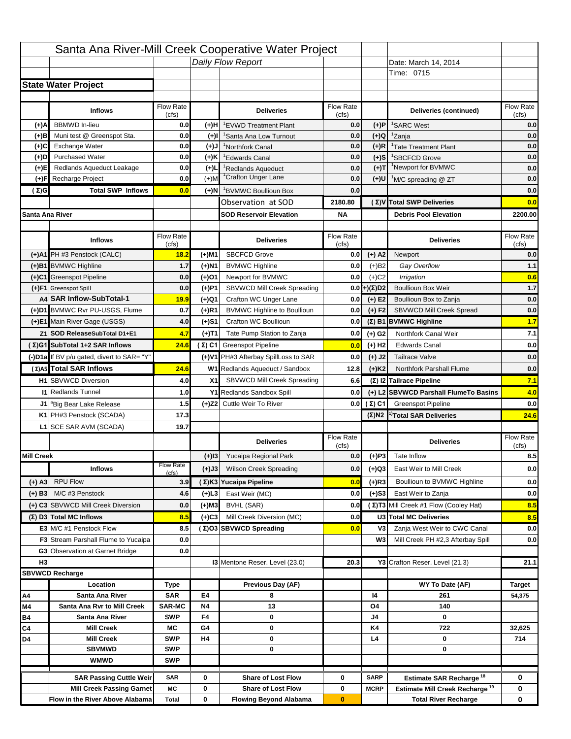# Santa Ana River-Mill Creek Cooperative Water Project

*Daily Flow Report*

Date: March 14, 2014
Time: 0715

## State Water Project

| | Inflows | Flow Rate (cfs) | | Deliveries | Flow Rate (cfs) | | Deliveries (continued) | Flow Rate (cfs) |
|---|---|---|---|---|---|---|---|---|
| (+)A | BBMWD In-lieu | 0.0 | (+)H | [1]EVWD Treatment Plant | 0.0 | (+)P | [1]SARC West | 0.0 |
| (+)B | Muni test @ Greenspot Sta. | 0.0 | (+)I | [1]Santa Ana Low Turnout | 0.0 | (+)Q | [1]Zanja | 0.0 |
| (+)C | Exchange Water | 0.0 | (+)J | [1]Northfork Canal | 0.0 | (+)R | [1]Tate Treatment Plant | 0.0 |
| (+)D | Purchased Water | 0.0 | (+)K | [1]Edwards Canal | 0.0 | (+)S | [1]SBCFCD Grove | 0.0 |
| (+)E | Redlands Aqueduct Leakage | 0.0 | (+)L | [1]Redlands Aqueduct | 0.0 | (+)T | [1]Newport for BVMWC | 0.0 |
| (+)F | Recharge Project | 0.0 | (+)M | [1]Crafton Unger Lane | 0.0 | (+)U | [1]M/C spreading @ ZT | 0.0 |
| (Σ)G | Total SWP Inflows | 0.0 | (+)N | [1]BVMWC Boullioun Box | 0.0 | | | 0.0 |
| | | | | Observation at SOD | 2180.80 | (Σ)V | Total SWP Deliveries | 0.0 |
| Santa Ana River | | | | SOD Reservoir Elevation | NA | | Debris Pool Elevation | 2200.00 |

| | Inflows | Flow Rate (cfs) | | Deliveries | Flow Rate (cfs) | | Deliveries | Flow Rate (cfs) |
|---|---|---|---|---|---|---|---|---|
| (+)A1 | PH #3 Penstock (CALC) | 18.2 | (+)M1 | SBCFCD Grove | 0.0 | (+) A2 | Newport | 0.0 |
| (+)B1 | BVMWC Highline | 1.7 | (+)N1 | BVMWC Highline | 0.0 | (+)B2 | *Gay Overflow* | 1.1 |
| (+)C1 | Greenspot Pipeline | 0.0 | (+)O1 | Newport for BVMWC | 0.0 | (+)C2 | *Irrigation* | 0.6 |
| (+)F1 | Greenspot Spill | 0.0 | (+)P1 | SBVWCD Mill Creek Spreading | 0.0 | +)(Σ)D2 | Boullioun Box Weir | 1.7 |
| A4 | SAR Inflow-SubTotal-1 | 19.9 | (+)Q1 | Crafton WC Unger Lane | 0.0 | (+) E2 | Boullioun Box to Zanja | 0.0 |
| (+)D1 | BVMWC Rvr PU-USGS, Flume | 0.7 | (+)R1 | BVMWC Highline to Boullioun | 0.0 | (+) F2 | SBVWCD Mill Creek Spread | 0.0 |
| (+)E1 | Main River Gage (USGS) | 4.0 | (+)S1 | Crafton WC Boullioun | 0.0 | (Σ) B1 | BVMWC Highline | 1.7 |
| Z1 | SOD ReleaseSubTotal D1+E1 | 4.7 | (+)T1 | Tate Pump Station to Zanja | 0.0 | (+) G2 | Northfork Canal Weir | 7.1 |
| (Σ)G1 | SubTotal 1+2 SAR Inflows | 24.6 | (Σ) C1 | Greenspot Pipeline | 0.0 | (+) H2 | Edwards Canal | 0.0 |
| (-)D1a | If BV p/u gated, divert to SAR= "Y" | | (+)V1 | PH#3 Afterbay SpillLoss to SAR | 0.0 | (+) J2 | Tailrace Valve | 0.0 |
| (Σ)A5 | Total SAR Inflows | 24.6 | W1 | Redlands Aqueduct / Sandbox | 12.8 | (+)K2 | Northfork Parshall Flume | 0.0 |
| H1 | SBVWCD Diversion | 4.0 | X1 | SBVWCD Mill Creek Spreading | 6.6 | (Σ) I2 | Tailrace Pipeline | 7.1 |
| I1 | Redlands Tunnel | 1.0 | Y1 | Redlands Sandbox Spill | 0.0 | (+) L2 | SBVWCD Parshall FlumeTo Basins | 4.0 |
| J1 | [a]Big Bear Lake Release | 1.5 | (+)Z2 | Cuttle Weir To River | 0.0 | (Σ) C1 | Greenspot Pipeline | 0.0 |
| K1 | PH#3 Penstock (SCADA) | 17.3 | | | | (Σ)N2 | [1)]Total SAR Deliveries | 24.6 |
| L1 | SCE SAR AVM (SCADA) | 19.7 | | | | | | |

| | Inflows | Flow Rate (cfs) | | Deliveries | Flow Rate (cfs) | | Deliveries | Flow Rate (cfs) |
|---|---|---|---|---|---|---|---|---|
| Mill Creek | | | (+)I3 | Yucaipa Regional Park | 0.0 | (+)P3 | Tate Inflow | 8.5 |
| | | | (+)J3 | Wilson Creek Spreading | 0.0 | (+)Q3 | East Weir to Mill Creek | 0.0 |
| (+) A3 | RPU Flow | 3.9 | (Σ)K3 | Yucaipa Pipeline | 0.0 | (+)R3 | Boullioun to BVMWC Highline | 0.0 |
| (+) B3 | M/C #3 Penstock | 4.6 | (+)L3 | East Weir (MC) | 0.0 | (+)S3 | East Weir to Zanja | 0.0 |
| (+) C3 | SBVWCD Mill Creek Diversion | 0.0 | (+)M3 | BVHL (SAR) | 0.0 | (Σ)T3 | Mill Creek #1 Flow (Cooley Hat) | 8.5 |
| (Σ) D3 | Total MC Inflows | 8.5 | (+)C3 | Mill Creek Diversion (MC) | 0.0 | U3 | Total MC Deliveries | 8.5 |
| E3 | M/C #1 Penstock Flow | 8.5 | (Σ)O3 | SBVWCD Spreading | 0.0 | V3 | Zanja West Weir to CWC Canal | 0.0 |
| F3 | Stream Parshall Flume to Yucaipa | 0.0 | | | | W3 | Mill Creek PH #2,3 Afterbay Spill | 0.0 |
| G3 | Observation at Garnet Bridge | 0.0 | | | | | | |
| H3 | | | I3 | Mentone Reser. Level (23.0) | 20.3 | Y3 | Crafton Reser. Level (21.3) | 21.1 |

## SBVWCD Recharge

| | Location | Type | | Previous Day (AF) | | | WY To Date (AF) | Target |
|---|---|---|---|---|---|---|---|---|
| A4 | Santa Ana River | SAR | E4 | 8 | | I4 | 261 | 54,375 |
| M4 | Santa Ana Rvr to Mill Creek | SAR-MC | N4 | 13 | | O4 | 140 | |
| B4 | Santa Ana River | SWP | F4 | 0 | | J4 | 0 | |
| C4 | Mill Creek | MC | G4 | 0 | | K4 | 722 | 32,625 |
| D4 | Mill Creek | SWP | H4 | 0 | | L4 | 0 | 714 |
| | SBVMWD | SWP | | 0 | | | 0 | |
| | WMWD | SWP | | | | | | |
| | SAR Passing Cuttle Weir | SAR | 0 | Share of Lost Flow | 0 | SARP | Estimate SAR Recharge [18] | 0 |
| | Mill Creek Passing Garnet | MC | 0 | Share of Lost Flow | 0 | MCRP | Estimate Mill Creek Recharge [19] | 0 |
| | Flow in the River Above Alabama | Total | 0 | Flowing Beyond Alabama | 0 | | Total River Recharge | 0 |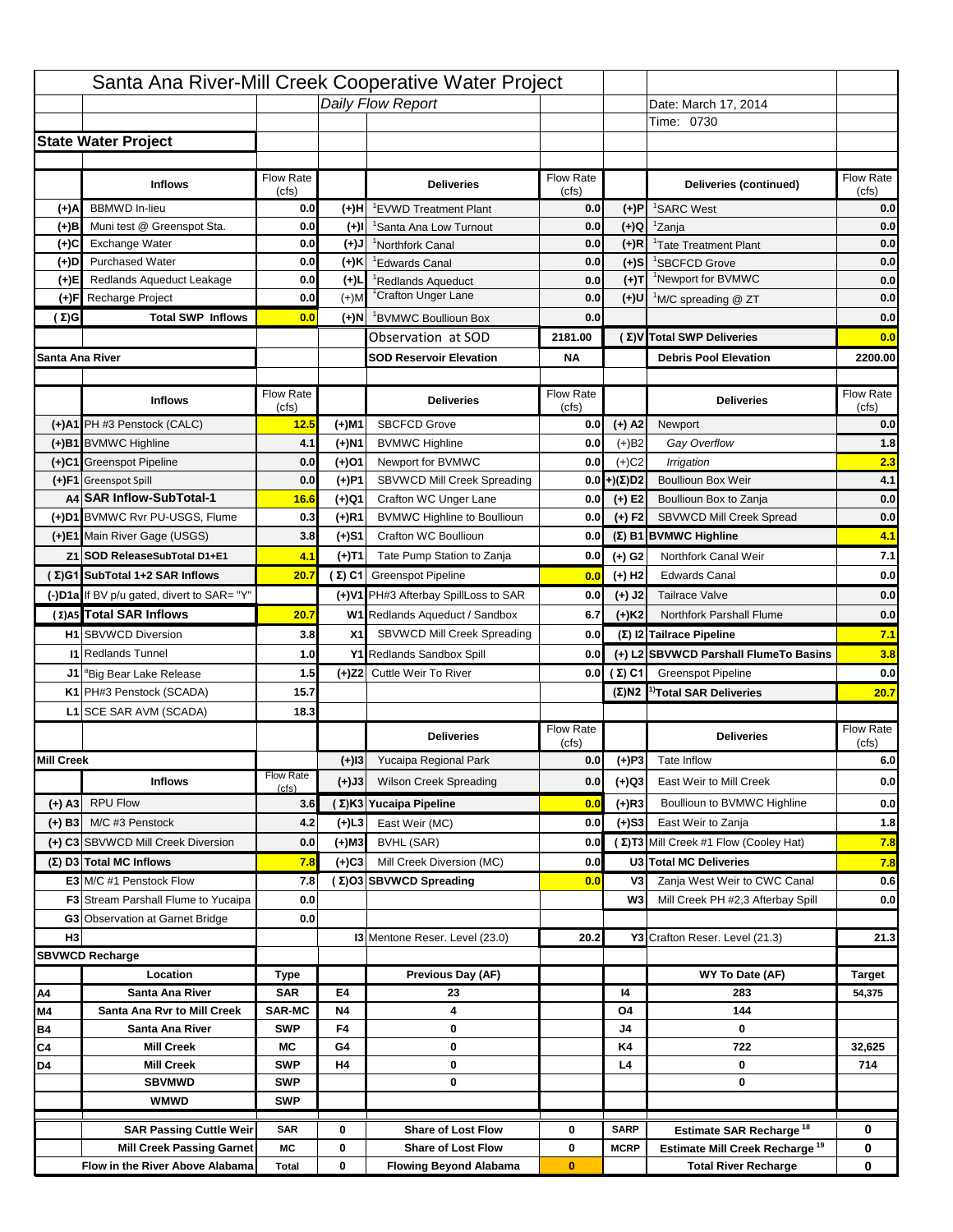# Santa Ana River-Mill Creek Cooperative Water Project

*Daily Flow Report*

Date: March 17, 2014

Time: 0730

## State Water Project

| | Inflows | Flow Rate (cfs) | | Deliveries | Flow Rate (cfs) | | Deliveries (continued) | Flow Rate (cfs) |
|---|---|---|---|---|---|---|---|---|
| (+)A | BBMWD In-lieu | 0.0 | (+)H | [1]EVWD Treatment Plant | 0.0 | (+)P | [1]SARC West | 0.0 |
| (+)B | Muni test @ Greenspot Sta. | 0.0 | (+)I | [1]Santa Ana Low Turnout | 0.0 | (+)Q | [1]Zanja | 0.0 |
| (+)C | Exchange Water | 0.0 | (+)J | [1]Northfork Canal | 0.0 | (+)R | [1]Tate Treatment Plant | 0.0 |
| (+)D | Purchased Water | 0.0 | (+)K | [1]Edwards Canal | 0.0 | (+)S | [1]SBCFCD Grove | 0.0 |
| (+)E | Redlands Aqueduct Leakage | 0.0 | (+)L | [1]Redlands Aqueduct | 0.0 | (+)T | [1]Newport for BVMWC | 0.0 |
| (+)F | Recharge Project | 0.0 | (+)M | [1]Crafton Unger Lane | 0.0 | (+)U | [1]M/C spreading @ ZT | 0.0 |
| (Σ)G | Total SWP Inflows | 0.0 | (+)N | [1]BVMWC Boullioun Box | 0.0 | | | 0.0 |
| | | | | Observation at SOD | 2181.00 | (Σ)V | Total SWP Deliveries | 0.0 |
| Santa Ana River | | | | SOD Reservoir Elevation | NA | | Debris Pool Elevation | 2200.00 |

| | Inflows | Flow Rate (cfs) | | Deliveries | Flow Rate (cfs) | | Deliveries | Flow Rate (cfs) |
|---|---|---|---|---|---|---|---|---|
| (+)A1 | PH #3 Penstock (CALC) | 12.5 | (+)M1 | SBCFCD Grove | 0.0 | (+) A2 | Newport | 0.0 |
| (+)B1 | BVMWC Highline | 4.1 | (+)N1 | BVMWC Highline | 0.0 | (+)B2 | *Gay Overflow* | 1.8 |
| (+)C1 | Greenspot Pipeline | 0.0 | (+)O1 | Newport for BVMWC | 0.0 | (+)C2 | *Irrigation* | 2.3 |
| (+)F1 | Greenspot Spill | 0.0 | (+)P1 | SBVWCD Mill Creek Spreading | 0.0 | (+)(Σ)D2 | Boullioun Box Weir | 4.1 |
| A4 | SAR Inflow-SubTotal-1 | 16.6 | (+)Q1 | Crafton WC Unger Lane | 0.0 | (+) E2 | Boullioun Box to Zanja | 0.0 |
| (+)D1 | BVMWC Rvr PU-USGS, Flume | 0.3 | (+)R1 | BVMWC Highline to Boullioun | 0.0 | (+) F2 | SBVWCD Mill Creek Spread | 0.0 |
| (+)E1 | Main River Gage (USGS) | 3.8 | (+)S1 | Crafton WC Boullioun | 0.0 | (Σ) B1 | BVMWC Highline | 4.1 |
| Z1 | SOD ReleaseSubTotal D1+E1 | 4.1 | (+)T1 | Tate Pump Station to Zanja | 0.0 | (+) G2 | Northfork Canal Weir | 7.1 |
| (Σ)G1 | SubTotal 1+2 SAR Inflows | 20.7 | (Σ) C1 | Greenspot Pipeline | 0.0 | (+) H2 | Edwards Canal | 0.0 |
| (-)D1a | If BV p/u gated, divert to SAR= "Y" | | (+)V1 | PH#3 Afterbay SpillLoss to SAR | 0.0 | (+) J2 | Tailrace Valve | 0.0 |
| (Σ)A5 | Total SAR Inflows | 20.7 | W1 | Redlands Aqueduct / Sandbox | 6.7 | (+)K2 | Northfork Parshall Flume | 0.0 |
| H1 | SBVWCD Diversion | 3.8 | X1 | SBVWCD Mill Creek Spreading | 0.0 | (Σ) I2 | Tailrace Pipeline | 7.1 |
| I1 | Redlands Tunnel | 1.0 | Y1 | Redlands Sandbox Spill | 0.0 | (+) L2 | SBVWCD Parshall FlumeTo Basins | 3.8 |
| J1 | [a]Big Bear Lake Release | 1.5 | (+)Z2 | Cuttle Weir To River | 0.0 | (Σ) C1 | Greenspot Pipeline | 0.0 |
| K1 | PH#3 Penstock (SCADA) | 15.7 | | | | (Σ)N2 | [1)]Total SAR Deliveries | 20.7 |
| L1 | SCE SAR AVM (SCADA) | 18.3 | | | | | | |

| | Inflows | Flow Rate (cfs) | | Deliveries | Flow Rate (cfs) | | Deliveries | Flow Rate (cfs) |
|---|---|---|---|---|---|---|---|---|
| Mill Creek | | | (+)I3 | Yucaipa Regional Park | 0.0 | (+)P3 | Tate Inflow | 6.0 |
| | | | (+)J3 | Wilson Creek Spreading | 0.0 | (+)Q3 | East Weir to Mill Creek | 0.0 |
| (+) A3 | RPU Flow | 3.6 | (Σ)K3 | Yucaipa Pipeline | 0.0 | (+)R3 | Boullioun to BVMWC Highline | 0.0 |
| (+) B3 | M/C #3 Penstock | 4.2 | (+)L3 | East Weir (MC) | 0.0 | (+)S3 | East Weir to Zanja | 1.8 |
| (+) C3 | SBVWCD Mill Creek Diversion | 0.0 | (+)M3 | BVHL (SAR) | 0.0 | (Σ)T3 | Mill Creek #1 Flow (Cooley Hat) | 7.8 |
| (Σ) D3 | Total MC Inflows | 7.8 | (+)C3 | Mill Creek Diversion (MC) | 0.0 | U3 | Total MC Deliveries | 7.8 |
| E3 | M/C #1 Penstock Flow | 7.8 | (Σ)O3 | SBVWCD Spreading | 0.0 | V3 | Zanja West Weir to CWC Canal | 0.6 |
| F3 | Stream Parshall Flume to Yucaipa | 0.0 | | | | W3 | Mill Creek PH #2,3 Afterbay Spill | 0.0 |
| G3 | Observation at Garnet Bridge | 0.0 | | | | | | |
| H3 | | | I3 | Mentone Reser. Level (23.0) | 20.2 | Y3 | Crafton Reser. Level (21.3) | 21.3 |

## SBVWCD Recharge

| | Location | Type | | Previous Day (AF) | | | WY To Date (AF) | Target |
|---|---|---|---|---|---|---|---|---|
| A4 | Santa Ana River | SAR | E4 | 23 | | I4 | 283 | 54,375 |
| M4 | Santa Ana Rvr to Mill Creek | SAR-MC | N4 | 4 | | O4 | 144 | |
| B4 | Santa Ana River | SWP | F4 | 0 | | J4 | 0 | |
| C4 | Mill Creek | MC | G4 | 0 | | K4 | 722 | 32,625 |
| D4 | Mill Creek | SWP | H4 | 0 | | L4 | 0 | 714 |
| | SBVMWD | SWP | | 0 | | | 0 | |
| | WMWD | SWP | | | | | | |
| | SAR Passing Cuttle Weir | SAR | 0 | Share of Lost Flow | 0 | SARP | Estimate SAR Recharge [18] | 0 |
| | Mill Creek Passing Garnet | MC | 0 | Share of Lost Flow | 0 | MCRP | Estimate Mill Creek Recharge [19] | 0 |
| | Flow in the River Above Alabama | Total | 0 | Flowing Beyond Alabama | 0 | | Total River Recharge | 0 |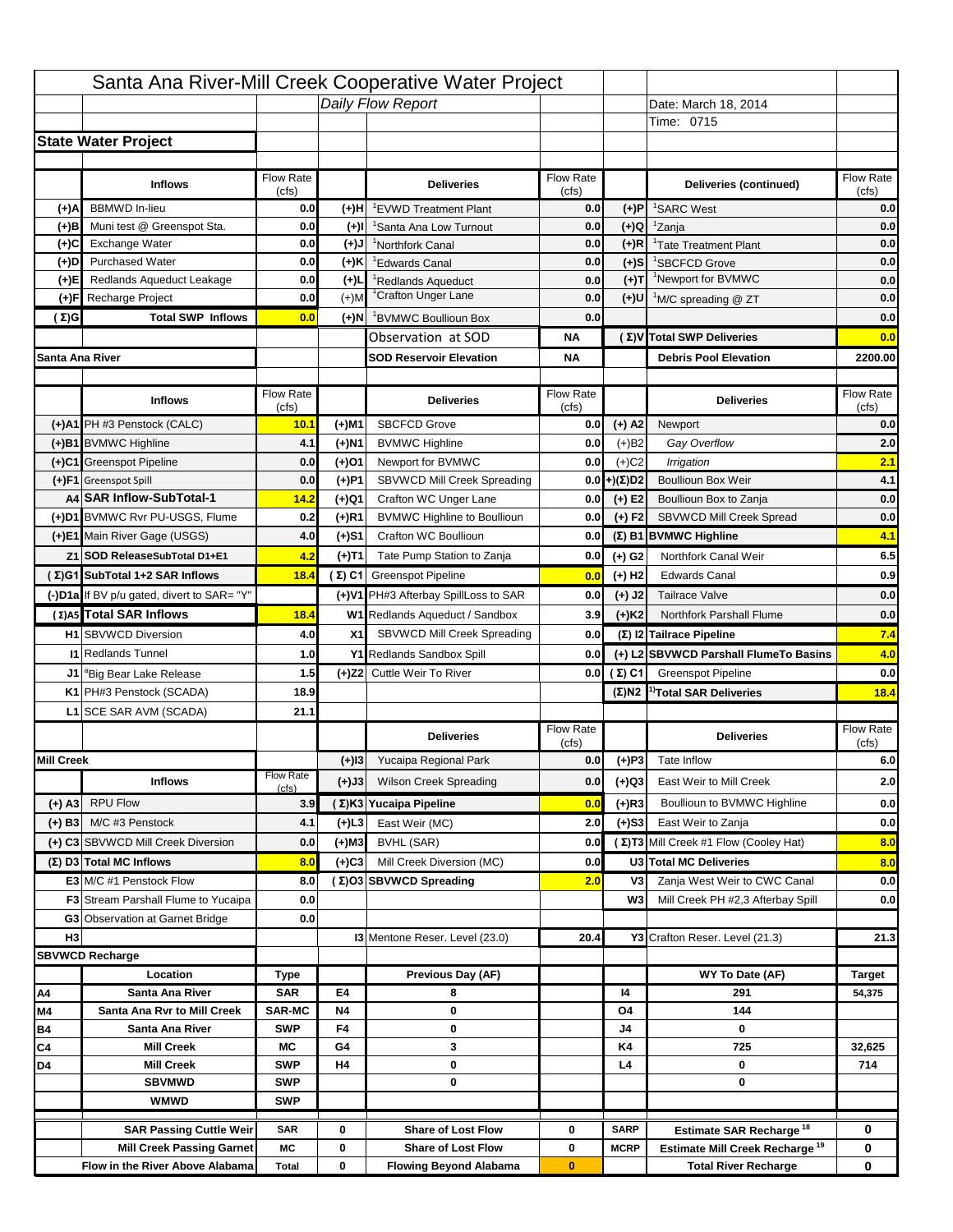# Santa Ana River-Mill Creek Cooperative Water Project

Daily Flow Report

Date: March 18, 2014

Time: 0715

## State Water Project

| | Inflows | Flow Rate (cfs) | | Deliveries | Flow Rate (cfs) | | Deliveries (continued) | Flow Rate (cfs) |
|---|---|---|---|---|---|---|---|---|
| (+)A | BBMWD In-lieu | 0.0 | (+)H | [1]EVWD Treatment Plant | 0.0 | (+)P | [1]SARC West | 0.0 |
| (+)B | Muni test @ Greenspot Sta. | 0.0 | (+)I | [1]Santa Ana Low Turnout | 0.0 | (+)Q | [1]Zanja | 0.0 |
| (+)C | Exchange Water | 0.0 | (+)J | [1]Northfork Canal | 0.0 | (+)R | [1]Tate Treatment Plant | 0.0 |
| (+)D | Purchased Water | 0.0 | (+)K | [1]Edwards Canal | 0.0 | (+)S | [1]SBCFCD Grove | 0.0 |
| (+)E | Redlands Aqueduct Leakage | 0.0 | (+)L | [1]Redlands Aqueduct | 0.0 | (+)T | [1]Newport for BVMWC | 0.0 |
| (+)F | Recharge Project | 0.0 | (+)M | [1]Crafton Unger Lane | 0.0 | (+)U | [1]M/C spreading @ ZT | 0.0 |
| (Σ)G | Total SWP Inflows | 0.0 | (+)N | [1]BVMWC Boullioun Box | 0.0 | | | 0.0 |
| | | | | Observation at SOD | NA | (Σ)V | Total SWP Deliveries | 0.0 |
| Santa Ana River | | | | SOD Reservoir Elevation | NA | | Debris Pool Elevation | 2200.00 |

| | Inflows | Flow Rate (cfs) | | Deliveries | Flow Rate (cfs) | | Deliveries | Flow Rate (cfs) |
|---|---|---|---|---|---|---|---|---|
| (+)A1 | PH #3 Penstock (CALC) | 10.1 | (+)M1 | SBCFCD Grove | 0.0 | (+) A2 | Newport | 0.0 |
| (+)B1 | BVMWC Highline | 4.1 | (+)N1 | BVMWC Highline | 0.0 | (+)B2 | *Gay Overflow* | 2.0 |
| (+)C1 | Greenspot Pipeline | 0.0 | (+)O1 | Newport for BVMWC | 0.0 | (+)C2 | *Irrigation* | 2.1 |
| (+)F1 | Greenspot Spill | 0.0 | (+)P1 | SBVWCD Mill Creek Spreading | 0.0 | (+)(Σ)D2 | Boullioun Box Weir | 4.1 |
| A4 | SAR Inflow-SubTotal-1 | 14.2 | (+)Q1 | Crafton WC Unger Lane | 0.0 | (+) E2 | Boullioun Box to Zanja | 0.0 |
| (+)D1 | BVMWC Rvr PU-USGS, Flume | 0.2 | (+)R1 | BVMWC Highline to Boullioun | 0.0 | (+) F2 | SBVWCD Mill Creek Spread | 0.0 |
| (+)E1 | Main River Gage (USGS) | 4.0 | (+)S1 | Crafton WC Boullioun | 0.0 | (Σ) B1 | BVMWC Highline | 4.1 |
| Z1 | SOD ReleaseSubTotal D1+E1 | 4.2 | (+)T1 | Tate Pump Station to Zanja | 0.0 | (+) G2 | Northfork Canal Weir | 6.5 |
| (Σ)G1 | SubTotal 1+2 SAR Inflows | 18.4 | (Σ) C1 | Greenspot Pipeline | 0.0 | (+) H2 | Edwards Canal | 0.9 |
| (-)D1a | If BV p/u gated, divert to SAR= "Y" | | (+)V1 | PH#3 Afterbay SpillLoss to SAR | 0.0 | (+) J2 | Tailrace Valve | 0.0 |
| (Σ)A5 | Total SAR Inflows | 18.4 | W1 | Redlands Aqueduct / Sandbox | 3.9 | (+)K2 | Northfork Parshall Flume | 0.0 |
| H1 | SBVWCD Diversion | 4.0 | X1 | SBVWCD Mill Creek Spreading | 0.0 | (Σ) I2 | Tailrace Pipeline | 7.4 |
| I1 | Redlands Tunnel | 1.0 | Y1 | Redlands Sandbox Spill | 0.0 | (+) L2 | SBVWCD Parshall FlumeTo Basins | 4.0 |
| J1 | [a]Big Bear Lake Release | 1.5 | (+)Z2 | Cuttle Weir To River | 0.0 | (Σ) C1 | Greenspot Pipeline | 0.0 |
| K1 | PH#3 Penstock (SCADA) | 18.9 | | | | (Σ)N2 | [1)]Total SAR Deliveries | 18.4 |
| L1 | SCE SAR AVM (SCADA) | 21.1 | | | | | | |

| | Inflows | Flow Rate (cfs) | | Deliveries | Flow Rate (cfs) | | Deliveries | Flow Rate (cfs) |
|---|---|---|---|---|---|---|---|---|
| Mill Creek | | | (+)I3 | Yucaipa Regional Park | 0.0 | (+)P3 | Tate Inflow | 6.0 |
| | | | (+)J3 | Wilson Creek Spreading | 0.0 | (+)Q3 | East Weir to Mill Creek | 2.0 |
| (+) A3 | RPU Flow | 3.9 | (Σ)K3 | Yucaipa Pipeline | 0.0 | (+)R3 | Boullioun to BVMWC Highline | 0.0 |
| (+) B3 | M/C #3 Penstock | 4.1 | (+)L3 | East Weir (MC) | 2.0 | (+)S3 | East Weir to Zanja | 0.0 |
| (+) C3 | SBVWCD Mill Creek Diversion | 0.0 | (+)M3 | BVHL (SAR) | 0.0 | (Σ)T3 | Mill Creek #1 Flow (Cooley Hat) | 8.0 |
| (Σ) D3 | Total MC Inflows | 8.0 | (+)C3 | Mill Creek Diversion (MC) | 0.0 | U3 | Total MC Deliveries | 8.0 |
| E3 | M/C #1 Penstock Flow | 8.0 | (Σ)O3 | SBVWCD Spreading | 2.0 | V3 | Zanja West Weir to CWC Canal | 0.0 |
| F3 | Stream Parshall Flume to Yucaipa | 0.0 | | | | W3 | Mill Creek PH #2,3 Afterbay Spill | 0.0 |
| G3 | Observation at Garnet Bridge | 0.0 | | | | | | |
| H3 | | | | I3 Mentone Reser. Level (23.0) | 20.4 | | Y3 Crafton Reser. Level (21.3) | 21.3 |

## SBVWCD Recharge

| | Location | Type | | Previous Day (AF) | | | WY To Date (AF) | Target |
|---|---|---|---|---|---|---|---|---|
| A4 | Santa Ana River | SAR | E4 | 8 | | I4 | 291 | 54,375 |
| M4 | Santa Ana Rvr to Mill Creek | SAR-MC | N4 | 0 | | O4 | 144 | |
| B4 | Santa Ana River | SWP | F4 | 0 | | J4 | 0 | |
| C4 | Mill Creek | MC | G4 | 3 | | K4 | 725 | 32,625 |
| D4 | Mill Creek | SWP | H4 | 0 | | L4 | 0 | 714 |
| | SBVMWD | SWP | | 0 | | | 0 | |
| | WMWD | SWP | | | | | | |
| | SAR Passing Cuttle Weir | SAR | 0 | Share of Lost Flow | 0 | SARP | Estimate SAR Recharge [18] | 0 |
| | Mill Creek Passing Garnet | MC | 0 | Share of Lost Flow | 0 | MCRP | Estimate Mill Creek Recharge [19] | 0 |
| | Flow in the River Above Alabama | Total | 0 | Flowing Beyond Alabama | 0 | | Total River Recharge | 0 |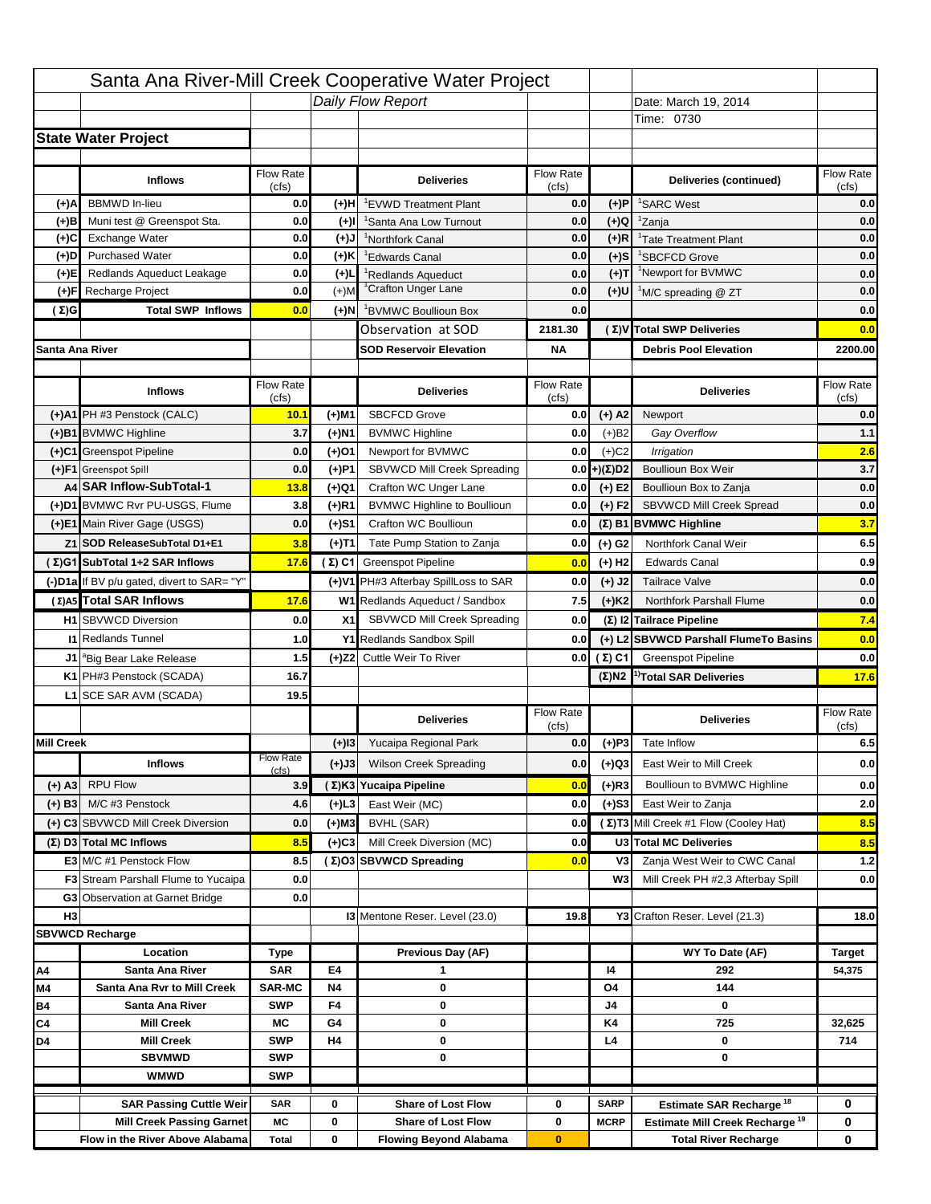# Santa Ana River-Mill Creek Cooperative Water Project

*Daily Flow Report*

Date: March 19, 2014

Time: 0730

## State Water Project

| | Inflows | Flow Rate (cfs) | | Deliveries | Flow Rate (cfs) | | Deliveries (continued) | Flow Rate (cfs) |
|---|---|---|---|---|---|---|---|---|
| (+)A | BBMWD In-lieu | 0.0 | (+)H | [1]EVWD Treatment Plant | 0.0 | (+)P | [1]SARC West | 0.0 |
| (+)B | Muni test @ Greenspot Sta. | 0.0 | (+)I | [1]Santa Ana Low Turnout | 0.0 | (+)Q | [1]Zanja | 0.0 |
| (+)C | Exchange Water | 0.0 | (+)J | [1]Northfork Canal | 0.0 | (+)R | [1]Tate Treatment Plant | 0.0 |
| (+)D | Purchased Water | 0.0 | (+)K | [1]Edwards Canal | 0.0 | (+)S | [1]SBCFCD Grove | 0.0 |
| (+)E | Redlands Aqueduct Leakage | 0.0 | (+)L | [1]Redlands Aqueduct | 0.0 | (+)T | [1]Newport for BVMWC | 0.0 |
| (+)F | Recharge Project | 0.0 | (+)M | [1]Crafton Unger Lane | 0.0 | (+)U | [1]M/C spreading @ ZT | 0.0 |
| (Σ)G | Total SWP Inflows | 0.0 | (+)N | [1]BVMWC Boullioun Box | 0.0 | | | 0.0 |
| | | | | Observation at SOD | 2181.30 | (Σ)V | Total SWP Deliveries | 0.0 |
| | | | | SOD Reservoir Elevation | NA | | Debris Pool Elevation | 2200.00 |

## Santa Ana River

| | Inflows | Flow Rate (cfs) | | Deliveries | Flow Rate (cfs) | | Deliveries | Flow Rate (cfs) |
|---|---|---|---|---|---|---|---|---|
| (+)A1 | PH #3 Penstock (CALC) | 10.1 | (+)M1 | SBCFCD Grove | 0.0 | (+) A2 | Newport | 0.0 |
| (+)B1 | BVMWC Highline | 3.7 | (+)N1 | BVMWC Highline | 0.0 | (+)B2 | *Gay Overflow* | 1.1 |
| (+)C1 | Greenspot Pipeline | 0.0 | (+)O1 | Newport for BVMWC | 0.0 | (+)C2 | *Irrigation* | 2.6 |
| (+)F1 | Greenspot Spill | 0.0 | (+)P1 | SBVWCD Mill Creek Spreading | 0.0 | (+)(Σ)D2 | Boullioun Box Weir | 3.7 |
| A4 | SAR Inflow-SubTotal-1 | 13.8 | (+)Q1 | Crafton WC Unger Lane | 0.0 | (+) E2 | Boullioun Box to Zanja | 0.0 |
| (+)D1 | BVMWC Rvr PU-USGS, Flume | 3.8 | (+)R1 | BVMWC Highline to Boullioun | 0.0 | (+) F2 | SBVWCD Mill Creek Spread | 0.0 |
| (+)E1 | Main River Gage (USGS) | 0.0 | (+)S1 | Crafton WC Boullioun | 0.0 | (Σ) B1 | BVMWC Highline | 3.7 |
| Z1 | SOD ReleaseSubTotal D1+E1 | 3.8 | (+)T1 | Tate Pump Station to Zanja | 0.0 | (+) G2 | Northfork Canal Weir | 6.5 |
| (Σ)G1 | SubTotal 1+2 SAR Inflows | 17.6 | (Σ) C1 | Greenspot Pipeline | 0.0 | (+) H2 | Edwards Canal | 0.9 |
| (-)D1a | If BV p/u gated, divert to SAR= "Y" | | (+)V1 | PH#3 Afterbay SpillLoss to SAR | 0.0 | (+) J2 | Tailrace Valve | 0.0 |
| (Σ)A5 | Total SAR Inflows | 17.6 | W1 | Redlands Aqueduct / Sandbox | 7.5 | (+)K2 | Northfork Parshall Flume | 0.0 |
| H1 | SBVWCD Diversion | 0.0 | X1 | SBVWCD Mill Creek Spreading | 0.0 | (Σ) I2 | Tailrace Pipeline | 7.4 |
| I1 | Redlands Tunnel | 1.0 | Y1 | Redlands Sandbox Spill | 0.0 | (+) L2 | SBVWCD Parshall FlumeTo Basins | 0.0 |
| J1 | [a]Big Bear Lake Release | 1.5 | (+)Z2 | Cuttle Weir To River | 0.0 | (Σ) C1 | Greenspot Pipeline | 0.0 |
| K1 | PH#3 Penstock (SCADA) | 16.7 | | | | (Σ)N2 | [1)]Total SAR Deliveries | 17.6 |
| L1 | SCE SAR AVM (SCADA) | 19.5 | | | | | | |

## Mill Creek

| | Inflows | Flow Rate (cfs) | | Deliveries | Flow Rate (cfs) | | Deliveries | Flow Rate (cfs) |
|---|---|---|---|---|---|---|---|---|
| | | | (+)I3 | Yucaipa Regional Park | 0.0 | (+)P3 | Tate Inflow | 6.5 |
| | | | (+)J3 | Wilson Creek Spreading | 0.0 | (+)Q3 | East Weir to Mill Creek | 0.0 |
| (+) A3 | RPU Flow | 3.9 | (Σ)K3 | Yucaipa Pipeline | 0.0 | (+)R3 | Boullioun to BVMWC Highline | 0.0 |
| (+) B3 | M/C #3 Penstock | 4.6 | (+)L3 | East Weir (MC) | 0.0 | (+)S3 | East Weir to Zanja | 2.0 |
| (+) C3 | SBVWCD Mill Creek Diversion | 0.0 | (+)M3 | BVHL (SAR) | 0.0 | (Σ)T3 | Mill Creek #1 Flow (Cooley Hat) | 8.5 |
| (Σ) D3 | Total MC Inflows | 8.5 | (+)C3 | Mill Creek Diversion (MC) | 0.0 | U3 | Total MC Deliveries | 8.5 |
| E3 | M/C #1 Penstock Flow | 8.5 | (Σ)O3 | SBVWCD Spreading | 0.0 | V3 | Zanja West Weir to CWC Canal | 1.2 |
| F3 | Stream Parshall Flume to Yucaipa | 0.0 | | | | W3 | Mill Creek PH #2,3 Afterbay Spill | 0.0 |
| G3 | Observation at Garnet Bridge | 0.0 | | | | | | |
| H3 | | | I3 | Mentone Reser. Level (23.0) | 19.8 | Y3 | Crafton Reser. Level (21.3) | 18.0 |

## SBVWCD Recharge

| | Location | Type | | Previous Day (AF) | | | WY To Date (AF) | Target |
|---|---|---|---|---|---|---|---|---|
| A4 | Santa Ana River | SAR | E4 | 1 | | I4 | 292 | 54,375 |
| M4 | Santa Ana Rvr to Mill Creek | SAR-MC | N4 | 0 | | O4 | 144 | |
| B4 | Santa Ana River | SWP | F4 | 0 | | J4 | 0 | |
| C4 | Mill Creek | MC | G4 | 0 | | K4 | 725 | 32,625 |
| D4 | Mill Creek | SWP | H4 | 0 | | L4 | 0 | 714 |
| | SBVMWD | SWP | | 0 | | | 0 | |
| | WMWD | SWP | | | | | | |
| | SAR Passing Cuttle Weir | SAR | 0 | Share of Lost Flow | 0 | SARP | Estimate SAR Recharge [18] | 0 |
| | Mill Creek Passing Garnet | MC | 0 | Share of Lost Flow | 0 | MCRP | Estimate Mill Creek Recharge [19] | 0 |
| | Flow in the River Above Alabama | Total | 0 | Flowing Beyond Alabama | 0 | | Total River Recharge | 0 |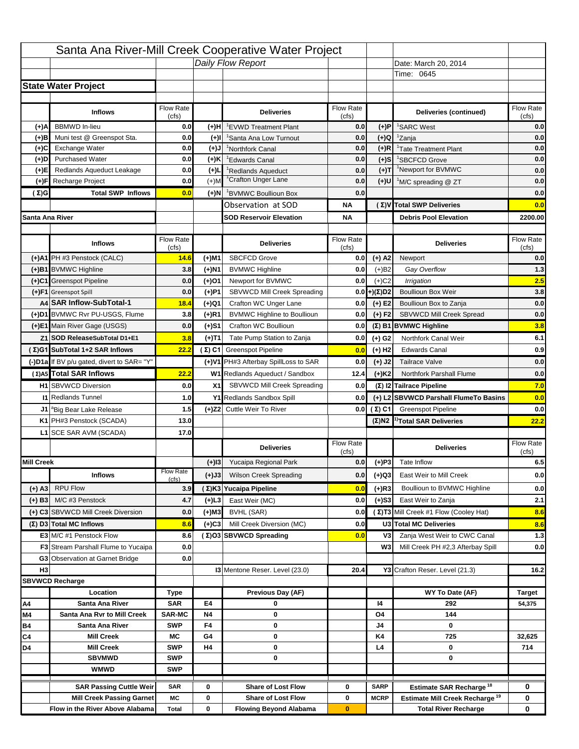# Santa Ana River-Mill Creek Cooperative Water Project

*Daily Flow Report*

Date: March 20, 2014

Time: 0645

## State Water Project

| | Inflows | Flow Rate (cfs) | | Deliveries | Flow Rate (cfs) | | Deliveries (continued) | Flow Rate (cfs) |
|---|---|---|---|---|---|---|---|---|
| (+)A | BBMWD In-lieu | 0.0 | (+)H | [1]EVWD Treatment Plant | 0.0 | (+)P | [1]SARC West | 0.0 |
| (+)B | Muni test @ Greenspot Sta. | 0.0 | (+)I | [1]Santa Ana Low Turnout | 0.0 | (+)Q | [1]Zanja | 0.0 |
| (+)C | Exchange Water | 0.0 | (+)J | [1]Northfork Canal | 0.0 | (+)R | [1]Tate Treatment Plant | 0.0 |
| (+)D | Purchased Water | 0.0 | (+)K | [1]Edwards Canal | 0.0 | (+)S | [1]SBCFCD Grove | 0.0 |
| (+)E | Redlands Aqueduct Leakage | 0.0 | (+)L | [1]Redlands Aqueduct | 0.0 | (+)T | [1]Newport for BVMWC | 0.0 |
| (+)F | Recharge Project | 0.0 | (+)M | [1]Crafton Unger Lane | 0.0 | (+)U | [1]M/C spreading @ ZT | 0.0 |
| (Σ)G | Total SWP Inflows | 0.0 | (+)N | [1]BVMWC Boullioun Box | 0.0 | | | 0.0 |
| | | | | Observation at SOD | NA | (Σ)V | Total SWP Deliveries | 0.0 |
| Santa Ana River | | | | SOD Reservoir Elevation | NA | | Debris Pool Elevation | 2200.00 |

| | Inflows | Flow Rate (cfs) | | Deliveries | Flow Rate (cfs) | | Deliveries | Flow Rate (cfs) |
|---|---|---|---|---|---|---|---|---|
| (+)A1 | PH #3 Penstock (CALC) | 14.6 | (+)M1 | SBCFCD Grove | 0.0 | (+) A2 | Newport | 0.0 |
| (+)B1 | BVMWC Highline | 3.8 | (+)N1 | BVMWC Highline | 0.0 | (+)B2 | *Gay Overflow* | 1.3 |
| (+)C1 | Greenspot Pipeline | 0.0 | (+)O1 | Newport for BVMWC | 0.0 | (+)C2 | *Irrigation* | 2.5 |
| (+)F1 | Greenspot Spill | 0.0 | (+)P1 | SBVWCD Mill Creek Spreading | 0.0 | +)(Σ)D2 | Boullioun Box Weir | 3.8 |
| A4 | SAR Inflow-SubTotal-1 | 18.4 | (+)Q1 | Crafton WC Unger Lane | 0.0 | (+) E2 | Boullioun Box to Zanja | 0.0 |
| (+)D1 | BVMWC Rvr PU-USGS, Flume | 3.8 | (+)R1 | BVMWC Highline to Boullioun | 0.0 | (+) F2 | SBVWCD Mill Creek Spread | 0.0 |
| (+)E1 | Main River Gage (USGS) | 0.0 | (+)S1 | Crafton WC Boullioun | 0.0 | (Σ) B1 | BVMWC Highline | 3.8 |
| Z1 | SOD ReleaseSubTotal D1+E1 | 3.8 | (+)T1 | Tate Pump Station to Zanja | 0.0 | (+) G2 | Northfork Canal Weir | 6.1 |
| (Σ)G1 | SubTotal 1+2 SAR Inflows | 22.2 | (Σ) C1 | Greenspot Pipeline | 0.0 | (+) H2 | Edwards Canal | 0.9 |
| (-)D1a | If BV p/u gated, divert to SAR= "Y" | | (+)V1 | PH#3 Afterbay SpillLoss to SAR | 0.0 | (+) J2 | Tailrace Valve | 0.0 |
| (Σ)A5 | Total SAR Inflows | 22.2 | W1 | Redlands Aqueduct / Sandbox | 12.4 | (+)K2 | Northfork Parshall Flume | 0.0 |
| H1 | SBVWCD Diversion | 0.0 | X1 | SBVWCD Mill Creek Spreading | 0.0 | (Σ) I2 | Tailrace Pipeline | 7.0 |
| I1 | Redlands Tunnel | 1.0 | Y1 | Redlands Sandbox Spill | 0.0 | (+) L2 | SBVWCD Parshall FlumeTo Basins | 0.0 |
| J1 | [a]Big Bear Lake Release | 1.5 | (+)Z2 | Cuttle Weir To River | 0.0 | (Σ) C1 | Greenspot Pipeline | 0.0 |
| K1 | PH#3 Penstock (SCADA) | 13.0 | | | | (Σ)N2 | [1)]Total SAR Deliveries | 22.2 |
| L1 | SCE SAR AVM (SCADA) | 17.0 | | | | | | |

| | Inflows | Flow Rate (cfs) | | Deliveries | Flow Rate (cfs) | | Deliveries | Flow Rate (cfs) |
|---|---|---|---|---|---|---|---|---|
| Mill Creek | | | (+)I3 | Yucaipa Regional Park | 0.0 | (+)P3 | Tate Inflow | 6.5 |
| | | | (+)J3 | Wilson Creek Spreading | 0.0 | (+)Q3 | East Weir to Mill Creek | 0.0 |
| (+) A3 | RPU Flow | 3.9 | (Σ)K3 | Yucaipa Pipeline | 0.0 | (+)R3 | Boullioun to BVMWC Highline | 0.0 |
| (+) B3 | M/C #3 Penstock | 4.7 | (+)L3 | East Weir (MC) | 0.0 | (+)S3 | East Weir to Zanja | 2.1 |
| (+) C3 | SBVWCD Mill Creek Diversion | 0.0 | (+)M3 | BVHL (SAR) | 0.0 | (Σ)T3 | Mill Creek #1 Flow (Cooley Hat) | 8.6 |
| (Σ) D3 | Total MC Inflows | 8.6 | (+)C3 | Mill Creek Diversion (MC) | 0.0 | U3 | Total MC Deliveries | 8.6 |
| E3 | M/C #1 Penstock Flow | 8.6 | (Σ)O3 | SBVWCD Spreading | 0.0 | V3 | Zanja West Weir to CWC Canal | 1.3 |
| F3 | Stream Parshall Flume to Yucaipa | 0.0 | | | | W3 | Mill Creek PH #2,3 Afterbay Spill | 0.0 |
| G3 | Observation at Garnet Bridge | 0.0 | | | | | | |
| H3 | | | I3 | Mentone Reser. Level (23.0) | 20.4 | Y3 | Crafton Reser. Level (21.3) | 16.2 |

## SBVWCD Recharge

| | Location | Type | | Previous Day (AF) | | | WY To Date (AF) | Target |
|---|---|---|---|---|---|---|---|---|
| A4 | Santa Ana River | SAR | E4 | 0 | | I4 | 292 | 54,375 |
| M4 | Santa Ana Rvr to Mill Creek | SAR-MC | N4 | 0 | | O4 | 144 | |
| B4 | Santa Ana River | SWP | F4 | 0 | | J4 | 0 | |
| C4 | Mill Creek | MC | G4 | 0 | | K4 | 725 | 32,625 |
| D4 | Mill Creek | SWP | H4 | 0 | | L4 | 0 | 714 |
| | SBVMWD | SWP | | 0 | | | 0 | |
| | WMWD | SWP | | | | | | |
| | SAR Passing Cuttle Weir | SAR | 0 | Share of Lost Flow | 0 | SARP | Estimate SAR Recharge [18] | 0 |
| | Mill Creek Passing Garnet | MC | 0 | Share of Lost Flow | 0 | MCRP | Estimate Mill Creek Recharge [19] | 0 |
| | Flow in the River Above Alabama | Total | 0 | Flowing Beyond Alabama | 0 | | Total River Recharge | 0 |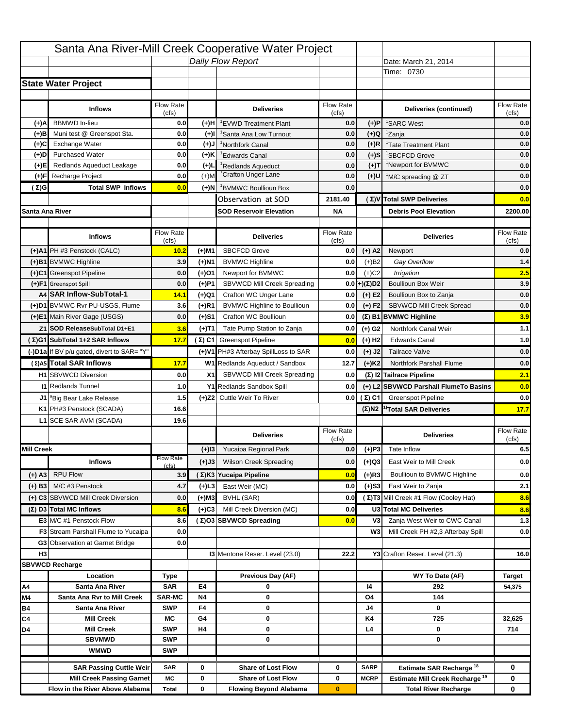# Santa Ana River-Mill Creek Cooperative Water Project

*Daily Flow Report*

Date: March 21, 2014

Time: 0730

## State Water Project

| | Inflows | Flow Rate (cfs) | | Deliveries | Flow Rate (cfs) | | Deliveries (continued) | Flow Rate (cfs) |
|---|---|---|---|---|---|---|---|---|
| (+)A | BBMWD In-lieu | 0.0 | (+)H | [1]EVWD Treatment Plant | 0.0 | (+)P | [1]SARC West | 0.0 |
| (+)B | Muni test @ Greenspot Sta. | 0.0 | (+)I | [1]Santa Ana Low Turnout | 0.0 | (+)Q | [1]Zanja | 0.0 |
| (+)C | Exchange Water | 0.0 | (+)J | [1]Northfork Canal | 0.0 | (+)R | [1]Tate Treatment Plant | 0.0 |
| (+)D | Purchased Water | 0.0 | (+)K | [1]Edwards Canal | 0.0 | (+)S | [1]SBCFCD Grove | 0.0 |
| (+)E | Redlands Aqueduct Leakage | 0.0 | (+)L | [1]Redlands Aqueduct | 0.0 | (+)T | [1]Newport for BVMWC | 0.0 |
| (+)F | Recharge Project | 0.0 | (+)M | [1]Crafton Unger Lane | 0.0 | (+)U | [1]M/C spreading @ ZT | 0.0 |
| (Σ)G | Total SWP Inflows | 0.0 | (+)N | [1]BVMWC Boullioun Box | 0.0 | | | 0.0 |
| | | | | Observation at SOD | 2181.40 | (Σ)V | Total SWP Deliveries | 0.0 |
| Santa Ana River | | | | SOD Reservoir Elevation | NA | | Debris Pool Elevation | 2200.00 |

| | Inflows | Flow Rate (cfs) | | Deliveries | Flow Rate (cfs) | | Deliveries | Flow Rate (cfs) |
|---|---|---|---|---|---|---|---|---|
| (+)A1 | PH #3 Penstock (CALC) | 10.2 | (+)M1 | SBCFCD Grove | 0.0 | (+) A2 | Newport | 0.0 |
| (+)B1 | BVMWC Highline | 3.9 | (+)N1 | BVMWC Highline | 0.0 | (+)B2 | *Gay Overflow* | 1.4 |
| (+)C1 | Greenspot Pipeline | 0.0 | (+)O1 | Newport for BVMWC | 0.0 | (+)C2 | *Irrigation* | 2.5 |
| (+)F1 | Greenspot Spill | 0.0 | (+)P1 | SBVWCD Mill Creek Spreading | 0.0 | (+)(Σ)D2 | Boullioun Box Weir | 3.9 |
| A4 | SAR Inflow-SubTotal-1 | 14.1 | (+)Q1 | Crafton WC Unger Lane | 0.0 | (+) E2 | Boullioun Box to Zanja | 0.0 |
| (+)D1 | BVMWC Rvr PU-USGS, Flume | 3.6 | (+)R1 | BVMWC Highline to Boullioun | 0.0 | (+) F2 | SBVWCD Mill Creek Spread | 0.0 |
| (+)E1 | Main River Gage (USGS) | 0.0 | (+)S1 | Crafton WC Boullioun | 0.0 | (Σ) B1 | BVMWC Highline | 3.9 |
| Z1 | SOD ReleaseSubTotal D1+E1 | 3.6 | (+)T1 | Tate Pump Station to Zanja | 0.0 | (+) G2 | Northfork Canal Weir | 1.1 |
| (Σ)G1 | SubTotal 1+2 SAR Inflows | 17.7 | (Σ) C1 | Greenspot Pipeline | 0.0 | (+) H2 | Edwards Canal | 1.0 |
| (-)D1a | If BV p/u gated, divert to SAR= "Y" | | (+)V1 | PH#3 Afterbay SpillLoss to SAR | 0.0 | (+) J2 | Tailrace Valve | 0.0 |
| (Σ)A5 | Total SAR Inflows | 17.7 | W1 | Redlands Aqueduct / Sandbox | 12.7 | (+)K2 | Northfork Parshall Flume | 0.0 |
| H1 | SBVWCD Diversion | 0.0 | X1 | SBVWCD Mill Creek Spreading | 0.0 | (Σ) I2 | Tailrace Pipeline | 2.1 |
| I1 | Redlands Tunnel | 1.0 | Y1 | Redlands Sandbox Spill | 0.0 | (+) L2 | SBVWCD Parshall FlumeTo Basins | 0.0 |
| J1 | [a]Big Bear Lake Release | 1.5 | (+)Z2 | Cuttle Weir To River | 0.0 | (Σ) C1 | Greenspot Pipeline | 0.0 |
| K1 | PH#3 Penstock (SCADA) | 16.6 | | | | (Σ)N2 | [1)]Total SAR Deliveries | 17.7 |
| L1 | SCE SAR AVM (SCADA) | 19.6 | | | | | | |

| | | | | Deliveries | Flow Rate (cfs) | | Deliveries | Flow Rate (cfs) |
|---|---|---|---|---|---|---|---|---|
| Mill Creek | | | (+)I3 | Yucaipa Regional Park | 0.0 | (+)P3 | Tate Inflow | 6.5 |
| | Inflows | Flow Rate (cfs) | (+)J3 | Wilson Creek Spreading | 0.0 | (+)Q3 | East Weir to Mill Creek | 0.0 |
| (+) A3 | RPU Flow | 3.9 | (Σ)K3 | Yucaipa Pipeline | 0.0 | (+)R3 | Boullioun to BVMWC Highline | 0.0 |
| (+) B3 | M/C #3 Penstock | 4.7 | (+)L3 | East Weir (MC) | 0.0 | (+)S3 | East Weir to Zanja | 2.1 |
| (+) C3 | SBVWCD Mill Creek Diversion | 0.0 | (+)M3 | BVHL (SAR) | 0.0 | (Σ)T3 | Mill Creek #1 Flow (Cooley Hat) | 8.6 |
| (Σ) D3 | Total MC Inflows | 8.6 | (+)C3 | Mill Creek Diversion (MC) | 0.0 | U3 | Total MC Deliveries | 8.6 |
| E3 | M/C #1 Penstock Flow | 8.6 | (Σ)O3 | SBVWCD Spreading | 0.0 | V3 | Zanja West Weir to CWC Canal | 1.3 |
| F3 | Stream Parshall Flume to Yucaipa | 0.0 | | | | W3 | Mill Creek PH #2,3 Afterbay Spill | 0.0 |
| G3 | Observation at Garnet Bridge | 0.0 | | | | | | |
| H3 | | | I3 | Mentone Reser. Level (23.0) | 22.2 | Y3 | Crafton Reser. Level (21.3) | 16.0 |

## SBVWCD Recharge

| | Location | Type | | Previous Day (AF) | | | WY To Date (AF) | Target |
|---|---|---|---|---|---|---|---|---|
| A4 | Santa Ana River | SAR | E4 | 0 | | I4 | 292 | 54,375 |
| M4 | Santa Ana Rvr to Mill Creek | SAR-MC | N4 | 0 | | O4 | 144 | |
| B4 | Santa Ana River | SWP | F4 | 0 | | J4 | 0 | |
| C4 | Mill Creek | MC | G4 | 0 | | K4 | 725 | 32,625 |
| D4 | Mill Creek | SWP | H4 | 0 | | L4 | 0 | 714 |
| | SBVMWD | SWP | | 0 | | | 0 | |
| | WMWD | SWP | | | | | | |

| | | | | | | |
|---|---|---|---|---|---|---|
| SAR Passing Cuttle Weir | SAR | 0 | Share of Lost Flow | 0 | SARP | Estimate SAR Recharge [18] | 0 |
| Mill Creek Passing Garnet | MC | 0 | Share of Lost Flow | 0 | MCRP | Estimate Mill Creek Recharge [19] | 0 |
| Flow in the River Above Alabama | Total | 0 | Flowing Beyond Alabama | 0 | | Total River Recharge | 0 |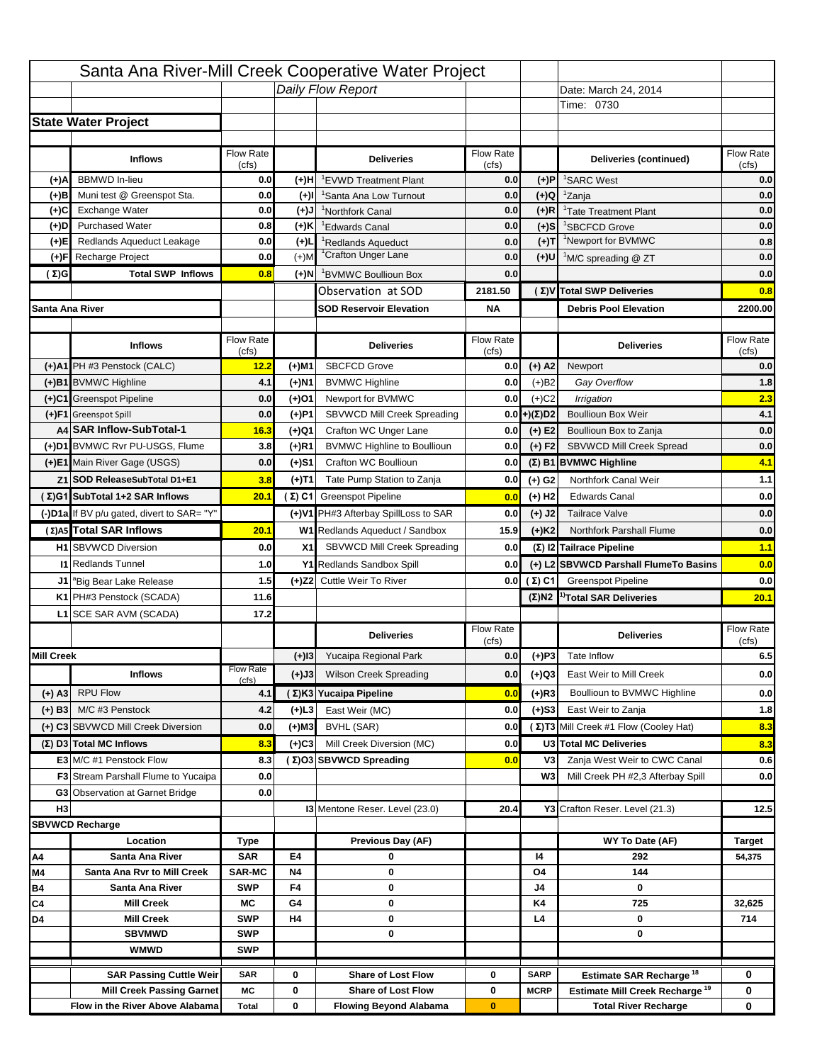# Santa Ana River-Mill Creek Cooperative Water Project

**Daily Flow Report**

Date: March 24, 2014

Time: 0730

## State Water Project

| | Inflows | Flow Rate (cfs) | | Deliveries | Flow Rate (cfs) | | Deliveries (continued) | Flow Rate (cfs) |
|---|---|---|---|---|---|---|---|---|
| (+)A | BBMWD In-lieu | 0.0 | (+)H | [1]EVWD Treatment Plant | 0.0 | (+)P | [1]SARC West | 0.0 |
| (+)B | Muni test @ Greenspot Sta. | 0.0 | (+)I | [1]Santa Ana Low Turnout | 0.0 | (+)Q | [1]Zanja | 0.0 |
| (+)C | Exchange Water | 0.0 | (+)J | [1]Northfork Canal | 0.0 | (+)R | [1]Tate Treatment Plant | 0.0 |
| (+)D | Purchased Water | 0.8 | (+)K | [1]Edwards Canal | 0.0 | (+)S | [1]SBCFCD Grove | 0.0 |
| (+)E | Redlands Aqueduct Leakage | 0.0 | (+)L | [1]Redlands Aqueduct | 0.0 | (+)T | [1]Newport for BVMWC | 0.8 |
| (+)F | Recharge Project | 0.0 | (+)M | [1]Crafton Unger Lane | 0.0 | (+)U | [1]M/C spreading @ ZT | 0.0 |
| (Σ)G | Total SWP Inflows | 0.8 | (+)N | [1]BVMWC Boullioun Box | 0.0 | | | 0.0 |
| | | | | Observation at SOD | 2181.50 | (Σ)V | Total SWP Deliveries | 0.8 |
| | | | | SOD Reservoir Elevation | NA | | Debris Pool Elevation | 2200.00 |

## Santa Ana River

| | Inflows | Flow Rate (cfs) | | Deliveries | Flow Rate (cfs) | | Deliveries | Flow Rate (cfs) |
|---|---|---|---|---|---|---|---|---|
| (+)A1 | PH #3 Penstock (CALC) | 12.2 | (+)M1 | SBCFCD Grove | 0.0 | (+) A2 | Newport | 0.0 |
| (+)B1 | BVMWC Highline | 4.1 | (+)N1 | BVMWC Highline | 0.0 | (+)B2 | *Gay Overflow* | 1.8 |
| (+)C1 | Greenspot Pipeline | 0.0 | (+)O1 | Newport for BVMWC | 0.0 | (+)C2 | *Irrigation* | 2.3 |
| (+)F1 | Greenspot Spill | 0.0 | (+)P1 | SBVWCD Mill Creek Spreading | 0.0 | (+)(Σ)D2 | Boullioun Box Weir | 4.1 |
| A4 | SAR Inflow-SubTotal-1 | 16.3 | (+)Q1 | Crafton WC Unger Lane | 0.0 | (+) E2 | Boullioun Box to Zanja | 0.0 |
| (+)D1 | BVMWC Rvr PU-USGS, Flume | 3.8 | (+)R1 | BVMWC Highline to Boullioun | 0.0 | (+) F2 | SBVWCD Mill Creek Spread | 0.0 |
| (+)E1 | Main River Gage (USGS) | 0.0 | (+)S1 | Crafton WC Boullioun | 0.0 | (Σ) B1 | BVMWC Highline | 4.1 |
| Z1 | SOD ReleaseSubTotal D1+E1 | 3.8 | (+)T1 | Tate Pump Station to Zanja | 0.0 | (+) G2 | Northfork Canal Weir | 1.1 |
| (Σ)G1 | SubTotal 1+2 SAR Inflows | 20.1 | (Σ) C1 | Greenspot Pipeline | 0.0 | (+) H2 | Edwards Canal | 0.0 |
| (-)D1a | If BV p/u gated, divert to SAR= "Y" | | (+)V1 | PH#3 Afterbay SpillLoss to SAR | 0.0 | (+) J2 | Tailrace Valve | 0.0 |
| (Σ)A5 | Total SAR Inflows | 20.1 | W1 | Redlands Aqueduct / Sandbox | 15.9 | (+)K2 | Northfork Parshall Flume | 0.0 |
| H1 | SBVWCD Diversion | 0.0 | X1 | SBVWCD Mill Creek Spreading | 0.0 | (Σ) I2 | Tailrace Pipeline | 1.1 |
| I1 | Redlands Tunnel | 1.0 | Y1 | Redlands Sandbox Spill | 0.0 | (+) L2 | SBVWCD Parshall FlumeTo Basins | 0.0 |
| J1 | [a]Big Bear Lake Release | 1.5 | (+)Z2 | Cuttle Weir To River | 0.0 | (Σ) C1 | Greenspot Pipeline | 0.0 |
| K1 | PH#3 Penstock (SCADA) | 11.6 | | | | (Σ)N2 | [1)]Total SAR Deliveries | 20.1 |
| L1 | SCE SAR AVM (SCADA) | 17.2 | | | | | | |

## Mill Creek

| | Inflows | Flow Rate (cfs) | | Deliveries | Flow Rate (cfs) | | Deliveries | Flow Rate (cfs) |
|---|---|---|---|---|---|---|---|---|
| | | | (+)I3 | Yucaipa Regional Park | 0.0 | (+)P3 | Tate Inflow | 6.5 |
| | | | (+)J3 | Wilson Creek Spreading | 0.0 | (+)Q3 | East Weir to Mill Creek | 0.0 |
| (+) A3 | RPU Flow | 4.1 | (Σ)K3 | Yucaipa Pipeline | 0.0 | (+)R3 | Boullioun to BVMWC Highline | 0.0 |
| (+) B3 | M/C #3 Penstock | 4.2 | (+)L3 | East Weir (MC) | 0.0 | (+)S3 | East Weir to Zanja | 1.8 |
| (+) C3 | SBVWCD Mill Creek Diversion | 0.0 | (+)M3 | BVHL (SAR) | 0.0 | (Σ)T3 | Mill Creek #1 Flow (Cooley Hat) | 8.3 |
| (Σ) D3 | Total MC Inflows | 8.3 | (+)C3 | Mill Creek Diversion (MC) | 0.0 | U3 | Total MC Deliveries | 8.3 |
| E3 | M/C #1 Penstock Flow | 8.3 | (Σ)O3 | SBVWCD Spreading | 0.0 | V3 | Zanja West Weir to CWC Canal | 0.6 |
| F3 | Stream Parshall Flume to Yucaipa | 0.0 | | | | W3 | Mill Creek PH #2,3 Afterbay Spill | 0.0 |
| G3 | Observation at Garnet Bridge | 0.0 | | | | | | |
| H3 | | | I3 | Mentone Reser. Level (23.0) | 20.4 | Y3 | Crafton Reser. Level (21.3) | 12.5 |

## SBVWCD Recharge

| | Location | Type | | Previous Day (AF) | | | WY To Date (AF) | Target |
|---|---|---|---|---|---|---|---|---|
| A4 | Santa Ana River | SAR | E4 | 0 | | I4 | 292 | 54,375 |
| M4 | Santa Ana Rvr to Mill Creek | SAR-MC | N4 | 0 | | O4 | 144 | |
| B4 | Santa Ana River | SWP | F4 | 0 | | J4 | 0 | |
| C4 | Mill Creek | MC | G4 | 0 | | K4 | 725 | 32,625 |
| D4 | Mill Creek | SWP | H4 | 0 | | L4 | 0 | 714 |
| | SBVMWD | SWP | | 0 | | | 0 | |
| | WMWD | SWP | | | | | | |

| | | | | | | |
|---|---|---|---|---|---|---|
| SAR Passing Cuttle Weir | SAR | 0 | Share of Lost Flow | 0 | SARP | Estimate SAR Recharge [18] | 0 |
| Mill Creek Passing Garnet | MC | 0 | Share of Lost Flow | 0 | MCRP | Estimate Mill Creek Recharge [19] | 0 |
| Flow in the River Above Alabama | Total | 0 | Flowing Beyond Alabama | 0 | | Total River Recharge | 0 |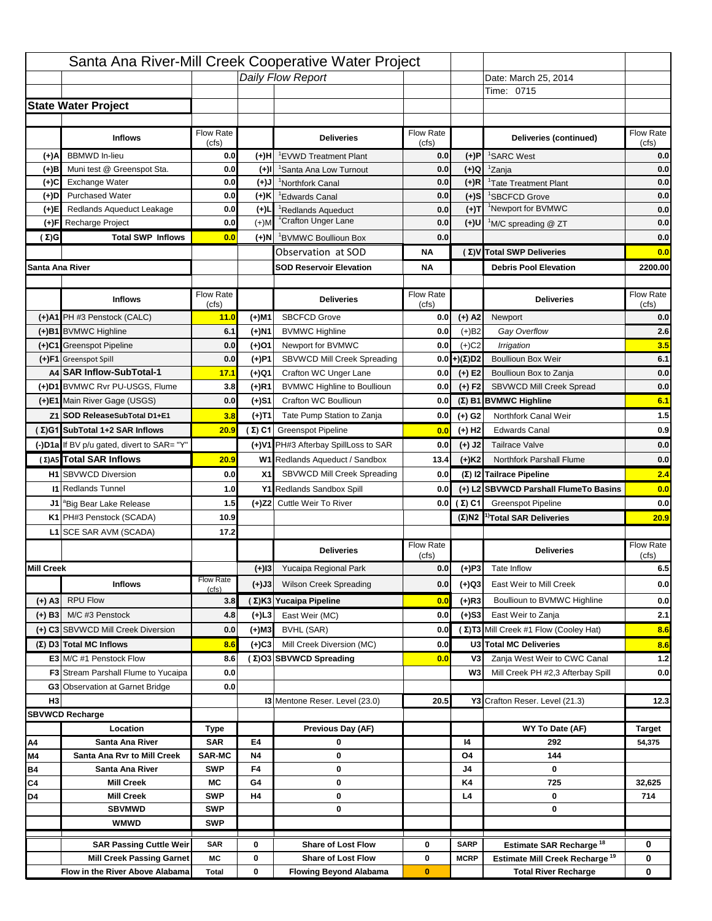# Santa Ana River-Mill Creek Cooperative Water Project

*Daily Flow Report*

Date: March 25, 2014

Time: 0715

## State Water Project

| | Inflows | Flow Rate (cfs) | | Deliveries | Flow Rate (cfs) | | Deliveries (continued) | Flow Rate (cfs) |
|---|---|---|---|---|---|---|---|---|
| (+)A | BBMWD In-lieu | 0.0 | (+)H | [1]EVWD Treatment Plant | 0.0 | (+)P | [1]SARC West | 0.0 |
| (+)B | Muni test @ Greenspot Sta. | 0.0 | (+)I | [1]Santa Ana Low Turnout | 0.0 | (+)Q | [1]Zanja | 0.0 |
| (+)C | Exchange Water | 0.0 | (+)J | [1]Northfork Canal | 0.0 | (+)R | [1]Tate Treatment Plant | 0.0 |
| (+)D | Purchased Water | 0.0 | (+)K | [1]Edwards Canal | 0.0 | (+)S | [1]SBCFCD Grove | 0.0 |
| (+)E | Redlands Aqueduct Leakage | 0.0 | (+)L | [1]Redlands Aqueduct | 0.0 | (+)T | [1]Newport for BVMWC | 0.0 |
| (+)F | Recharge Project | 0.0 | (+)M | [1]Crafton Unger Lane | 0.0 | (+)U | [1]M/C spreading @ ZT | 0.0 |
| (Σ)G | Total SWP Inflows | 0.0 | (+)N | [1]BVMWC Boullioun Box | 0.0 | | | 0.0 |
| | | | | Observation at SOD | NA | (Σ)V | Total SWP Deliveries | 0.0 |
| Santa Ana River | | | | SOD Reservoir Elevation | NA | | Debris Pool Elevation | 2200.00 |

| | Inflows | Flow Rate (cfs) | | Deliveries | Flow Rate (cfs) | | Deliveries | Flow Rate (cfs) |
|---|---|---|---|---|---|---|---|---|
| (+)A1 | PH #3 Penstock (CALC) | 11.0 | (+)M1 | SBCFCD Grove | 0.0 | (+) A2 | Newport | 0.0 |
| (+)B1 | BVMWC Highline | 6.1 | (+)N1 | BVMWC Highline | 0.0 | (+)B2 | *Gay Overflow* | 2.6 |
| (+)C1 | Greenspot Pipeline | 0.0 | (+)O1 | Newport for BVMWC | 0.0 | (+)C2 | *Irrigation* | 3.5 |
| (+)F1 | Greenspot Spill | 0.0 | (+)P1 | SBVWCD Mill Creek Spreading | 0.0 | (+)(Σ)D2 | Boullioun Box Weir | 6.1 |
| A4 | SAR Inflow-SubTotal-1 | 17.1 | (+)Q1 | Crafton WC Unger Lane | 0.0 | (+) E2 | Boullioun Box to Zanja | 0.0 |
| (+)D1 | BVMWC Rvr PU-USGS, Flume | 3.8 | (+)R1 | BVMWC Highline to Boullioun | 0.0 | (+) F2 | SBVWCD Mill Creek Spread | 0.0 |
| (+)E1 | Main River Gage (USGS) | 0.0 | (+)S1 | Crafton WC Boullioun | 0.0 | (Σ) B1 | BVMWC Highline | 6.1 |
| Z1 | SOD ReleaseSubTotal D1+E1 | 3.8 | (+)T1 | Tate Pump Station to Zanja | 0.0 | (+) G2 | Northfork Canal Weir | 1.5 |
| (Σ)G1 | SubTotal 1+2 SAR Inflows | 20.9 | (Σ) C1 | Greenspot Pipeline | 0.0 | (+) H2 | Edwards Canal | 0.9 |
| (-)D1a | If BV p/u gated, divert to SAR= "Y" | | (+)V1 | PH#3 Afterbay SpillLoss to SAR | 0.0 | (+) J2 | Tailrace Valve | 0.0 |
| (Σ)A5 | Total SAR Inflows | 20.9 | W1 | Redlands Aqueduct / Sandbox | 13.4 | (+)K2 | Northfork Parshall Flume | 0.0 |
| H1 | SBVWCD Diversion | 0.0 | X1 | SBVWCD Mill Creek Spreading | 0.0 | (Σ) I2 | Tailrace Pipeline | 2.4 |
| I1 | Redlands Tunnel | 1.0 | Y1 | Redlands Sandbox Spill | 0.0 | (+) L2 | SBVWCD Parshall FlumeTo Basins | 0.0 |
| J1 | [a]Big Bear Lake Release | 1.5 | (+)Z2 | Cuttle Weir To River | 0.0 | (Σ) C1 | Greenspot Pipeline | 0.0 |
| K1 | PH#3 Penstock (SCADA) | 10.9 | | | | (Σ)N2 | [1)]Total SAR Deliveries | 20.9 |
| L1 | SCE SAR AVM (SCADA) | 17.2 | | | | | | |

| | Inflows | Flow Rate (cfs) | | Deliveries | Flow Rate (cfs) | | Deliveries | Flow Rate (cfs) |
|---|---|---|---|---|---|---|---|---|
| Mill Creek | | | (+)I3 | Yucaipa Regional Park | 0.0 | (+)P3 | Tate Inflow | 6.5 |
| | | | (+)J3 | Wilson Creek Spreading | 0.0 | (+)Q3 | East Weir to Mill Creek | 0.0 |
| (+) A3 | RPU Flow | 3.8 | (Σ)K3 | Yucaipa Pipeline | 0.0 | (+)R3 | Boullioun to BVMWC Highline | 0.0 |
| (+) B3 | M/C #3 Penstock | 4.8 | (+)L3 | East Weir (MC) | 0.0 | (+)S3 | East Weir to Zanja | 2.1 |
| (+) C3 | SBVWCD Mill Creek Diversion | 0.0 | (+)M3 | BVHL (SAR) | 0.0 | (Σ)T3 | Mill Creek #1 Flow (Cooley Hat) | 8.6 |
| (Σ) D3 | Total MC Inflows | 8.6 | (+)C3 | Mill Creek Diversion (MC) | 0.0 | U3 | Total MC Deliveries | 8.6 |
| E3 | M/C #1 Penstock Flow | 8.6 | (Σ)O3 | SBVWCD Spreading | 0.0 | V3 | Zanja West Weir to CWC Canal | 1.2 |
| F3 | Stream Parshall Flume to Yucaipa | 0.0 | | | | W3 | Mill Creek PH #2,3 Afterbay Spill | 0.0 |
| G3 | Observation at Garnet Bridge | 0.0 | | | | | | |
| H3 | | | I3 | Mentone Reser. Level (23.0) | 20.5 | Y3 | Crafton Reser. Level (21.3) | 12.3 |

## SBVWCD Recharge

| | Location | Type | | Previous Day (AF) | | | WY To Date (AF) | Target |
|---|---|---|---|---|---|---|---|---|
| A4 | Santa Ana River | SAR | E4 | 0 | | I4 | 292 | 54,375 |
| M4 | Santa Ana Rvr to Mill Creek | SAR-MC | N4 | 0 | | O4 | 144 | |
| B4 | Santa Ana River | SWP | F4 | 0 | | J4 | 0 | |
| C4 | Mill Creek | MC | G4 | 0 | | K4 | 725 | 32,625 |
| D4 | Mill Creek | SWP | H4 | 0 | | L4 | 0 | 714 |
| | SBVMWD | SWP | | 0 | | | 0 | |
| | WMWD | SWP | | | | | | |
| | SAR Passing Cuttle Weir | SAR | 0 | Share of Lost Flow | 0 | SARP | Estimate SAR Recharge [18] | 0 |
| | Mill Creek Passing Garnet | MC | 0 | Share of Lost Flow | 0 | MCRP | Estimate Mill Creek Recharge [19] | 0 |
| | Flow in the River Above Alabama | Total | 0 | Flowing Beyond Alabama | 0 | | Total River Recharge | 0 |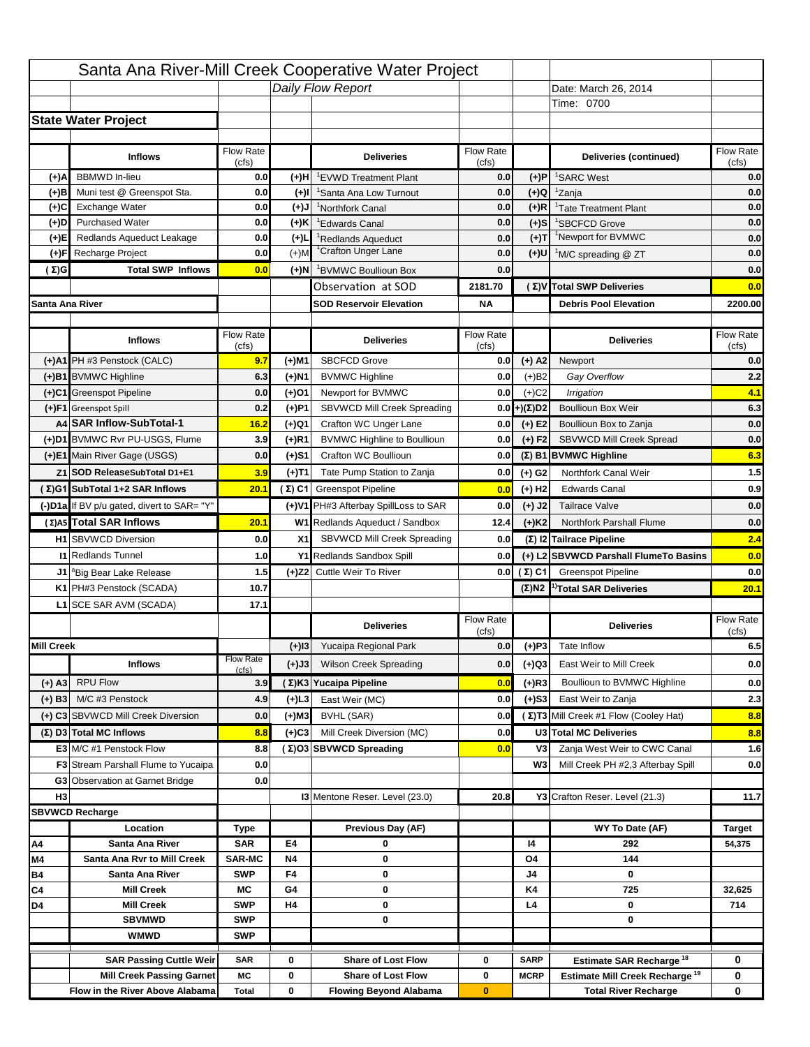# Santa Ana River-Mill Creek Cooperative Water Project

*Daily Flow Report*

Date: March 26, 2014

Time: 0700

## State Water Project

| | Inflows | Flow Rate (cfs) | | Deliveries | Flow Rate (cfs) | | Deliveries (continued) | Flow Rate (cfs) |
|---|---|---|---|---|---|---|---|---|
| (+)A | BBMWD In-lieu | 0.0 | (+)H | [1]EVWD Treatment Plant | 0.0 | (+)P | [1]SARC West | 0.0 |
| (+)B | Muni test @ Greenspot Sta. | 0.0 | (+)I | [1]Santa Ana Low Turnout | 0.0 | (+)Q | [1]Zanja | 0.0 |
| (+)C | Exchange Water | 0.0 | (+)J | [1]Northfork Canal | 0.0 | (+)R | [1]Tate Treatment Plant | 0.0 |
| (+)D | Purchased Water | 0.0 | (+)K | [1]Edwards Canal | 0.0 | (+)S | [1]SBCFCD Grove | 0.0 |
| (+)E | Redlands Aqueduct Leakage | 0.0 | (+)L | [1]Redlands Aqueduct | 0.0 | (+)T | [1]Newport for BVMWC | 0.0 |
| (+)F | Recharge Project | 0.0 | (+)M | [1]Crafton Unger Lane | 0.0 | (+)U | [1]M/C spreading @ ZT | 0.0 |
| (Σ)G | Total SWP Inflows | 0.0 | (+)N | [1]BVMWC Boullioun Box | 0.0 | | | 0.0 |
| | | | | Observation at SOD | 2181.70 | (Σ)V | Total SWP Deliveries | 0.0 |
| Santa Ana River | | | | SOD Reservoir Elevation | NA | | Debris Pool Elevation | 2200.00 |

| | Inflows | Flow Rate (cfs) | | Deliveries | Flow Rate (cfs) | | Deliveries | Flow Rate (cfs) |
|---|---|---|---|---|---|---|---|---|
| (+)A1 | PH #3 Penstock (CALC) | 9.7 | (+)M1 | SBCFCD Grove | 0.0 | (+) A2 | Newport | 0.0 |
| (+)B1 | BVMWC Highline | 6.3 | (+)N1 | BVMWC Highline | 0.0 | (+)B2 | *Gay Overflow* | 2.2 |
| (+)C1 | Greenspot Pipeline | 0.0 | (+)O1 | Newport for BVMWC | 0.0 | (+)C2 | *Irrigation* | 4.1 |
| (+)F1 | Greenspot Spill | 0.2 | (+)P1 | SBVWCD Mill Creek Spreading | 0.0 | +)(Σ)D2 | Boullioun Box Weir | 6.3 |
| A4 | SAR Inflow-SubTotal-1 | 16.2 | (+)Q1 | Crafton WC Unger Lane | 0.0 | (+) E2 | Boullioun Box to Zanja | 0.0 |
| (+)D1 | BVMWC Rvr PU-USGS, Flume | 3.9 | (+)R1 | BVMWC Highline to Boullioun | 0.0 | (+) F2 | SBVWCD Mill Creek Spread | 0.0 |
| (+)E1 | Main River Gage (USGS) | 0.0 | (+)S1 | Crafton WC Boullioun | 0.0 | (Σ) B1 | BVMWC Highline | 6.3 |
| Z1 | SOD ReleaseSubTotal D1+E1 | 3.9 | (+)T1 | Tate Pump Station to Zanja | 0.0 | (+) G2 | Northfork Canal Weir | 1.5 |
| (Σ)G1 | SubTotal 1+2 SAR Inflows | 20.1 | (Σ) C1 | Greenspot Pipeline | 0.0 | (+) H2 | Edwards Canal | 0.9 |
| (-)D1a | If BV p/u gated, divert to SAR= "Y" | | (+)V1 | PH#3 Afterbay SpillLoss to SAR | 0.0 | (+) J2 | Tailrace Valve | 0.0 |
| (Σ)A5 | Total SAR Inflows | 20.1 | W1 | Redlands Aqueduct / Sandbox | 12.4 | (+)K2 | Northfork Parshall Flume | 0.0 |
| H1 | SBVWCD Diversion | 0.0 | X1 | SBVWCD Mill Creek Spreading | 0.0 | (Σ) I2 | Tailrace Pipeline | 2.4 |
| I1 | Redlands Tunnel | 1.0 | Y1 | Redlands Sandbox Spill | 0.0 | (+) L2 | SBVWCD Parshall FlumeTo Basins | 0.0 |
| J1 | [a]Big Bear Lake Release | 1.5 | (+)Z2 | Cuttle Weir To River | 0.0 | (Σ) C1 | Greenspot Pipeline | 0.0 |
| K1 | PH#3 Penstock (SCADA) | 10.7 | | | | (Σ)N2 | [1)]Total SAR Deliveries | 20.1 |
| L1 | SCE SAR AVM (SCADA) | 17.1 | | | | | | |

| | Inflows | Flow Rate (cfs) | | Deliveries | Flow Rate (cfs) | | Deliveries | Flow Rate (cfs) |
|---|---|---|---|---|---|---|---|---|
| Mill Creek | | | (+)I3 | Yucaipa Regional Park | 0.0 | (+)P3 | Tate Inflow | 6.5 |
| | | | (+)J3 | Wilson Creek Spreading | 0.0 | (+)Q3 | East Weir to Mill Creek | 0.0 |
| (+) A3 | RPU Flow | 3.9 | (Σ)K3 | Yucaipa Pipeline | 0.0 | (+)R3 | Boullioun to BVMWC Highline | 0.0 |
| (+) B3 | M/C #3 Penstock | 4.9 | (+)L3 | East Weir (MC) | 0.0 | (+)S3 | East Weir to Zanja | 2.3 |
| (+) C3 | SBVWCD Mill Creek Diversion | 0.0 | (+)M3 | BVHL (SAR) | 0.0 | (Σ)T3 | Mill Creek #1 Flow (Cooley Hat) | 8.8 |
| (Σ) D3 | Total MC Inflows | 8.8 | (+)C3 | Mill Creek Diversion (MC) | 0.0 | U3 | Total MC Deliveries | 8.8 |
| E3 | M/C #1 Penstock Flow | 8.8 | (Σ)O3 | SBVWCD Spreading | 0.0 | V3 | Zanja West Weir to CWC Canal | 1.6 |
| F3 | Stream Parshall Flume to Yucaipa | 0.0 | | | | W3 | Mill Creek PH #2,3 Afterbay Spill | 0.0 |
| G3 | Observation at Garnet Bridge | 0.0 | | | | | | |
| H3 | | | I3 | Mentone Reser. Level (23.0) | 20.8 | Y3 | Crafton Reser. Level (21.3) | 11.7 |

## SBVWCD Recharge

| | Location | Type | | Previous Day (AF) | | | WY To Date (AF) | Target |
|---|---|---|---|---|---|---|---|---|
| A4 | Santa Ana River | SAR | E4 | 0 | | I4 | 292 | 54,375 |
| M4 | Santa Ana Rvr to Mill Creek | SAR-MC | N4 | 0 | | O4 | 144 | |
| B4 | Santa Ana River | SWP | F4 | 0 | | J4 | 0 | |
| C4 | Mill Creek | MC | G4 | 0 | | K4 | 725 | 32,625 |
| D4 | Mill Creek | SWP | H4 | 0 | | L4 | 0 | 714 |
| | SBVMWD | SWP | | 0 | | | 0 | |
| | WMWD | SWP | | | | | | |
| | SAR Passing Cuttle Weir | SAR | 0 | Share of Lost Flow | 0 | SARP | Estimate SAR Recharge [18] | 0 |
| | Mill Creek Passing Garnet | MC | 0 | Share of Lost Flow | 0 | MCRP | Estimate Mill Creek Recharge [19] | 0 |
| | Flow in the River Above Alabama | Total | 0 | Flowing Beyond Alabama | 0 | | Total River Recharge | 0 |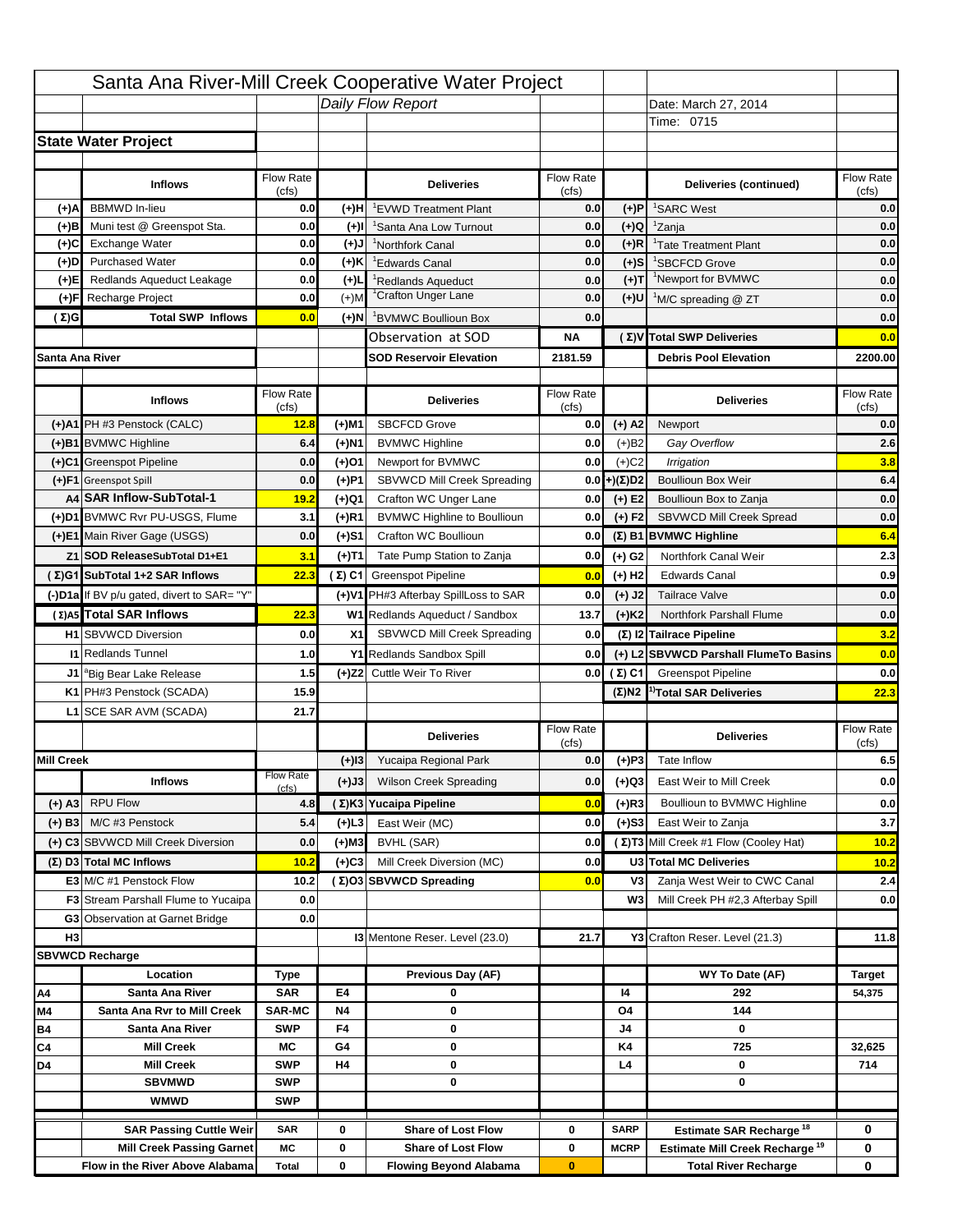# Santa Ana River-Mill Creek Cooperative Water Project

*Daily Flow Report*

Date: March 27, 2014

Time: 0715

## State Water Project

| | Inflows | Flow Rate (cfs) | | Deliveries | Flow Rate (cfs) | | Deliveries (continued) | Flow Rate (cfs) |
|---|---|---|---|---|---|---|---|---|
| (+)A | BBMWD In-lieu | 0.0 | (+)H | [1]EVWD Treatment Plant | 0.0 | (+)P | [1]SARC West | 0.0 |
| (+)B | Muni test @ Greenspot Sta. | 0.0 | (+)I | [1]Santa Ana Low Turnout | 0.0 | (+)Q | [1]Zanja | 0.0 |
| (+)C | Exchange Water | 0.0 | (+)J | [1]Northfork Canal | 0.0 | (+)R | [1]Tate Treatment Plant | 0.0 |
| (+)D | Purchased Water | 0.0 | (+)K | [1]Edwards Canal | 0.0 | (+)S | [1]SBCFCD Grove | 0.0 |
| (+)E | Redlands Aqueduct Leakage | 0.0 | (+)L | [1]Redlands Aqueduct | 0.0 | (+)T | [1]Newport for BVMWC | 0.0 |
| (+)F | Recharge Project | 0.0 | (+)M | [1]Crafton Unger Lane | 0.0 | (+)U | [1]M/C spreading @ ZT | 0.0 |
| (Σ)G | Total SWP Inflows | 0.0 | (+)N | [1]BVMWC Boullioun Box | 0.0 | | | 0.0 |
| | | | | Observation at SOD | NA | (Σ)V | Total SWP Deliveries | 0.0 |
| Santa Ana River | | | | SOD Reservoir Elevation | 2181.59 | | Debris Pool Elevation | 2200.00 |

| | Inflows | Flow Rate (cfs) | | Deliveries | Flow Rate (cfs) | | Deliveries | Flow Rate (cfs) |
|---|---|---|---|---|---|---|---|---|
| (+)A1 | PH #3 Penstock (CALC) | 12.8 | (+)M1 | SBCFCD Grove | 0.0 | (+) A2 | Newport | 0.0 |
| (+)B1 | BVMWC Highline | 6.4 | (+)N1 | BVMWC Highline | 0.0 | (+)B2 | *Gay Overflow* | 2.6 |
| (+)C1 | Greenspot Pipeline | 0.0 | (+)O1 | Newport for BVMWC | 0.0 | (+)C2 | *Irrigation* | 3.8 |
| (+)F1 | Greenspot Spill | 0.0 | (+)P1 | SBVWCD Mill Creek Spreading | 0.0 | (+)(Σ)D2 | Boullioun Box Weir | 6.4 |
| A4 | SAR Inflow-SubTotal-1 | 19.2 | (+)Q1 | Crafton WC Unger Lane | 0.0 | (+) E2 | Boullioun Box to Zanja | 0.0 |
| (+)D1 | BVMWC Rvr PU-USGS, Flume | 3.1 | (+)R1 | BVMWC Highline to Boullioun | 0.0 | (+) F2 | SBVWCD Mill Creek Spread | 0.0 |
| (+)E1 | Main River Gage (USGS) | 0.0 | (+)S1 | Crafton WC Boullioun | 0.0 | (Σ) B1 | BVMWC Highline | 6.4 |
| Z1 | SOD ReleaseSubTotal D1+E1 | 3.1 | (+)T1 | Tate Pump Station to Zanja | 0.0 | (+) G2 | Northfork Canal Weir | 2.3 |
| (Σ)G1 | SubTotal 1+2 SAR Inflows | 22.3 | (Σ) C1 | Greenspot Pipeline | 0.0 | (+) H2 | Edwards Canal | 0.9 |
| (-)D1a | If BV p/u gated, divert to SAR= "Y" | | (+)V1 | PH#3 Afterbay SpillLoss to SAR | 0.0 | (+) J2 | Tailrace Valve | 0.0 |
| (Σ)A5 | Total SAR Inflows | 22.3 | W1 | Redlands Aqueduct / Sandbox | 13.7 | (+)K2 | Northfork Parshall Flume | 0.0 |
| H1 | SBVWCD Diversion | 0.0 | X1 | SBVWCD Mill Creek Spreading | 0.0 | (Σ) I2 | Tailrace Pipeline | 3.2 |
| I1 | Redlands Tunnel | 1.0 | Y1 | Redlands Sandbox Spill | 0.0 | (+) L2 | SBVWCD Parshall FlumeTo Basins | 0.0 |
| J1 | [a]Big Bear Lake Release | 1.5 | (+)Z2 | Cuttle Weir To River | 0.0 | (Σ) C1 | Greenspot Pipeline | 0.0 |
| K1 | PH#3 Penstock (SCADA) | 15.9 | | | | (Σ)N2 | [1)]Total SAR Deliveries | 22.3 |
| L1 | SCE SAR AVM (SCADA) | 21.7 | | | | | | |

| | Inflows | Flow Rate (cfs) | | Deliveries | Flow Rate (cfs) | | Deliveries | Flow Rate (cfs) |
|---|---|---|---|---|---|---|---|---|
| Mill Creek | | | (+)I3 | Yucaipa Regional Park | 0.0 | (+)P3 | Tate Inflow | 6.5 |
| | | | (+)J3 | Wilson Creek Spreading | 0.0 | (+)Q3 | East Weir to Mill Creek | 0.0 |
| (+) A3 | RPU Flow | 4.8 | (Σ)K3 | Yucaipa Pipeline | 0.0 | (+)R3 | Boullioun to BVMWC Highline | 0.0 |
| (+) B3 | M/C #3 Penstock | 5.4 | (+)L3 | East Weir (MC) | 0.0 | (+)S3 | East Weir to Zanja | 3.7 |
| (+) C3 | SBVWCD Mill Creek Diversion | 0.0 | (+)M3 | BVHL (SAR) | 0.0 | (Σ)T3 | Mill Creek #1 Flow (Cooley Hat) | 10.2 |
| (Σ) D3 | Total MC Inflows | 10.2 | (+)C3 | Mill Creek Diversion (MC) | 0.0 | U3 | Total MC Deliveries | 10.2 |
| E3 | M/C #1 Penstock Flow | 10.2 | (Σ)O3 | SBVWCD Spreading | 0.0 | V3 | Zanja West Weir to CWC Canal | 2.4 |
| F3 | Stream Parshall Flume to Yucaipa | 0.0 | | | | W3 | Mill Creek PH #2,3 Afterbay Spill | 0.0 |
| G3 | Observation at Garnet Bridge | 0.0 | | | | | | |
| H3 | | | I3 | Mentone Reser. Level (23.0) | 21.7 | Y3 | Crafton Reser. Level (21.3) | 11.8 |

## SBVWCD Recharge

| | Location | Type | | Previous Day (AF) | | | WY To Date (AF) | Target |
|---|---|---|---|---|---|---|---|---|
| A4 | Santa Ana River | SAR | E4 | 0 | | I4 | 292 | 54,375 |
| M4 | Santa Ana Rvr to Mill Creek | SAR-MC | N4 | 0 | | O4 | 144 | |
| B4 | Santa Ana River | SWP | F4 | 0 | | J4 | 0 | |
| C4 | Mill Creek | MC | G4 | 0 | | K4 | 725 | 32,625 |
| D4 | Mill Creek | SWP | H4 | 0 | | L4 | 0 | 714 |
| | SBVMWD | SWP | | 0 | | | 0 | |
| | WMWD | SWP | | | | | | |
| | SAR Passing Cuttle Weir | SAR | 0 | Share of Lost Flow | 0 | SARP | Estimate SAR Recharge [18] | 0 |
| | Mill Creek Passing Garnet | MC | 0 | Share of Lost Flow | 0 | MCRP | Estimate Mill Creek Recharge [19] | 0 |
| | Flow in the River Above Alabama | Total | 0 | Flowing Beyond Alabama | 0 | | Total River Recharge | 0 |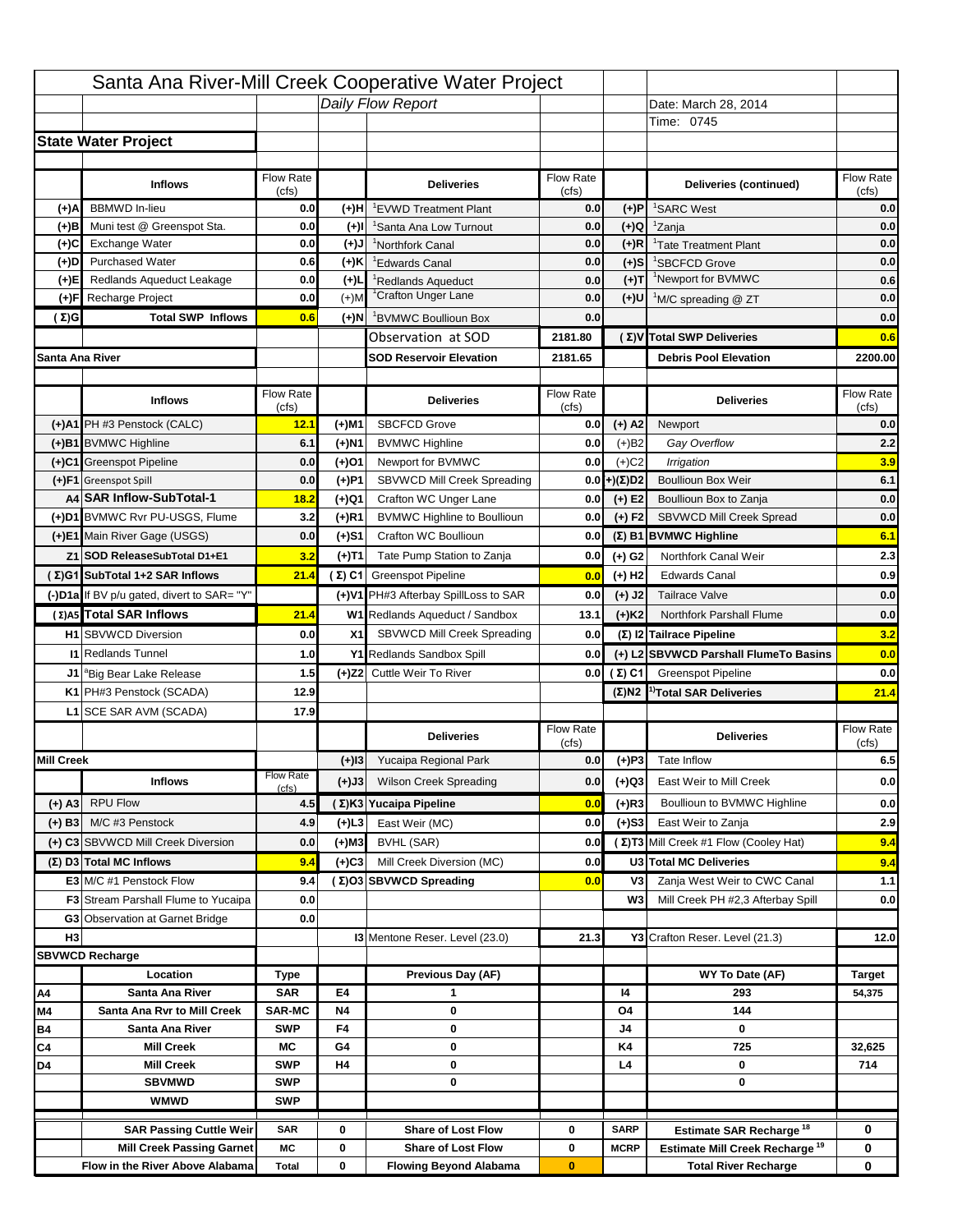# Santa Ana River-Mill Creek Cooperative Water Project

*Daily Flow Report*

Date: March 28, 2014
Time: 0745

## State Water Project

| | Inflows | Flow Rate (cfs) | | Deliveries | Flow Rate (cfs) | | Deliveries (continued) | Flow Rate (cfs) |
|---|---|---|---|---|---|---|---|---|
| (+)A | BBMWD In-lieu | 0.0 | (+)H | [1]EVWD Treatment Plant | 0.0 | (+)P | [1]SARC West | 0.0 |
| (+)B | Muni test @ Greenspot Sta. | 0.0 | (+)I | [1]Santa Ana Low Turnout | 0.0 | (+)Q | [1]Zanja | 0.0 |
| (+)C | Exchange Water | 0.0 | (+)J | [1]Northfork Canal | 0.0 | (+)R | [1]Tate Treatment Plant | 0.0 |
| (+)D | Purchased Water | 0.6 | (+)K | [1]Edwards Canal | 0.0 | (+)S | [1]SBCFCD Grove | 0.0 |
| (+)E | Redlands Aqueduct Leakage | 0.0 | (+)L | [1]Redlands Aqueduct | 0.0 | (+)T | [1]Newport for BVMWC | 0.6 |
| (+)F | Recharge Project | 0.0 | (+)M | [1]Crafton Unger Lane | 0.0 | (+)U | [1]M/C spreading @ ZT | 0.0 |
| (Σ)G | Total SWP Inflows | 0.6 | (+)N | [1]BVMWC Boullioun Box | 0.0 | | | 0.0 |
| | | | | Observation at SOD | 2181.80 | (Σ)V | Total SWP Deliveries | 0.6 |
| Santa Ana River | | | | SOD Reservoir Elevation | 2181.65 | | Debris Pool Elevation | 2200.00 |

| | Inflows | Flow Rate (cfs) | | Deliveries | Flow Rate (cfs) | | Deliveries | Flow Rate (cfs) |
|---|---|---|---|---|---|---|---|---|
| (+)A1 | PH #3 Penstock (CALC) | 12.1 | (+)M1 | SBCFCD Grove | 0.0 | (+) A2 | Newport | 0.0 |
| (+)B1 | BVMWC Highline | 6.1 | (+)N1 | BVMWC Highline | 0.0 | (+)B2 | *Gay Overflow* | 2.2 |
| (+)C1 | Greenspot Pipeline | 0.0 | (+)O1 | Newport for BVMWC | 0.0 | (+)C2 | *Irrigation* | 3.9 |
| (+)F1 | Greenspot Spill | 0.0 | (+)P1 | SBVWCD Mill Creek Spreading | 0.0 | +)(Σ)D2 | Boullioun Box Weir | 6.1 |
| A4 | SAR Inflow-SubTotal-1 | 18.2 | (+)Q1 | Crafton WC Unger Lane | 0.0 | (+) E2 | Boullioun Box to Zanja | 0.0 |
| (+)D1 | BVMWC Rvr PU-USGS, Flume | 3.2 | (+)R1 | BVMWC Highline to Boullioun | 0.0 | (+) F2 | SBVWCD Mill Creek Spread | 0.0 |
| (+)E1 | Main River Gage (USGS) | 0.0 | (+)S1 | Crafton WC Boullioun | 0.0 | (Σ) B1 | BVMWC Highline | 6.1 |
| Z1 | SOD ReleaseSubTotal D1+E1 | 3.2 | (+)T1 | Tate Pump Station to Zanja | 0.0 | (+) G2 | Northfork Canal Weir | 2.3 |
| (Σ)G1 | SubTotal 1+2 SAR Inflows | 21.4 | (Σ) C1 | Greenspot Pipeline | 0.0 | (+) H2 | Edwards Canal | 0.9 |
| (-)D1a | If BV p/u gated, divert to SAR= "Y" | | (+)V1 | PH#3 Afterbay SpillLoss to SAR | 0.0 | (+) J2 | Tailrace Valve | 0.0 |
| (Σ)A5 | Total SAR Inflows | 21.4 | W1 | Redlands Aqueduct / Sandbox | 13.1 | (+)K2 | Northfork Parshall Flume | 0.0 |
| H1 | SBVWCD Diversion | 0.0 | X1 | SBVWCD Mill Creek Spreading | 0.0 | (Σ) I2 | Tailrace Pipeline | 3.2 |
| I1 | Redlands Tunnel | 1.0 | Y1 | Redlands Sandbox Spill | 0.0 | (+) L2 | SBVWCD Parshall FlumeTo Basins | 0.0 |
| J1 | [a]Big Bear Lake Release | 1.5 | (+)Z2 | Cuttle Weir To River | 0.0 | (Σ) C1 | Greenspot Pipeline | 0.0 |
| K1 | PH#3 Penstock (SCADA) | 12.9 | | | | (Σ)N2 | [1)]Total SAR Deliveries | 21.4 |
| L1 | SCE SAR AVM (SCADA) | 17.9 | | | | | | |

| | Inflows | Flow Rate (cfs) | | Deliveries | Flow Rate (cfs) | | Deliveries | Flow Rate (cfs) |
|---|---|---|---|---|---|---|---|---|
| Mill Creek | | | (+)I3 | Yucaipa Regional Park | 0.0 | (+)P3 | Tate Inflow | 6.5 |
| | | | (+)J3 | Wilson Creek Spreading | 0.0 | (+)Q3 | East Weir to Mill Creek | 0.0 |
| (+) A3 | RPU Flow | 4.5 | (Σ)K3 | Yucaipa Pipeline | 0.0 | (+)R3 | Boullioun to BVMWC Highline | 0.0 |
| (+) B3 | M/C #3 Penstock | 4.9 | (+)L3 | East Weir (MC) | 0.0 | (+)S3 | East Weir to Zanja | 2.9 |
| (+) C3 | SBVWCD Mill Creek Diversion | 0.0 | (+)M3 | BVHL (SAR) | 0.0 | (Σ)T3 | Mill Creek #1 Flow (Cooley Hat) | 9.4 |
| (Σ) D3 | Total MC Inflows | 9.4 | (+)C3 | Mill Creek Diversion (MC) | 0.0 | U3 | Total MC Deliveries | 9.4 |
| E3 | M/C #1 Penstock Flow | 9.4 | (Σ)O3 | SBVWCD Spreading | 0.0 | V3 | Zanja West Weir to CWC Canal | 1.1 |
| F3 | Stream Parshall Flume to Yucaipa | 0.0 | | | | W3 | Mill Creek PH #2,3 Afterbay Spill | 0.0 |
| G3 | Observation at Garnet Bridge | 0.0 | | | | | | |
| H3 | | | I3 | Mentone Reser. Level (23.0) | 21.3 | Y3 | Crafton Reser. Level (21.3) | 12.0 |

## SBVWCD Recharge

| | Location | Type | | Previous Day (AF) | | | WY To Date (AF) | Target |
|---|---|---|---|---|---|---|---|---|
| A4 | Santa Ana River | SAR | E4 | 1 | | I4 | 293 | 54,375 |
| M4 | Santa Ana Rvr to Mill Creek | SAR-MC | N4 | 0 | | O4 | 144 | |
| B4 | Santa Ana River | SWP | F4 | 0 | | J4 | 0 | |
| C4 | Mill Creek | MC | G4 | 0 | | K4 | 725 | 32,625 |
| D4 | Mill Creek | SWP | H4 | 0 | | L4 | 0 | 714 |
| | SBVMWD | SWP | | 0 | | | 0 | |
| | WMWD | SWP | | | | | | |
| | SAR Passing Cuttle Weir | SAR | 0 | Share of Lost Flow | 0 | SARP | Estimate SAR Recharge [18] | 0 |
| | Mill Creek Passing Garnet | MC | 0 | Share of Lost Flow | 0 | MCRP | Estimate Mill Creek Recharge [19] | 0 |
| | Flow in the River Above Alabama | Total | 0 | Flowing Beyond Alabama | 0 | | Total River Recharge | 0 |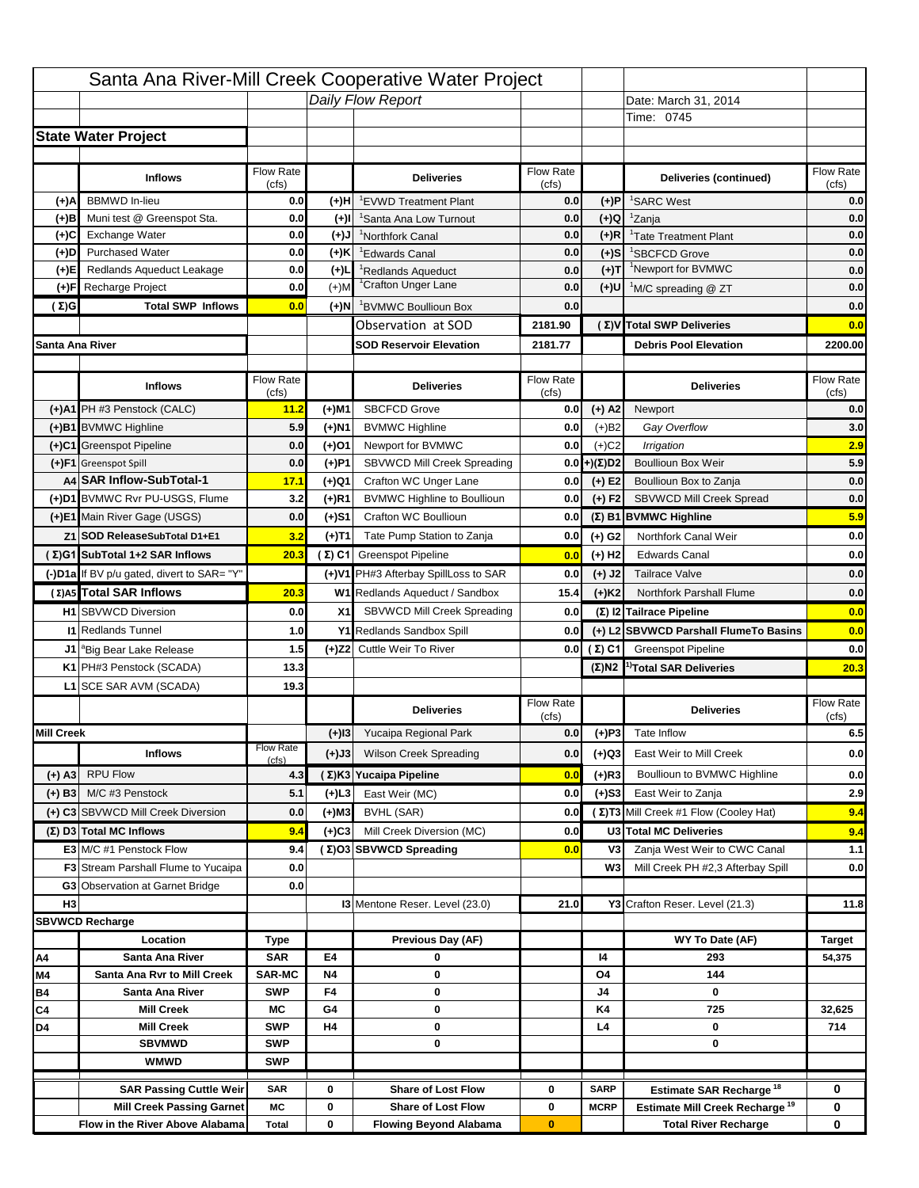# Santa Ana River-Mill Creek Cooperative Water Project

*Daily Flow Report*

Date: March 31, 2014

Time: 0745

## State Water Project

| | Inflows | Flow Rate (cfs) | | Deliveries | Flow Rate (cfs) | | Deliveries (continued) | Flow Rate (cfs) |
|---|---|---|---|---|---|---|---|---|
| (+)A | BBMWD In-lieu | 0.0 | (+)H | [1]EVWD Treatment Plant | 0.0 | (+)P | [1]SARC West | 0.0 |
| (+)B | Muni test @ Greenspot Sta. | 0.0 | (+)I | [1]Santa Ana Low Turnout | 0.0 | (+)Q | [1]Zanja | 0.0 |
| (+)C | Exchange Water | 0.0 | (+)J | [1]Northfork Canal | 0.0 | (+)R | [1]Tate Treatment Plant | 0.0 |
| (+)D | Purchased Water | 0.0 | (+)K | [1]Edwards Canal | 0.0 | (+)S | [1]SBCFCD Grove | 0.0 |
| (+)E | Redlands Aqueduct Leakage | 0.0 | (+)L | [1]Redlands Aqueduct | 0.0 | (+)T | [1]Newport for BVMWC | 0.0 |
| (+)F | Recharge Project | 0.0 | (+)M | [1]Crafton Unger Lane | 0.0 | (+)U | [1]M/C spreading @ ZT | 0.0 |
| (Σ)G | Total SWP Inflows | 0.0 | (+)N | [1]BVMWC Boullioun Box | 0.0 | | | 0.0 |
| | | | | Observation at SOD | 2181.90 | (Σ)V | Total SWP Deliveries | 0.0 |
| Santa Ana River | | | | SOD Reservoir Elevation | 2181.77 | | Debris Pool Elevation | 2200.00 |

## Santa Ana River

| | Inflows | Flow Rate (cfs) | | Deliveries | Flow Rate (cfs) | | Deliveries | Flow Rate (cfs) |
|---|---|---|---|---|---|---|---|---|
| (+)A1 | PH #3 Penstock (CALC) | 11.2 | (+)M1 | SBCFCD Grove | 0.0 | (+) A2 | Newport | 0.0 |
| (+)B1 | BVMWC Highline | 5.9 | (+)N1 | BVMWC Highline | 0.0 | (+)B2 | *Gay Overflow* | 3.0 |
| (+)C1 | Greenspot Pipeline | 0.0 | (+)O1 | Newport for BVMWC | 0.0 | (+)C2 | *Irrigation* | 2.9 |
| (+)F1 | Greenspot Spill | 0.0 | (+)P1 | SBVWCD Mill Creek Spreading | 0.0 | (+)(Σ)D2 | Boullioun Box Weir | 5.9 |
| A4 | SAR Inflow-SubTotal-1 | 17.1 | (+)Q1 | Crafton WC Unger Lane | 0.0 | (+) E2 | Boullioun Box to Zanja | 0.0 |
| (+)D1 | BVMWC Rvr PU-USGS, Flume | 3.2 | (+)R1 | BVMWC Highline to Boullioun | 0.0 | (+) F2 | SBVWCD Mill Creek Spread | 0.0 |
| (+)E1 | Main River Gage (USGS) | 0.0 | (+)S1 | Crafton WC Boullioun | 0.0 | (Σ) B1 | BVMWC Highline | 5.9 |
| Z1 | SOD ReleaseSubTotal D1+E1 | 3.2 | (+)T1 | Tate Pump Station to Zanja | 0.0 | (+) G2 | Northfork Canal Weir | 0.0 |
| (Σ)G1 | SubTotal 1+2 SAR Inflows | 20.3 | (Σ) C1 | Greenspot Pipeline | 0.0 | (+) H2 | Edwards Canal | 0.0 |
| (-)D1a | If BV p/u gated, divert to SAR= "Y" | | (+)V1 | PH#3 Afterbay SpillLoss to SAR | 0.0 | (+) J2 | Tailrace Valve | 0.0 |
| (Σ)A5 | Total SAR Inflows | 20.3 | W1 | Redlands Aqueduct / Sandbox | 15.4 | (+)K2 | Northfork Parshall Flume | 0.0 |
| H1 | SBVWCD Diversion | 0.0 | X1 | SBVWCD Mill Creek Spreading | 0.0 | (Σ) I2 | Tailrace Pipeline | 0.0 |
| I1 | Redlands Tunnel | 1.0 | Y1 | Redlands Sandbox Spill | 0.0 | (+) L2 | SBVWCD Parshall FlumeTo Basins | 0.0 |
| J1 | [a]Big Bear Lake Release | 1.5 | (+)Z2 | Cuttle Weir To River | 0.0 | (Σ) C1 | Greenspot Pipeline | 0.0 |
| K1 | PH#3 Penstock (SCADA) | 13.3 | | | | (Σ)N2 | [1)]Total SAR Deliveries | 20.3 |
| L1 | SCE SAR AVM (SCADA) | 19.3 | | | | | | |

## Mill Creek

| | Inflows | Flow Rate (cfs) | | Deliveries | Flow Rate (cfs) | | Deliveries | Flow Rate (cfs) |
|---|---|---|---|---|---|---|---|---|
| | | | (+)I3 | Yucaipa Regional Park | 0.0 | (+)P3 | Tate Inflow | 6.5 |
| | | | (+)J3 | Wilson Creek Spreading | 0.0 | (+)Q3 | East Weir to Mill Creek | 0.0 |
| (+) A3 | RPU Flow | 4.3 | (Σ)K3 | Yucaipa Pipeline | 0.0 | (+)R3 | Boullioun to BVMWC Highline | 0.0 |
| (+) B3 | M/C #3 Penstock | 5.1 | (+)L3 | East Weir (MC) | 0.0 | (+)S3 | East Weir to Zanja | 2.9 |
| (+) C3 | SBVWCD Mill Creek Diversion | 0.0 | (+)M3 | BVHL (SAR) | 0.0 | (Σ)T3 | Mill Creek #1 Flow (Cooley Hat) | 9.4 |
| (Σ) D3 | Total MC Inflows | 9.4 | (+)C3 | Mill Creek Diversion (MC) | 0.0 | U3 | Total MC Deliveries | 9.4 |
| E3 | M/C #1 Penstock Flow | 9.4 | (Σ)O3 | SBVWCD Spreading | 0.0 | V3 | Zanja West Weir to CWC Canal | 1.1 |
| F3 | Stream Parshall Flume to Yucaipa | 0.0 | | | | W3 | Mill Creek PH #2,3 Afterbay Spill | 0.0 |
| G3 | Observation at Garnet Bridge | 0.0 | | | | | | |
| H3 | | | I3 | Mentone Reser. Level (23.0) | 21.0 | Y3 | Crafton Reser. Level (21.3) | 11.8 |

## SBVWCD Recharge

| | Location | Type | | Previous Day (AF) | | | WY To Date (AF) | Target |
|---|---|---|---|---|---|---|---|---|
| A4 | Santa Ana River | SAR | E4 | 0 | | I4 | 293 | 54,375 |
| M4 | Santa Ana Rvr to Mill Creek | SAR-MC | N4 | 0 | | O4 | 144 | |
| B4 | Santa Ana River | SWP | F4 | 0 | | J4 | 0 | |
| C4 | Mill Creek | MC | G4 | 0 | | K4 | 725 | 32,625 |
| D4 | Mill Creek | SWP | H4 | 0 | | L4 | 0 | 714 |
| | SBVMWD | SWP | | 0 | | | 0 | |
| | WMWD | SWP | | | | | | |

| | | | | | | | |
|---|---|---|---|---|---|---|---|
| SAR Passing Cuttle Weir | SAR | 0 | Share of Lost Flow | 0 | SARP | Estimate SAR Recharge [18] | 0 |
| Mill Creek Passing Garnet | MC | 0 | Share of Lost Flow | 0 | MCRP | Estimate Mill Creek Recharge [19] | 0 |
| Flow in the River Above Alabama | Total | 0 | Flowing Beyond Alabama | 0 | | Total River Recharge | 0 |